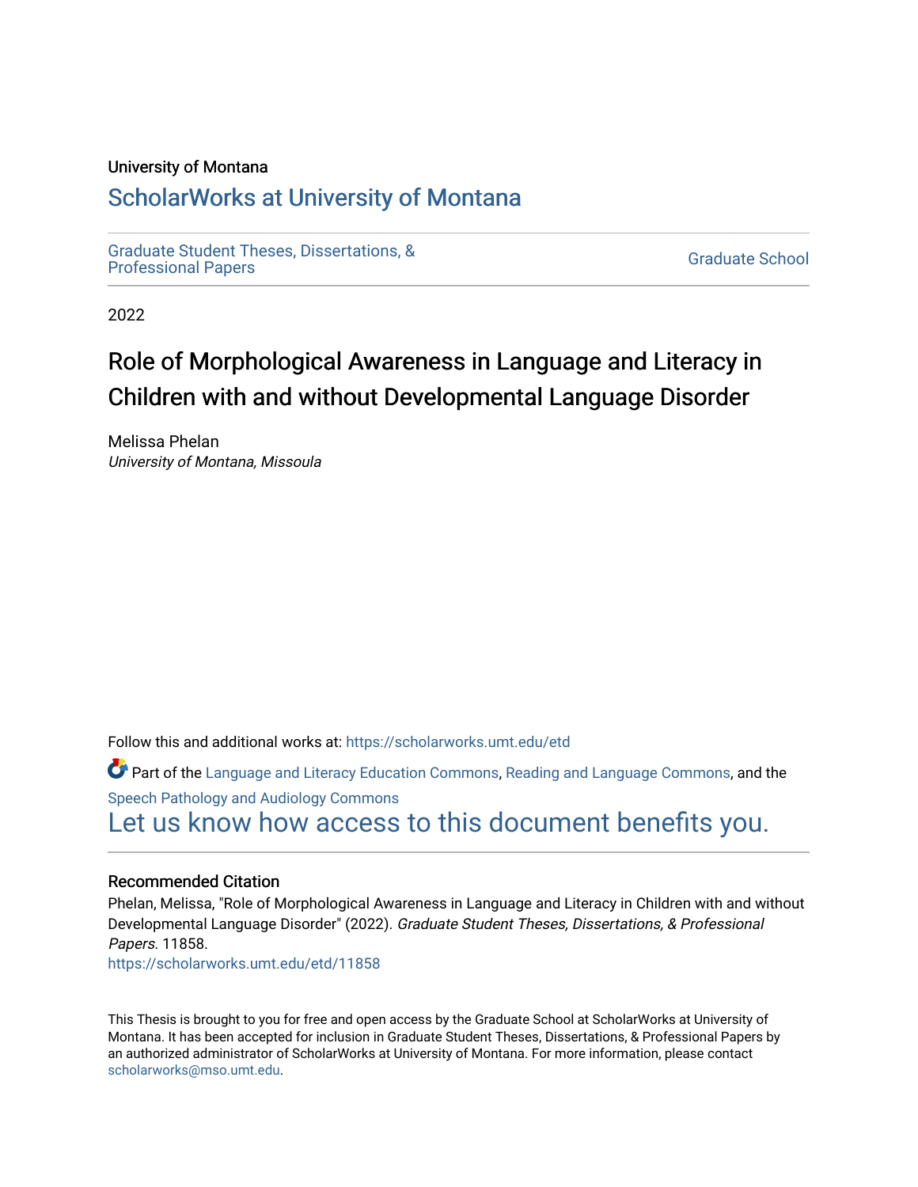University of Montana

# ScholarWorks at University of Montana

Graduate Student Theses, Dissertations, & Professional Papers

Graduate School

2022

# Role of Morphological Awareness in Language and Literacy in Children with and without Developmental Language Disorder

Melissa Phelan
*University of Montana, Missoula*

Follow this and additional works at: https://scholarworks.umt.edu/etd

Part of the Language and Literacy Education Commons, Reading and Language Commons, and the Speech Pathology and Audiology Commons

Let us know how access to this document benefits you.

## Recommended Citation

Phelan, Melissa, "Role of Morphological Awareness in Language and Literacy in Children with and without Developmental Language Disorder" (2022). *Graduate Student Theses, Dissertations, & Professional Papers*. 11858.
https://scholarworks.umt.edu/etd/11858

This Thesis is brought to you for free and open access by the Graduate School at ScholarWorks at University of Montana. It has been accepted for inclusion in Graduate Student Theses, Dissertations, & Professional Papers by an authorized administrator of ScholarWorks at University of Montana. For more information, please contact scholarworks@mso.umt.edu.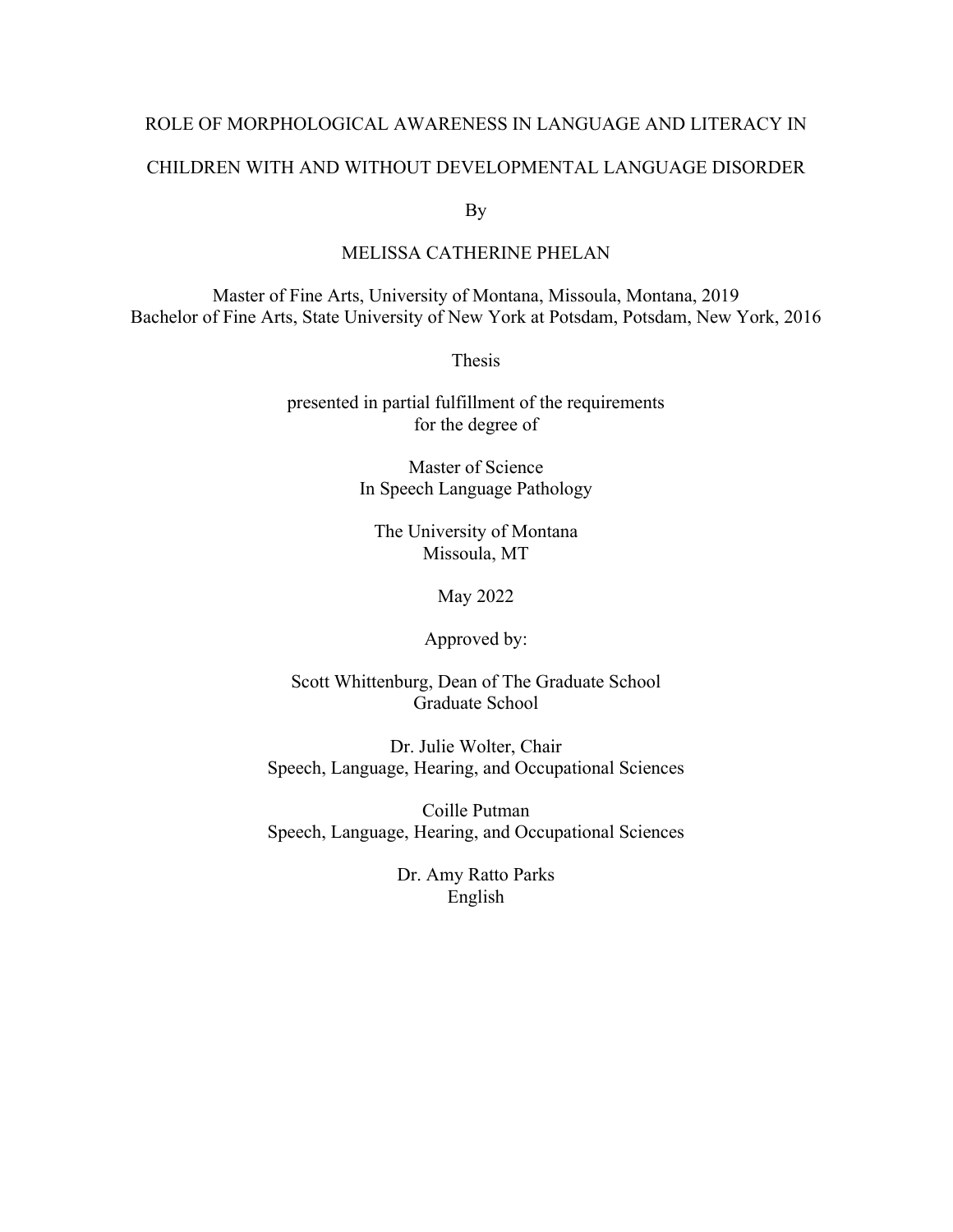# ROLE OF MORPHOLOGICAL AWARENESS IN LANGUAGE AND LITERACY IN CHILDREN WITH AND WITHOUT DEVELOPMENTAL LANGUAGE DISORDER

By

MELISSA CATHERINE PHELAN

Master of Fine Arts, University of Montana, Missoula, Montana, 2019
Bachelor of Fine Arts, State University of New York at Potsdam, Potsdam, New York, 2016

Thesis

presented in partial fulfillment of the requirements
for the degree of

Master of Science
In Speech Language Pathology

The University of Montana
Missoula, MT

May 2022

Approved by:

Scott Whittenburg, Dean of The Graduate School
Graduate School

Dr. Julie Wolter, Chair
Speech, Language, Hearing, and Occupational Sciences

Coille Putman
Speech, Language, Hearing, and Occupational Sciences

Dr. Amy Ratto Parks
English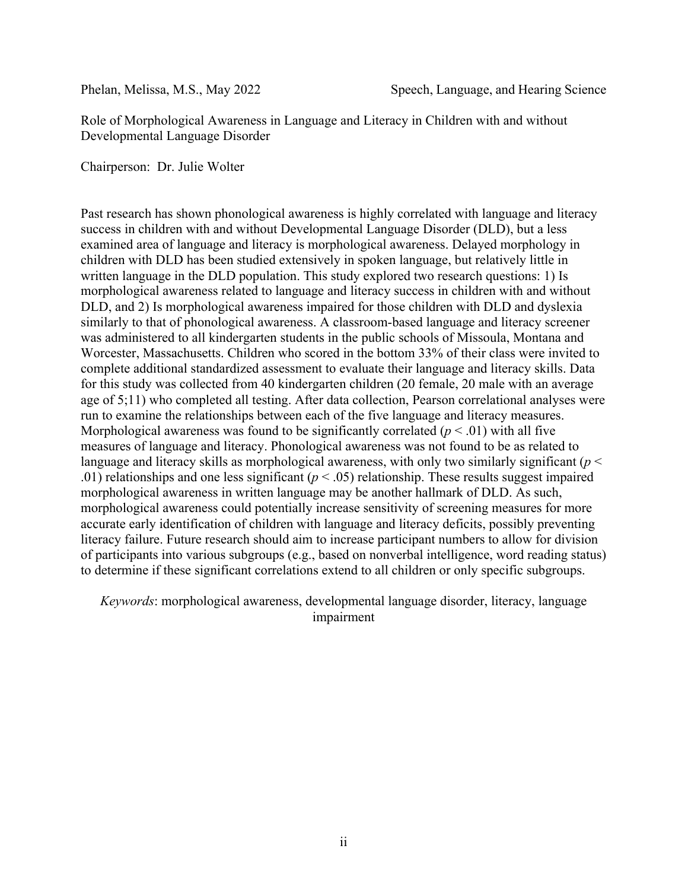Phelan, Melissa, M.S., May 2022 Speech, Language, and Hearing Science

Role of Morphological Awareness in Language and Literacy in Children with and without Developmental Language Disorder

Chairperson: Dr. Julie Wolter

Past research has shown phonological awareness is highly correlated with language and literacy success in children with and without Developmental Language Disorder (DLD), but a less examined area of language and literacy is morphological awareness. Delayed morphology in children with DLD has been studied extensively in spoken language, but relatively little in written language in the DLD population. This study explored two research questions: 1) Is morphological awareness related to language and literacy success in children with and without DLD, and 2) Is morphological awareness impaired for those children with DLD and dyslexia similarly to that of phonological awareness. A classroom-based language and literacy screener was administered to all kindergarten students in the public schools of Missoula, Montana and Worcester, Massachusetts. Children who scored in the bottom 33% of their class were invited to complete additional standardized assessment to evaluate their language and literacy skills. Data for this study was collected from 40 kindergarten children (20 female, 20 male with an average age of 5;11) who completed all testing. After data collection, Pearson correlational analyses were run to examine the relationships between each of the five language and literacy measures. Morphological awareness was found to be significantly correlated ($p < .01$) with all five measures of language and literacy. Phonological awareness was not found to be as related to language and literacy skills as morphological awareness, with only two similarly significant ($p < .01$) relationships and one less significant ($p < .05$) relationship. These results suggest impaired morphological awareness in written language may be another hallmark of DLD. As such, morphological awareness could potentially increase sensitivity of screening measures for more accurate early identification of children with language and literacy deficits, possibly preventing literacy failure. Future research should aim to increase participant numbers to allow for division of participants into various subgroups (e.g., based on nonverbal intelligence, word reading status) to determine if these significant correlations extend to all children or only specific subgroups.

*Keywords*: morphological awareness, developmental language disorder, literacy, language impairment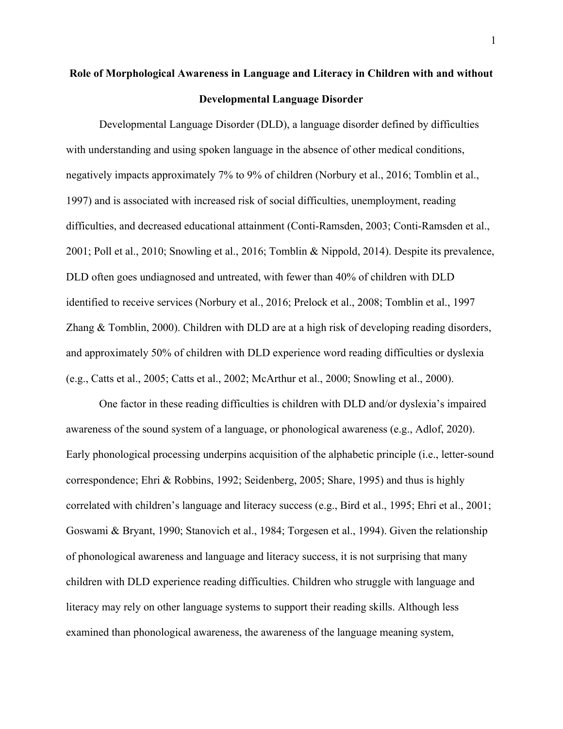# Role of Morphological Awareness in Language and Literacy in Children with and without Developmental Language Disorder

Developmental Language Disorder (DLD), a language disorder defined by difficulties with understanding and using spoken language in the absence of other medical conditions, negatively impacts approximately 7% to 9% of children (Norbury et al., 2016; Tomblin et al., 1997) and is associated with increased risk of social difficulties, unemployment, reading difficulties, and decreased educational attainment (Conti-Ramsden, 2003; Conti-Ramsden et al., 2001; Poll et al., 2010; Snowling et al., 2016; Tomblin & Nippold, 2014). Despite its prevalence, DLD often goes undiagnosed and untreated, with fewer than 40% of children with DLD identified to receive services (Norbury et al., 2016; Prelock et al., 2008; Tomblin et al., 1997 Zhang & Tomblin, 2000). Children with DLD are at a high risk of developing reading disorders, and approximately 50% of children with DLD experience word reading difficulties or dyslexia (e.g., Catts et al., 2005; Catts et al., 2002; McArthur et al., 2000; Snowling et al., 2000).

One factor in these reading difficulties is children with DLD and/or dyslexia's impaired awareness of the sound system of a language, or phonological awareness (e.g., Adlof, 2020). Early phonological processing underpins acquisition of the alphabetic principle (i.e., letter-sound correspondence; Ehri & Robbins, 1992; Seidenberg, 2005; Share, 1995) and thus is highly correlated with children's language and literacy success (e.g., Bird et al., 1995; Ehri et al., 2001; Goswami & Bryant, 1990; Stanovich et al., 1984; Torgesen et al., 1994). Given the relationship of phonological awareness and language and literacy success, it is not surprising that many children with DLD experience reading difficulties. Children who struggle with language and literacy may rely on other language systems to support their reading skills. Although less examined than phonological awareness, the awareness of the language meaning system,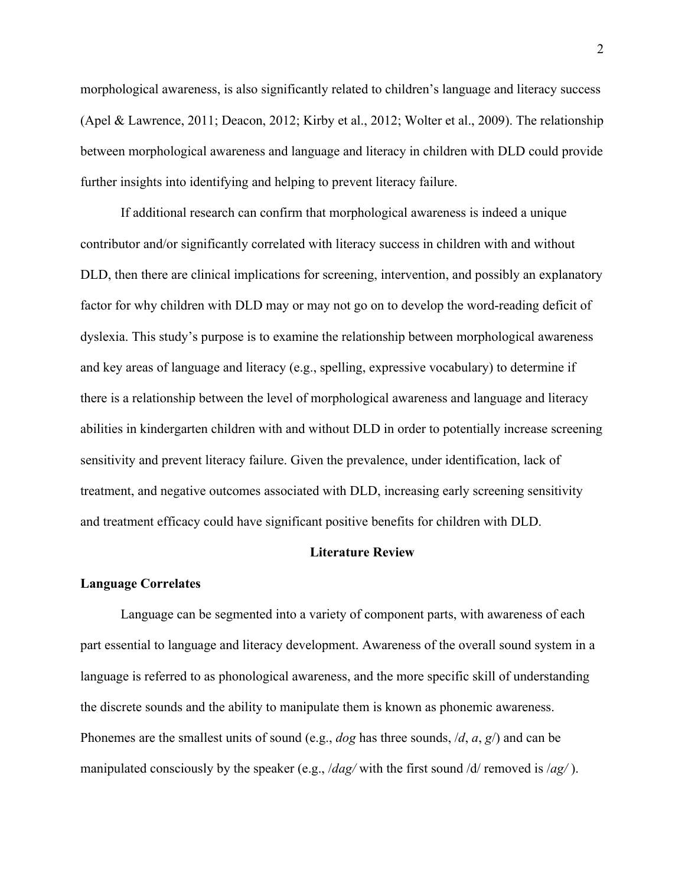morphological awareness, is also significantly related to children's language and literacy success (Apel & Lawrence, 2011; Deacon, 2012; Kirby et al., 2012; Wolter et al., 2009). The relationship between morphological awareness and language and literacy in children with DLD could provide further insights into identifying and helping to prevent literacy failure.

If additional research can confirm that morphological awareness is indeed a unique contributor and/or significantly correlated with literacy success in children with and without DLD, then there are clinical implications for screening, intervention, and possibly an explanatory factor for why children with DLD may or may not go on to develop the word-reading deficit of dyslexia. This study's purpose is to examine the relationship between morphological awareness and key areas of language and literacy (e.g., spelling, expressive vocabulary) to determine if there is a relationship between the level of morphological awareness and language and literacy abilities in kindergarten children with and without DLD in order to potentially increase screening sensitivity and prevent literacy failure. Given the prevalence, under identification, lack of treatment, and negative outcomes associated with DLD, increasing early screening sensitivity and treatment efficacy could have significant positive benefits for children with DLD.

## Literature Review

### Language Correlates

Language can be segmented into a variety of component parts, with awareness of each part essential to language and literacy development. Awareness of the overall sound system in a language is referred to as phonological awareness, and the more specific skill of understanding the discrete sounds and the ability to manipulate them is known as phonemic awareness. Phonemes are the smallest units of sound (e.g., *dog* has three sounds, /*d*, *a*, *g*/) and can be manipulated consciously by the speaker (e.g., /*dag/* with the first sound /d/ removed is /*ag/* ).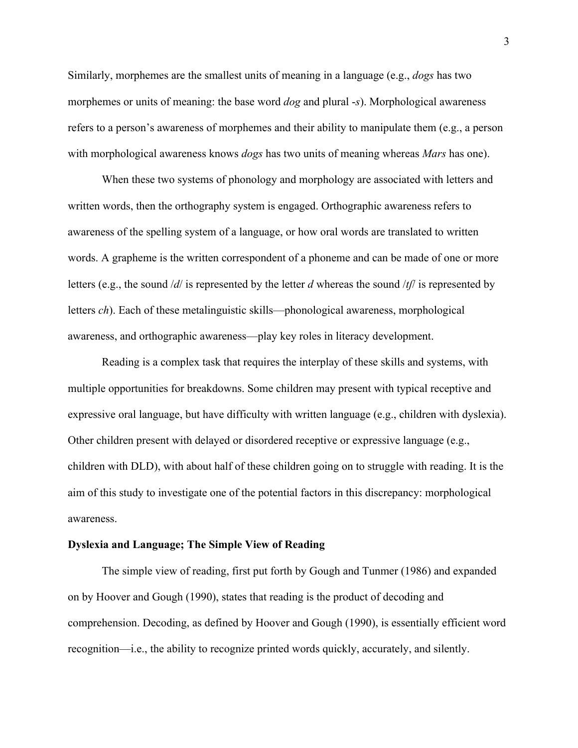Similarly, morphemes are the smallest units of meaning in a language (e.g., *dogs* has two morphemes or units of meaning: the base word *dog* and plural *-s*). Morphological awareness refers to a person's awareness of morphemes and their ability to manipulate them (e.g., a person with morphological awareness knows *dogs* has two units of meaning whereas *Mars* has one).

When these two systems of phonology and morphology are associated with letters and written words, then the orthography system is engaged. Orthographic awareness refers to awareness of the spelling system of a language, or how oral words are translated to written words. A grapheme is the written correspondent of a phoneme and can be made of one or more letters (e.g., the sound /*d*/ is represented by the letter *d* whereas the sound /*tʃ*/ is represented by letters *ch*). Each of these metalinguistic skills—phonological awareness, morphological awareness, and orthographic awareness—play key roles in literacy development.

Reading is a complex task that requires the interplay of these skills and systems, with multiple opportunities for breakdowns. Some children may present with typical receptive and expressive oral language, but have difficulty with written language (e.g., children with dyslexia). Other children present with delayed or disordered receptive or expressive language (e.g., children with DLD), with about half of these children going on to struggle with reading. It is the aim of this study to investigate one of the potential factors in this discrepancy: morphological awareness.

**Dyslexia and Language; The Simple View of Reading**

The simple view of reading, first put forth by Gough and Tunmer (1986) and expanded on by Hoover and Gough (1990), states that reading is the product of decoding and comprehension. Decoding, as defined by Hoover and Gough (1990), is essentially efficient word recognition—i.e., the ability to recognize printed words quickly, accurately, and silently.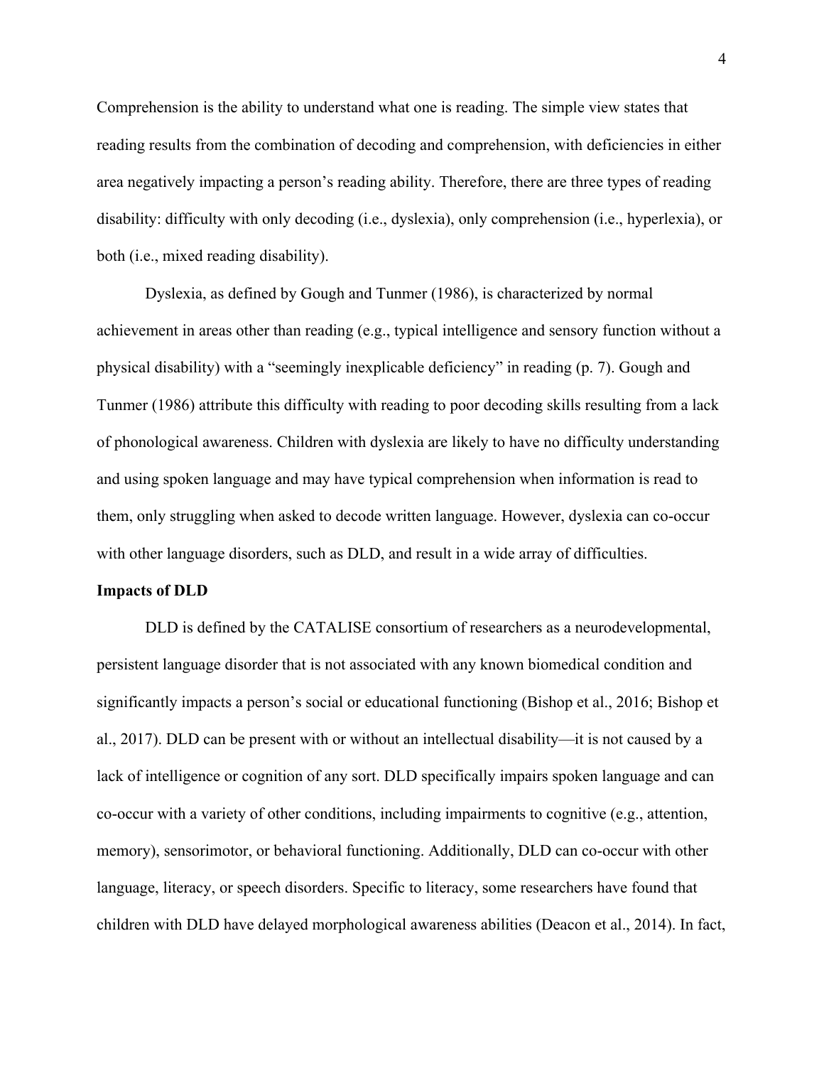Comprehension is the ability to understand what one is reading. The simple view states that reading results from the combination of decoding and comprehension, with deficiencies in either area negatively impacting a person's reading ability. Therefore, there are three types of reading disability: difficulty with only decoding (i.e., dyslexia), only comprehension (i.e., hyperlexia), or both (i.e., mixed reading disability).

Dyslexia, as defined by Gough and Tunmer (1986), is characterized by normal achievement in areas other than reading (e.g., typical intelligence and sensory function without a physical disability) with a "seemingly inexplicable deficiency" in reading (p. 7). Gough and Tunmer (1986) attribute this difficulty with reading to poor decoding skills resulting from a lack of phonological awareness. Children with dyslexia are likely to have no difficulty understanding and using spoken language and may have typical comprehension when information is read to them, only struggling when asked to decode written language. However, dyslexia can co-occur with other language disorders, such as DLD, and result in a wide array of difficulties.

**Impacts of DLD**

DLD is defined by the CATALISE consortium of researchers as a neurodevelopmental, persistent language disorder that is not associated with any known biomedical condition and significantly impacts a person's social or educational functioning (Bishop et al., 2016; Bishop et al., 2017). DLD can be present with or without an intellectual disability—it is not caused by a lack of intelligence or cognition of any sort. DLD specifically impairs spoken language and can co-occur with a variety of other conditions, including impairments to cognitive (e.g., attention, memory), sensorimotor, or behavioral functioning. Additionally, DLD can co-occur with other language, literacy, or speech disorders. Specific to literacy, some researchers have found that children with DLD have delayed morphological awareness abilities (Deacon et al., 2014). In fact,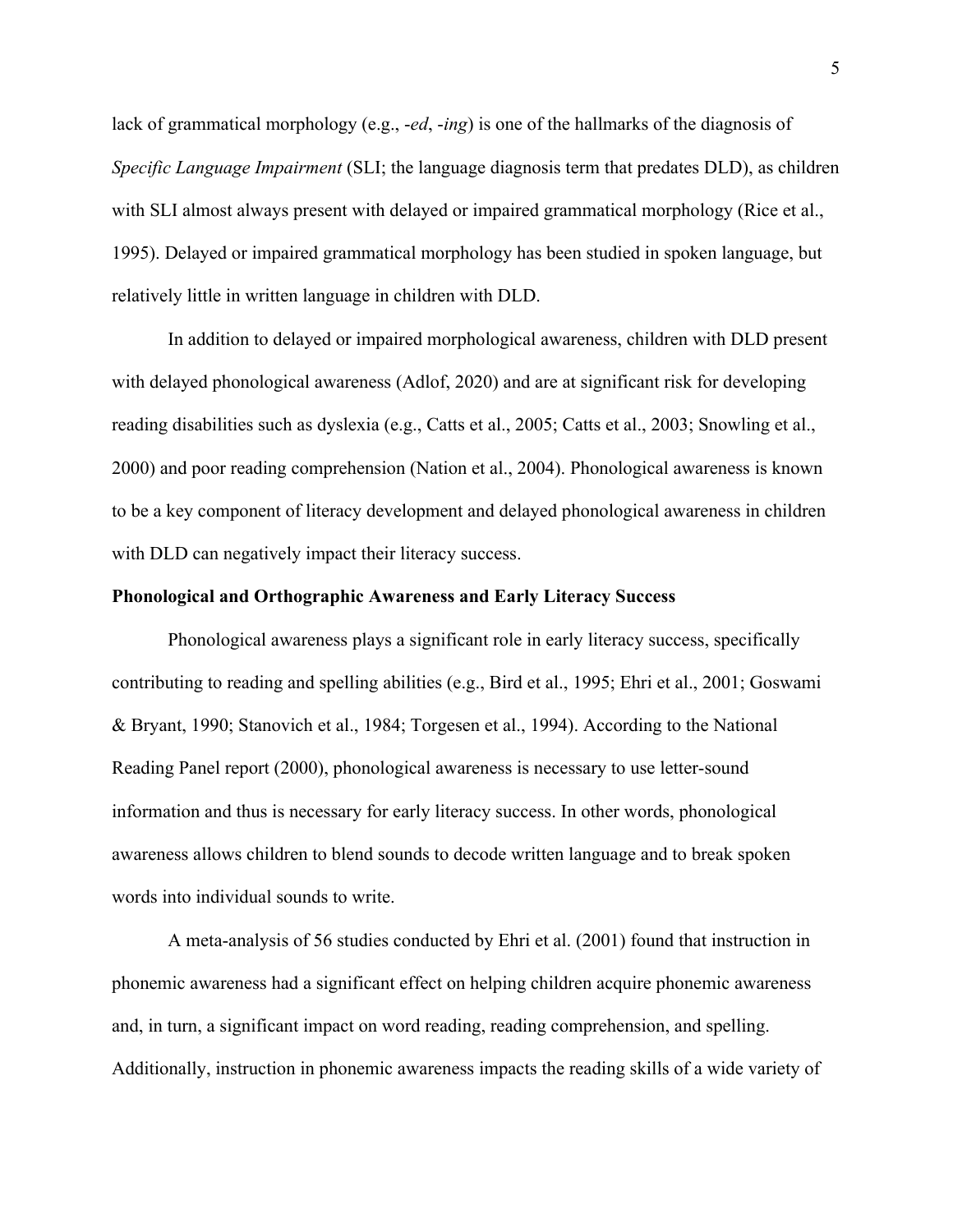lack of grammatical morphology (e.g., -*ed*, -*ing*) is one of the hallmarks of the diagnosis of *Specific Language Impairment* (SLI; the language diagnosis term that predates DLD), as children with SLI almost always present with delayed or impaired grammatical morphology (Rice et al., 1995). Delayed or impaired grammatical morphology has been studied in spoken language, but relatively little in written language in children with DLD.

In addition to delayed or impaired morphological awareness, children with DLD present with delayed phonological awareness (Adlof, 2020) and are at significant risk for developing reading disabilities such as dyslexia (e.g., Catts et al., 2005; Catts et al., 2003; Snowling et al., 2000) and poor reading comprehension (Nation et al., 2004). Phonological awareness is known to be a key component of literacy development and delayed phonological awareness in children with DLD can negatively impact their literacy success.

## Phonological and Orthographic Awareness and Early Literacy Success

Phonological awareness plays a significant role in early literacy success, specifically contributing to reading and spelling abilities (e.g., Bird et al., 1995; Ehri et al., 2001; Goswami & Bryant, 1990; Stanovich et al., 1984; Torgesen et al., 1994). According to the National Reading Panel report (2000), phonological awareness is necessary to use letter-sound information and thus is necessary for early literacy success. In other words, phonological awareness allows children to blend sounds to decode written language and to break spoken words into individual sounds to write.

A meta-analysis of 56 studies conducted by Ehri et al. (2001) found that instruction in phonemic awareness had a significant effect on helping children acquire phonemic awareness and, in turn, a significant impact on word reading, reading comprehension, and spelling. Additionally, instruction in phonemic awareness impacts the reading skills of a wide variety of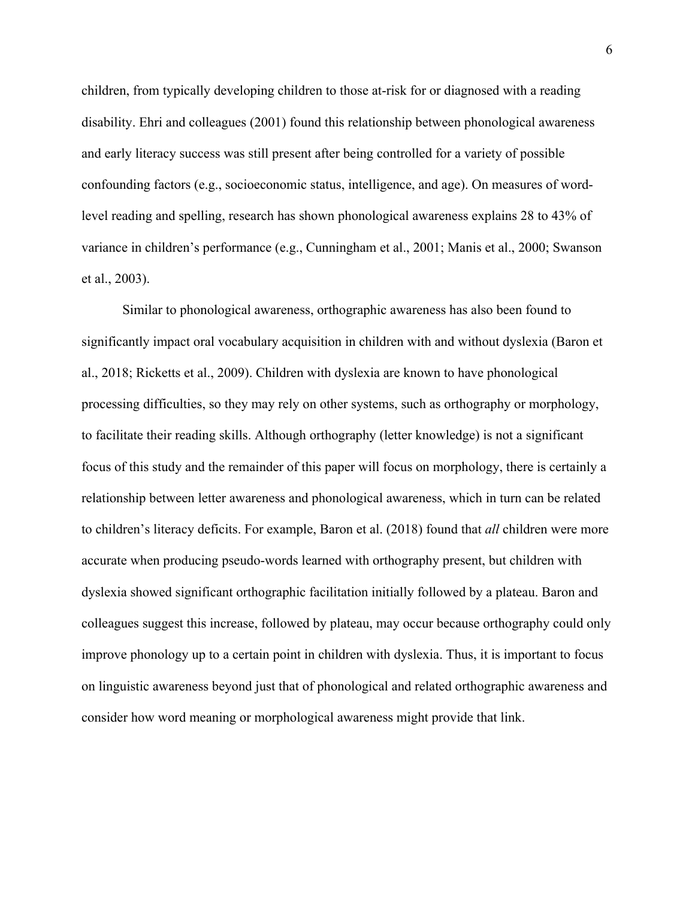children, from typically developing children to those at-risk for or diagnosed with a reading disability. Ehri and colleagues (2001) found this relationship between phonological awareness and early literacy success was still present after being controlled for a variety of possible confounding factors (e.g., socioeconomic status, intelligence, and age). On measures of word-level reading and spelling, research has shown phonological awareness explains 28 to 43% of variance in children's performance (e.g., Cunningham et al., 2001; Manis et al., 2000; Swanson et al., 2003).

Similar to phonological awareness, orthographic awareness has also been found to significantly impact oral vocabulary acquisition in children with and without dyslexia (Baron et al., 2018; Ricketts et al., 2009). Children with dyslexia are known to have phonological processing difficulties, so they may rely on other systems, such as orthography or morphology, to facilitate their reading skills. Although orthography (letter knowledge) is not a significant focus of this study and the remainder of this paper will focus on morphology, there is certainly a relationship between letter awareness and phonological awareness, which in turn can be related to children's literacy deficits. For example, Baron et al. (2018) found that *all* children were more accurate when producing pseudo-words learned with orthography present, but children with dyslexia showed significant orthographic facilitation initially followed by a plateau. Baron and colleagues suggest this increase, followed by plateau, may occur because orthography could only improve phonology up to a certain point in children with dyslexia. Thus, it is important to focus on linguistic awareness beyond just that of phonological and related orthographic awareness and consider how word meaning or morphological awareness might provide that link.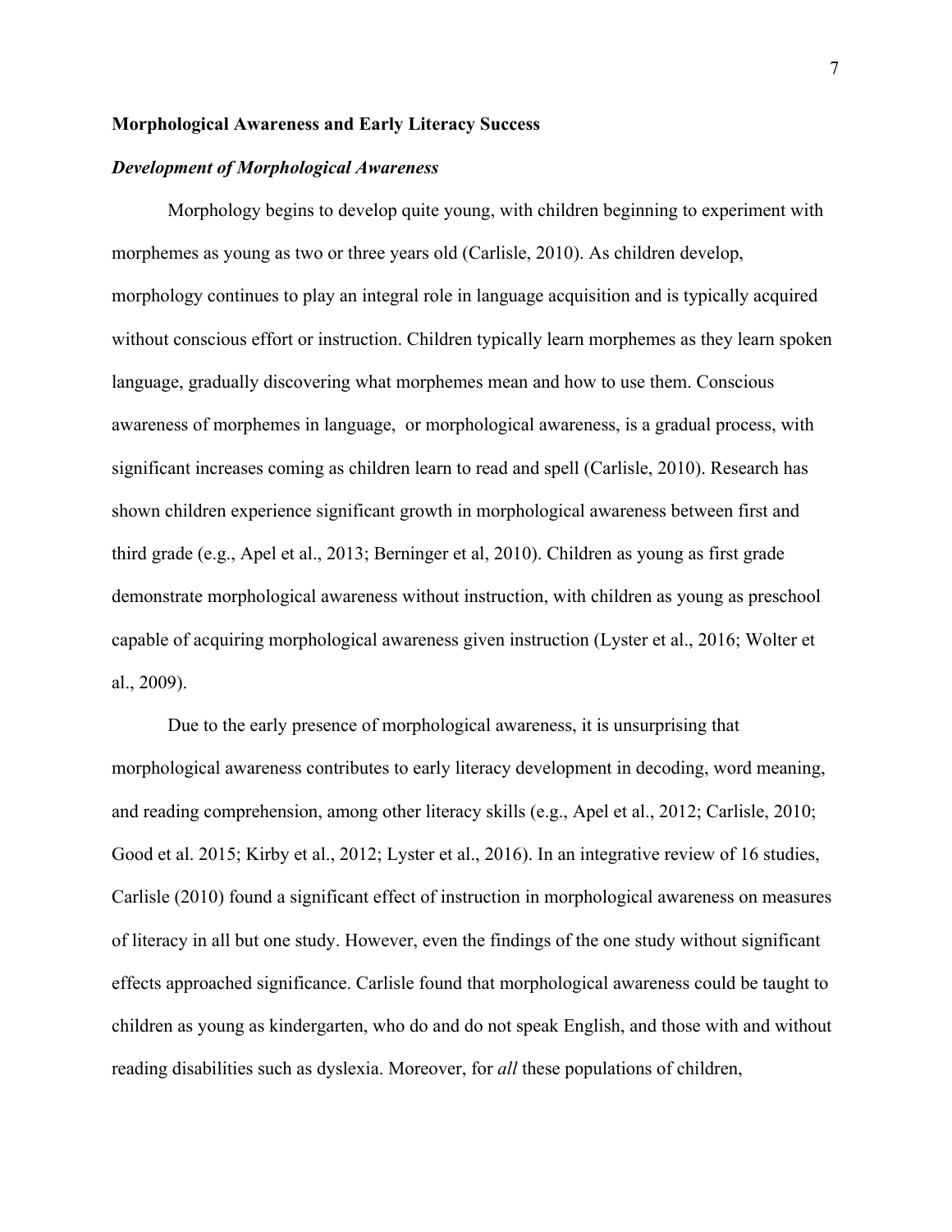## Morphological Awareness and Early Literacy Success

### *Development of Morphological Awareness*

Morphology begins to develop quite young, with children beginning to experiment with morphemes as young as two or three years old (Carlisle, 2010). As children develop, morphology continues to play an integral role in language acquisition and is typically acquired without conscious effort or instruction. Children typically learn morphemes as they learn spoken language, gradually discovering what morphemes mean and how to use them. Conscious awareness of morphemes in language,  or morphological awareness, is a gradual process, with significant increases coming as children learn to read and spell (Carlisle, 2010). Research has shown children experience significant growth in morphological awareness between first and third grade (e.g., Apel et al., 2013; Berninger et al, 2010). Children as young as first grade demonstrate morphological awareness without instruction, with children as young as preschool capable of acquiring morphological awareness given instruction (Lyster et al., 2016; Wolter et al., 2009).

Due to the early presence of morphological awareness, it is unsurprising that morphological awareness contributes to early literacy development in decoding, word meaning, and reading comprehension, among other literacy skills (e.g., Apel et al., 2012; Carlisle, 2010; Good et al. 2015; Kirby et al., 2012; Lyster et al., 2016). In an integrative review of 16 studies, Carlisle (2010) found a significant effect of instruction in morphological awareness on measures of literacy in all but one study. However, even the findings of the one study without significant effects approached significance. Carlisle found that morphological awareness could be taught to children as young as kindergarten, who do and do not speak English, and those with and without reading disabilities such as dyslexia. Moreover, for *all* these populations of children,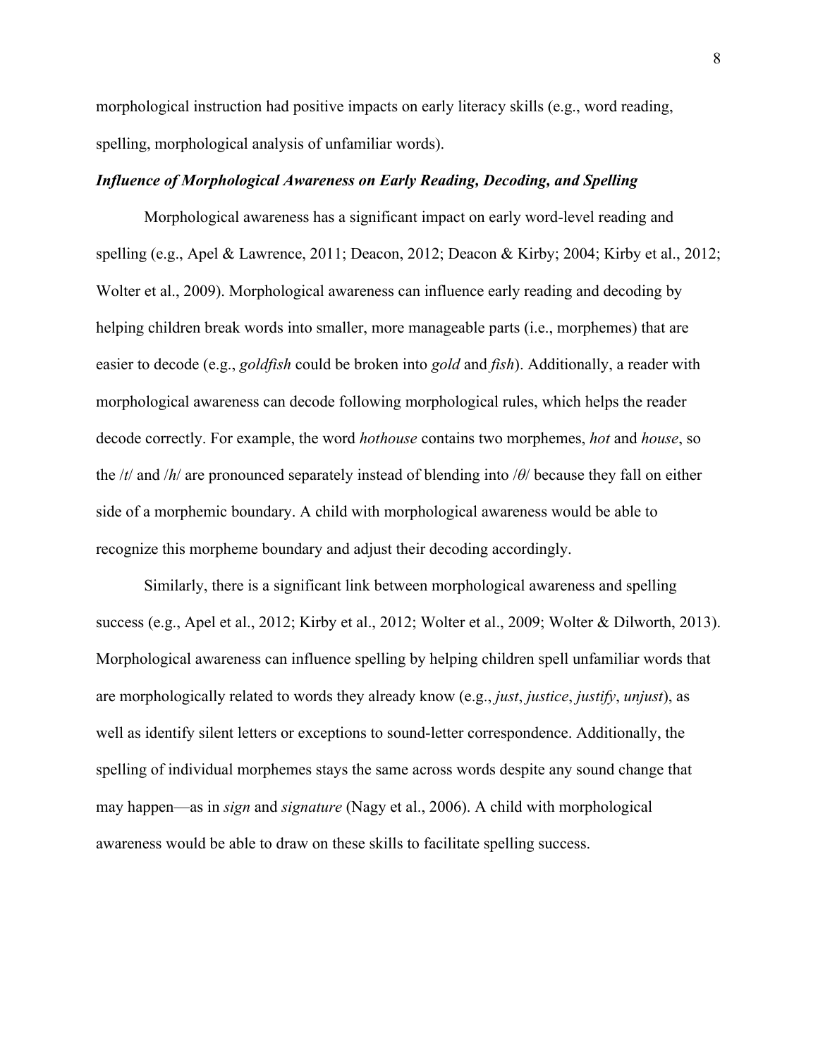morphological instruction had positive impacts on early literacy skills (e.g., word reading, spelling, morphological analysis of unfamiliar words).

### *Influence of Morphological Awareness on Early Reading, Decoding, and Spelling*

Morphological awareness has a significant impact on early word-level reading and spelling (e.g., Apel & Lawrence, 2011; Deacon, 2012; Deacon & Kirby; 2004; Kirby et al., 2012; Wolter et al., 2009). Morphological awareness can influence early reading and decoding by helping children break words into smaller, more manageable parts (i.e., morphemes) that are easier to decode (e.g., *goldfish* could be broken into *gold* and *fish*). Additionally, a reader with morphological awareness can decode following morphological rules, which helps the reader decode correctly. For example, the word *hothouse* contains two morphemes, *hot* and *house*, so the /*t*/ and /*h*/ are pronounced separately instead of blending into /*θ*/ because they fall on either side of a morphemic boundary. A child with morphological awareness would be able to recognize this morpheme boundary and adjust their decoding accordingly.

Similarly, there is a significant link between morphological awareness and spelling success (e.g., Apel et al., 2012; Kirby et al., 2012; Wolter et al., 2009; Wolter & Dilworth, 2013). Morphological awareness can influence spelling by helping children spell unfamiliar words that are morphologically related to words they already know (e.g., *just*, *justice*, *justify*, *unjust*), as well as identify silent letters or exceptions to sound-letter correspondence. Additionally, the spelling of individual morphemes stays the same across words despite any sound change that may happen—as in *sign* and *signature* (Nagy et al., 2006). A child with morphological awareness would be able to draw on these skills to facilitate spelling success.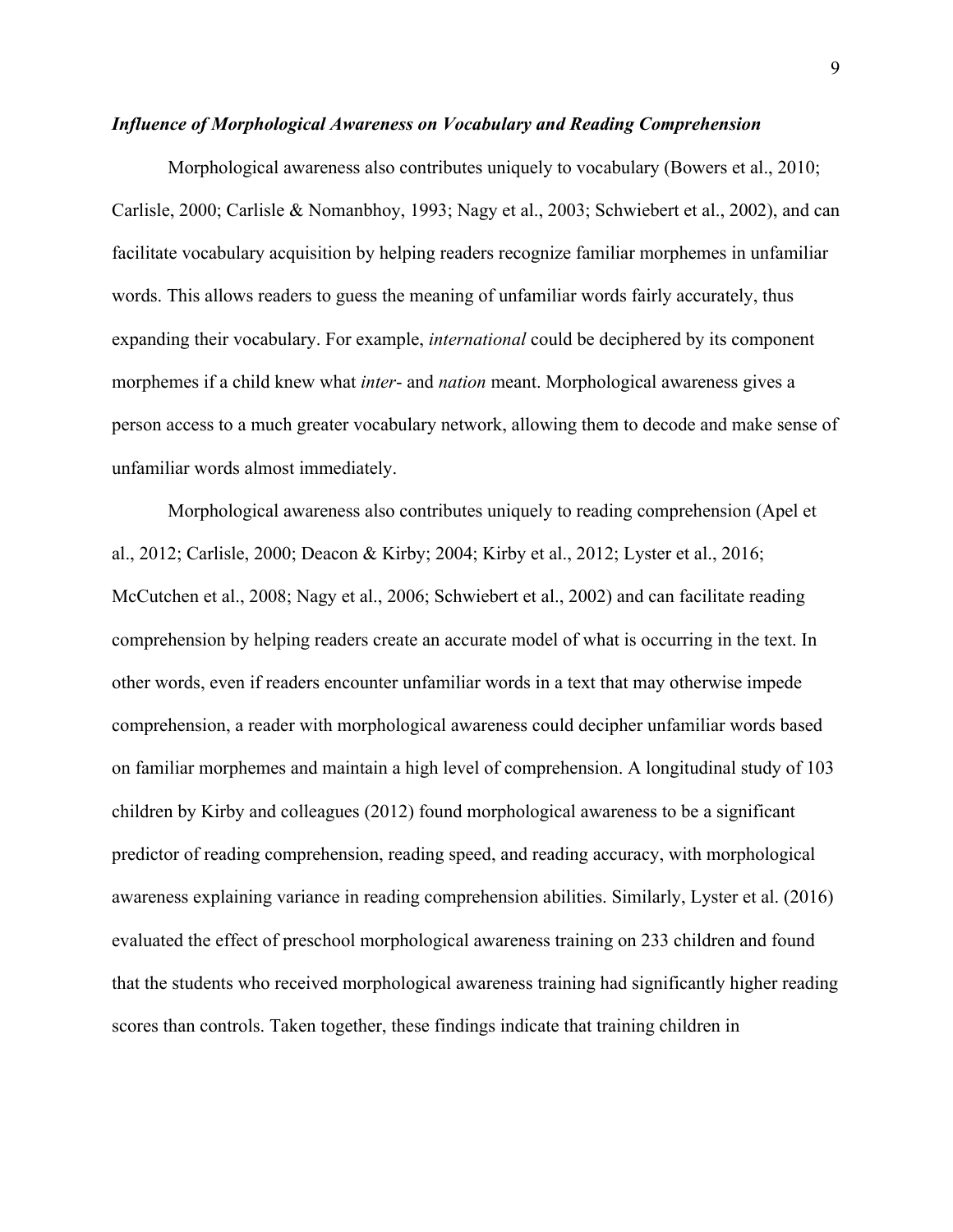### ***Influence of Morphological Awareness on Vocabulary and Reading Comprehension***

Morphological awareness also contributes uniquely to vocabulary (Bowers et al., 2010; Carlisle, 2000; Carlisle & Nomanbhoy, 1993; Nagy et al., 2003; Schwiebert et al., 2002), and can facilitate vocabulary acquisition by helping readers recognize familiar morphemes in unfamiliar words. This allows readers to guess the meaning of unfamiliar words fairly accurately, thus expanding their vocabulary. For example, *international* could be deciphered by its component morphemes if a child knew what *inter*- and *nation* meant. Morphological awareness gives a person access to a much greater vocabulary network, allowing them to decode and make sense of unfamiliar words almost immediately.

Morphological awareness also contributes uniquely to reading comprehension (Apel et al., 2012; Carlisle, 2000; Deacon & Kirby; 2004; Kirby et al., 2012; Lyster et al., 2016; McCutchen et al., 2008; Nagy et al., 2006; Schwiebert et al., 2002) and can facilitate reading comprehension by helping readers create an accurate model of what is occurring in the text. In other words, even if readers encounter unfamiliar words in a text that may otherwise impede comprehension, a reader with morphological awareness could decipher unfamiliar words based on familiar morphemes and maintain a high level of comprehension. A longitudinal study of 103 children by Kirby and colleagues (2012) found morphological awareness to be a significant predictor of reading comprehension, reading speed, and reading accuracy, with morphological awareness explaining variance in reading comprehension abilities. Similarly, Lyster et al. (2016) evaluated the effect of preschool morphological awareness training on 233 children and found that the students who received morphological awareness training had significantly higher reading scores than controls. Taken together, these findings indicate that training children in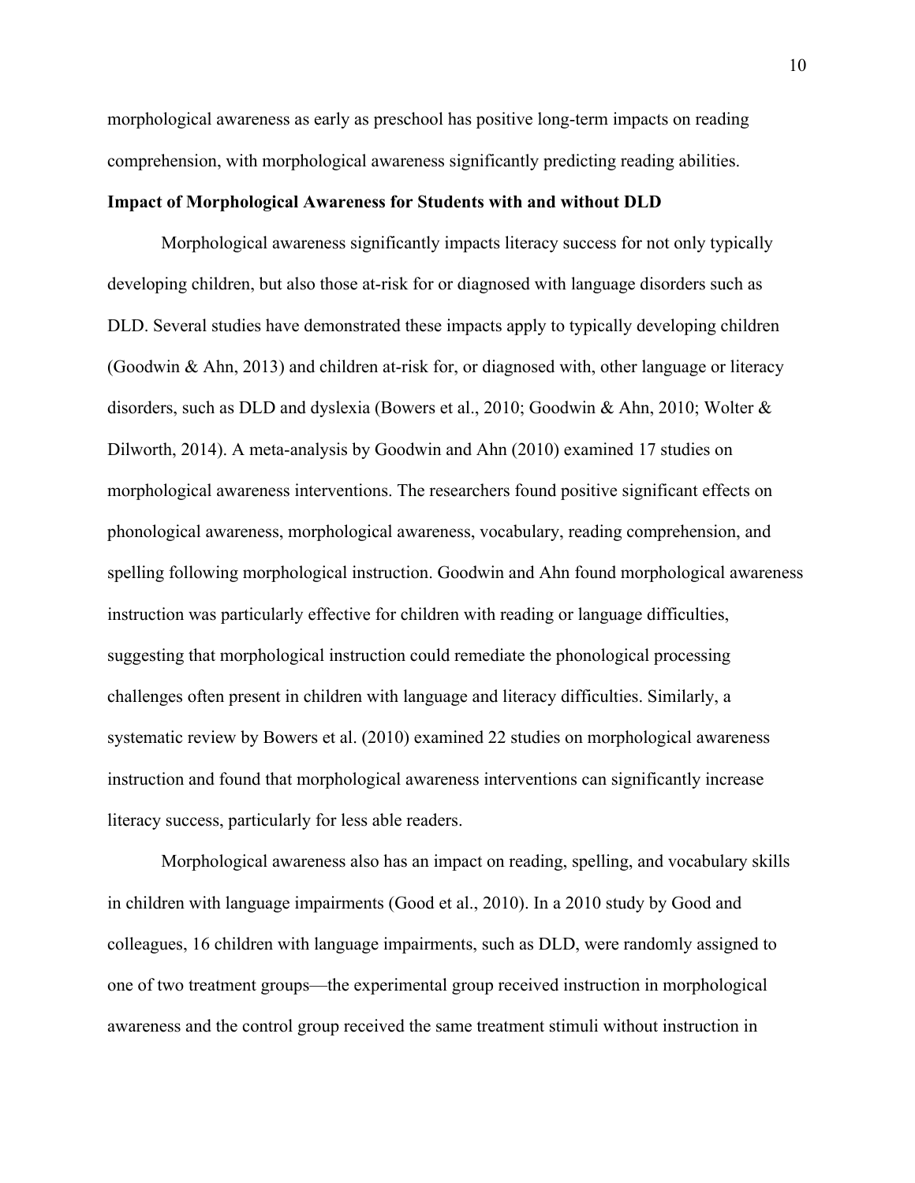morphological awareness as early as preschool has positive long-term impacts on reading comprehension, with morphological awareness significantly predicting reading abilities.

### Impact of Morphological Awareness for Students with and without DLD

Morphological awareness significantly impacts literacy success for not only typically developing children, but also those at-risk for or diagnosed with language disorders such as DLD. Several studies have demonstrated these impacts apply to typically developing children (Goodwin & Ahn, 2013) and children at-risk for, or diagnosed with, other language or literacy disorders, such as DLD and dyslexia (Bowers et al., 2010; Goodwin & Ahn, 2010; Wolter & Dilworth, 2014). A meta-analysis by Goodwin and Ahn (2010) examined 17 studies on morphological awareness interventions. The researchers found positive significant effects on phonological awareness, morphological awareness, vocabulary, reading comprehension, and spelling following morphological instruction. Goodwin and Ahn found morphological awareness instruction was particularly effective for children with reading or language difficulties, suggesting that morphological instruction could remediate the phonological processing challenges often present in children with language and literacy difficulties. Similarly, a systematic review by Bowers et al. (2010) examined 22 studies on morphological awareness instruction and found that morphological awareness interventions can significantly increase literacy success, particularly for less able readers.

Morphological awareness also has an impact on reading, spelling, and vocabulary skills in children with language impairments (Good et al., 2010). In a 2010 study by Good and colleagues, 16 children with language impairments, such as DLD, were randomly assigned to one of two treatment groups—the experimental group received instruction in morphological awareness and the control group received the same treatment stimuli without instruction in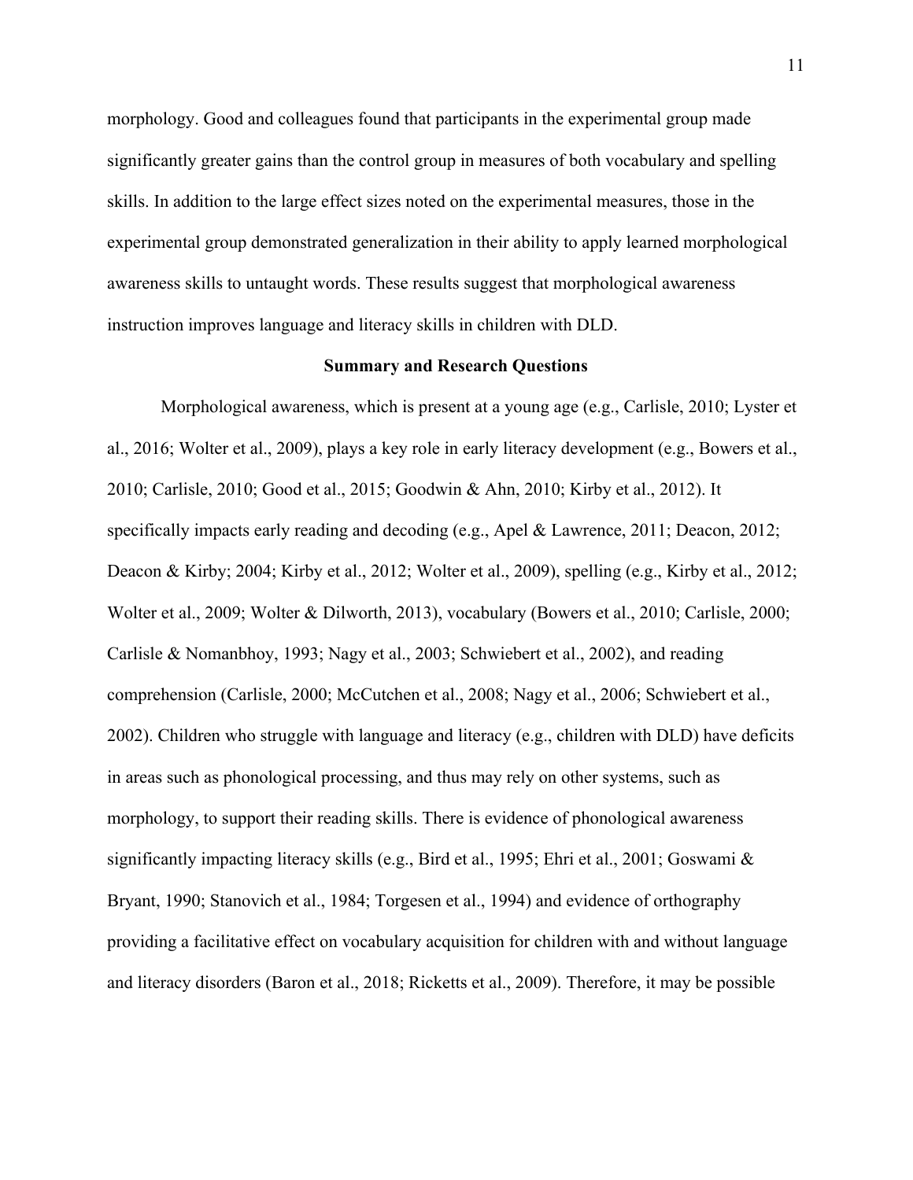morphology. Good and colleagues found that participants in the experimental group made significantly greater gains than the control group in measures of both vocabulary and spelling skills. In addition to the large effect sizes noted on the experimental measures, those in the experimental group demonstrated generalization in their ability to apply learned morphological awareness skills to untaught words. These results suggest that morphological awareness instruction improves language and literacy skills in children with DLD.

## Summary and Research Questions

Morphological awareness, which is present at a young age (e.g., Carlisle, 2010; Lyster et al., 2016; Wolter et al., 2009), plays a key role in early literacy development (e.g., Bowers et al., 2010; Carlisle, 2010; Good et al., 2015; Goodwin & Ahn, 2010; Kirby et al., 2012). It specifically impacts early reading and decoding (e.g., Apel & Lawrence, 2011; Deacon, 2012; Deacon & Kirby; 2004; Kirby et al., 2012; Wolter et al., 2009), spelling (e.g., Kirby et al., 2012; Wolter et al., 2009; Wolter & Dilworth, 2013), vocabulary (Bowers et al., 2010; Carlisle, 2000; Carlisle & Nomanbhoy, 1993; Nagy et al., 2003; Schwiebert et al., 2002), and reading comprehension (Carlisle, 2000; McCutchen et al., 2008; Nagy et al., 2006; Schwiebert et al., 2002). Children who struggle with language and literacy (e.g., children with DLD) have deficits in areas such as phonological processing, and thus may rely on other systems, such as morphology, to support their reading skills. There is evidence of phonological awareness significantly impacting literacy skills (e.g., Bird et al., 1995; Ehri et al., 2001; Goswami & Bryant, 1990; Stanovich et al., 1984; Torgesen et al., 1994) and evidence of orthography providing a facilitative effect on vocabulary acquisition for children with and without language and literacy disorders (Baron et al., 2018; Ricketts et al., 2009). Therefore, it may be possible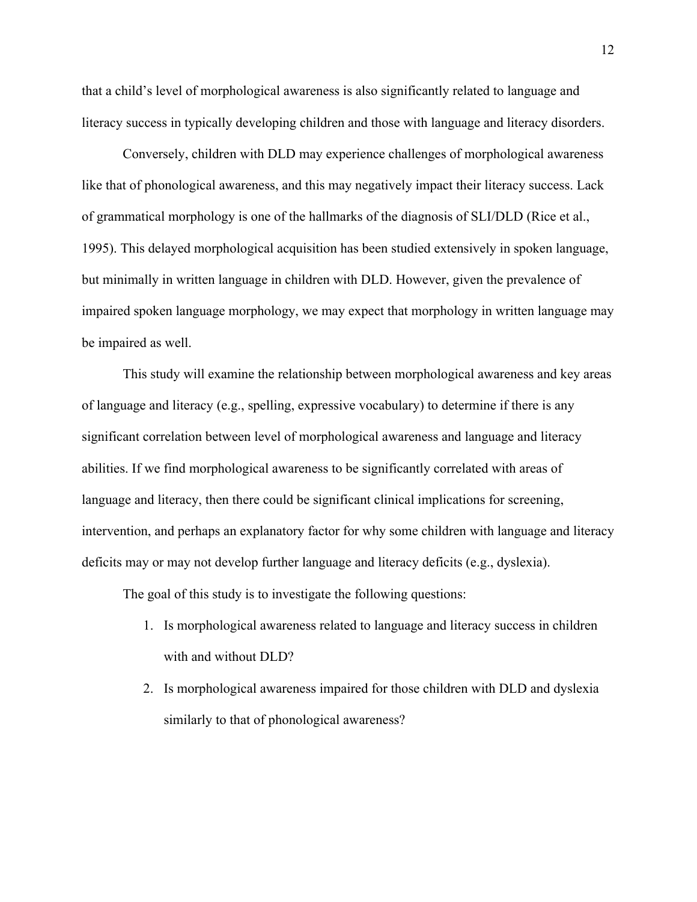that a child's level of morphological awareness is also significantly related to language and literacy success in typically developing children and those with language and literacy disorders.

Conversely, children with DLD may experience challenges of morphological awareness like that of phonological awareness, and this may negatively impact their literacy success. Lack of grammatical morphology is one of the hallmarks of the diagnosis of SLI/DLD (Rice et al., 1995). This delayed morphological acquisition has been studied extensively in spoken language, but minimally in written language in children with DLD. However, given the prevalence of impaired spoken language morphology, we may expect that morphology in written language may be impaired as well.

This study will examine the relationship between morphological awareness and key areas of language and literacy (e.g., spelling, expressive vocabulary) to determine if there is any significant correlation between level of morphological awareness and language and literacy abilities. If we find morphological awareness to be significantly correlated with areas of language and literacy, then there could be significant clinical implications for screening, intervention, and perhaps an explanatory factor for why some children with language and literacy deficits may or may not develop further language and literacy deficits (e.g., dyslexia).

The goal of this study is to investigate the following questions:

1. Is morphological awareness related to language and literacy success in children with and without DLD?
2. Is morphological awareness impaired for those children with DLD and dyslexia similarly to that of phonological awareness?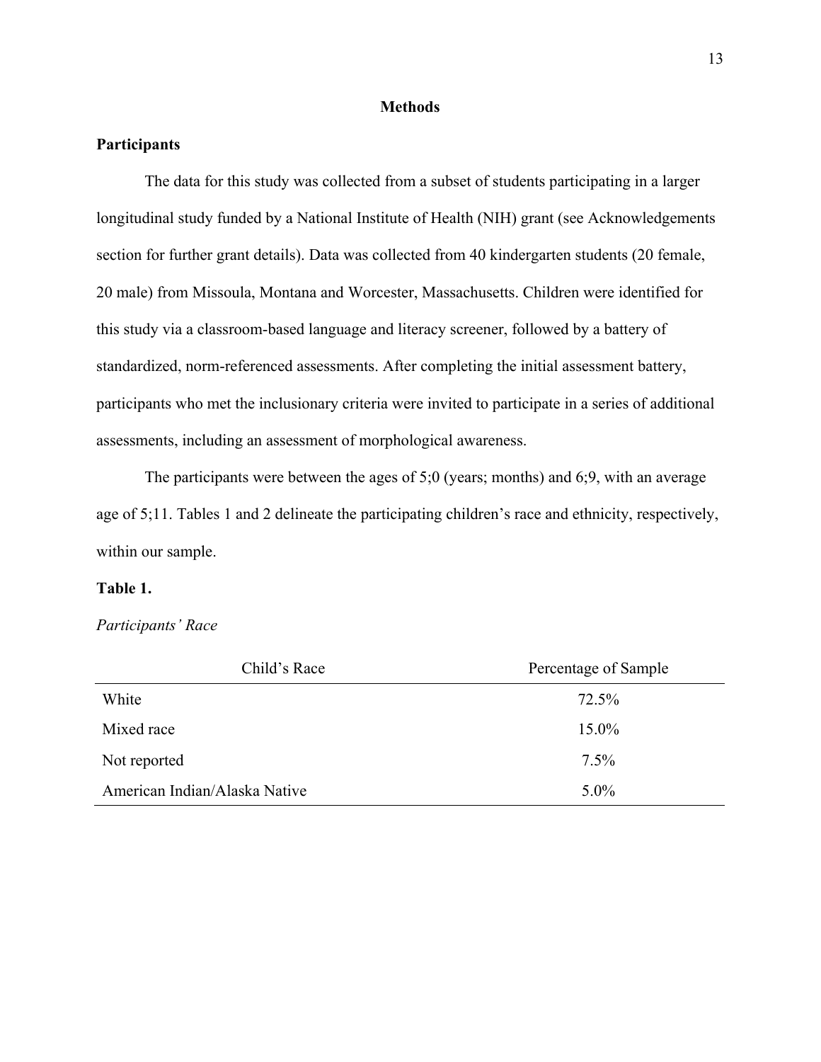## Methods

### Participants

The data for this study was collected from a subset of students participating in a larger longitudinal study funded by a National Institute of Health (NIH) grant (see Acknowledgements section for further grant details). Data was collected from 40 kindergarten students (20 female, 20 male) from Missoula, Montana and Worcester, Massachusetts. Children were identified for this study via a classroom-based language and literacy screener, followed by a battery of standardized, norm-referenced assessments. After completing the initial assessment battery, participants who met the inclusionary criteria were invited to participate in a series of additional assessments, including an assessment of morphological awareness.

The participants were between the ages of 5;0 (years; months) and 6;9, with an average age of 5;11. Tables 1 and 2 delineate the participating children's race and ethnicity, respectively, within our sample.

**Table 1.**

*Participants' Race*

| Child's Race | Percentage of Sample |
|---|---|
| White | 72.5% |
| Mixed race | 15.0% |
| Not reported | 7.5% |
| American Indian/Alaska Native | 5.0% |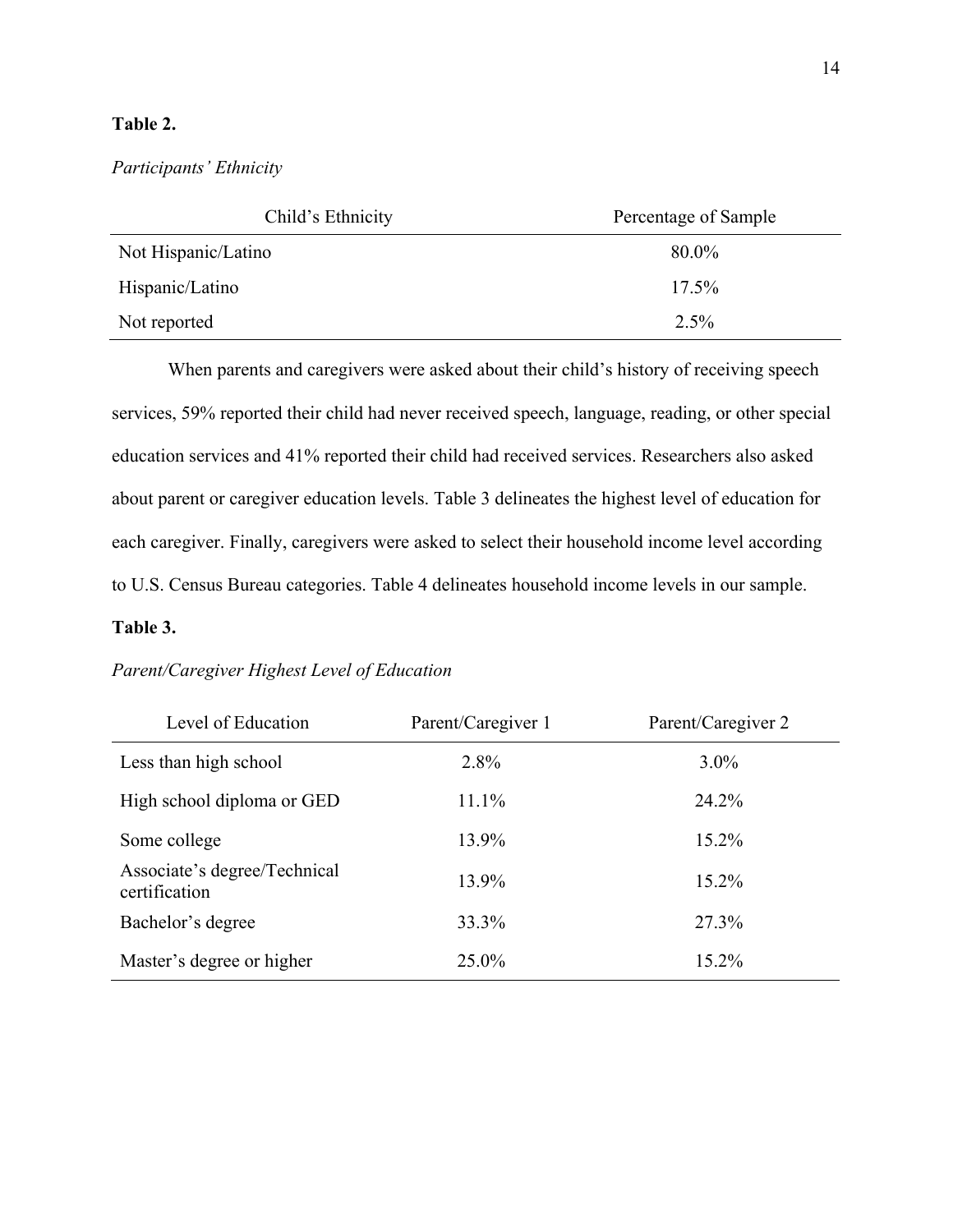**Table 2.**

*Participants' Ethnicity*

| Child's Ethnicity | Percentage of Sample |
|---|---|
| Not Hispanic/Latino | 80.0% |
| Hispanic/Latino | 17.5% |
| Not reported | 2.5% |

When parents and caregivers were asked about their child's history of receiving speech services, 59% reported their child had never received speech, language, reading, or other special education services and 41% reported their child had received services. Researchers also asked about parent or caregiver education levels. Table 3 delineates the highest level of education for each caregiver. Finally, caregivers were asked to select their household income level according to U.S. Census Bureau categories. Table 4 delineates household income levels in our sample.

**Table 3.**

*Parent/Caregiver Highest Level of Education*

| Level of Education | Parent/Caregiver 1 | Parent/Caregiver 2 |
|---|---|---|
| Less than high school | 2.8% | 3.0% |
| High school diploma or GED | 11.1% | 24.2% |
| Some college | 13.9% | 15.2% |
| Associate's degree/Technical certification | 13.9% | 15.2% |
| Bachelor's degree | 33.3% | 27.3% |
| Master's degree or higher | 25.0% | 15.2% |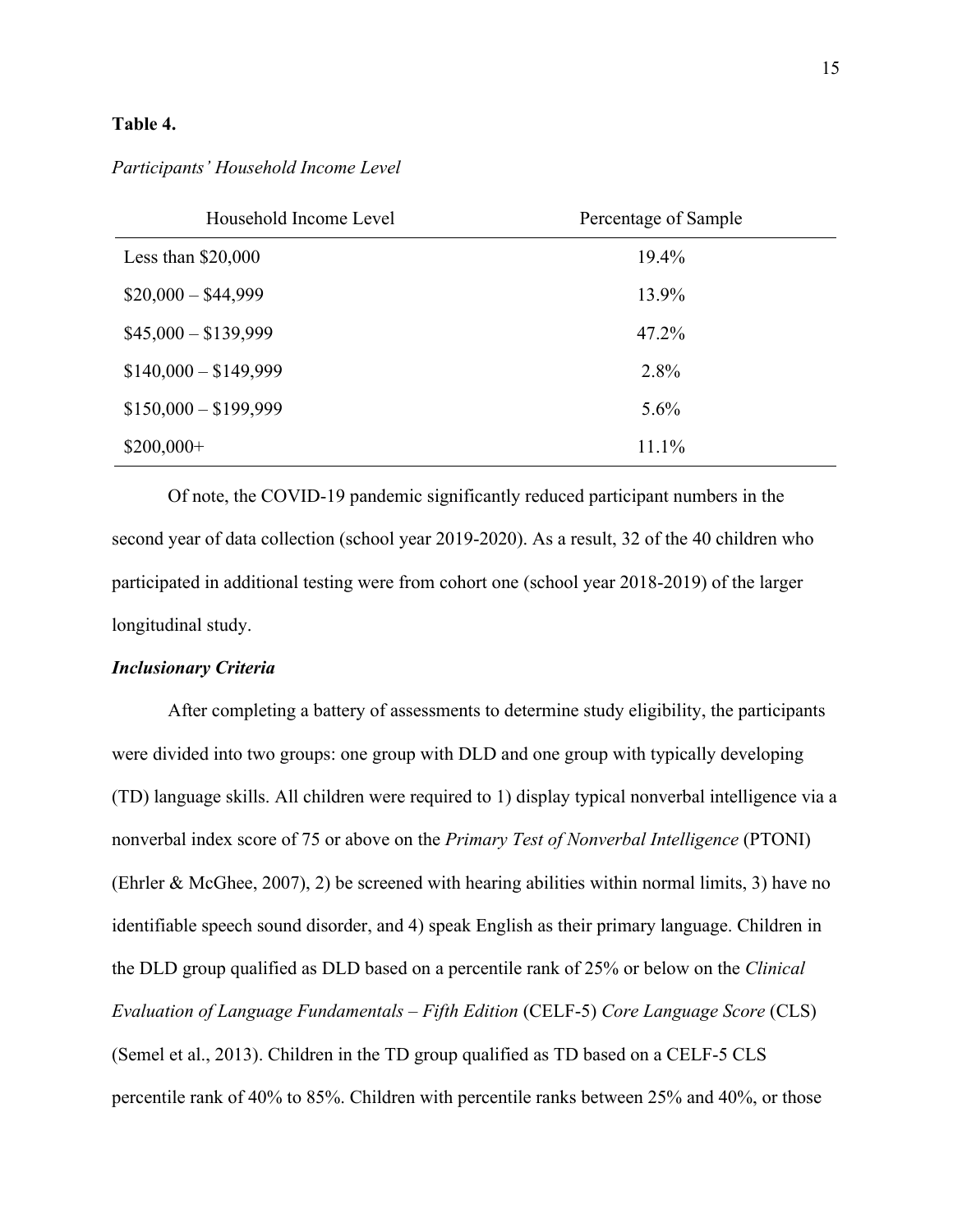**Table 4.**

*Participants' Household Income Level*

| Household Income Level | Percentage of Sample |
| --- | --- |
| Less than $20,000 | 19.4% |
| $20,000 – $44,999 | 13.9% |
| $45,000 – $139,999 | 47.2% |
| $140,000 – $149,999 | 2.8% |
| $150,000 – $199,999 | 5.6% |
| $200,000+ | 11.1% |

Of note, the COVID-19 pandemic significantly reduced participant numbers in the second year of data collection (school year 2019-2020). As a result, 32 of the 40 children who participated in additional testing were from cohort one (school year 2018-2019) of the larger longitudinal study.

### *Inclusionary Criteria*

After completing a battery of assessments to determine study eligibility, the participants were divided into two groups: one group with DLD and one group with typically developing (TD) language skills. All children were required to 1) display typical nonverbal intelligence via a nonverbal index score of 75 or above on the *Primary Test of Nonverbal Intelligence* (PTONI) (Ehrler & McGhee, 2007), 2) be screened with hearing abilities within normal limits, 3) have no identifiable speech sound disorder, and 4) speak English as their primary language. Children in the DLD group qualified as DLD based on a percentile rank of 25% or below on the *Clinical Evaluation of Language Fundamentals – Fifth Edition* (CELF-5) *Core Language Score* (CLS) (Semel et al., 2013). Children in the TD group qualified as TD based on a CELF-5 CLS percentile rank of 40% to 85%. Children with percentile ranks between 25% and 40%, or those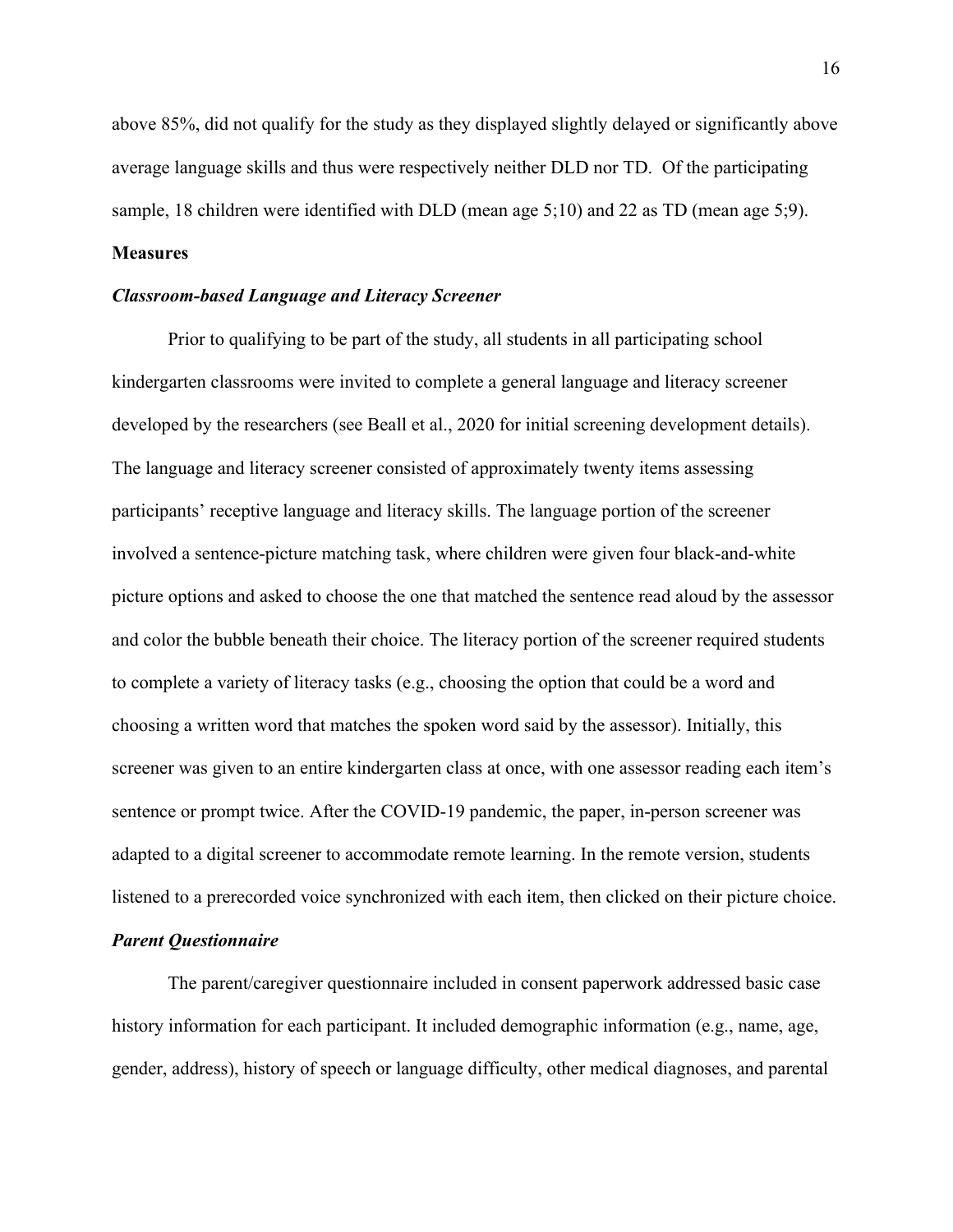above 85%, did not qualify for the study as they displayed slightly delayed or significantly above average language skills and thus were respectively neither DLD nor TD. Of the participating sample, 18 children were identified with DLD (mean age 5;10) and 22 as TD (mean age 5;9).

## Measures

### *Classroom-based Language and Literacy Screener*

Prior to qualifying to be part of the study, all students in all participating school kindergarten classrooms were invited to complete a general language and literacy screener developed by the researchers (see Beall et al., 2020 for initial screening development details). The language and literacy screener consisted of approximately twenty items assessing participants' receptive language and literacy skills. The language portion of the screener involved a sentence-picture matching task, where children were given four black-and-white picture options and asked to choose the one that matched the sentence read aloud by the assessor and color the bubble beneath their choice. The literacy portion of the screener required students to complete a variety of literacy tasks (e.g., choosing the option that could be a word and choosing a written word that matches the spoken word said by the assessor). Initially, this screener was given to an entire kindergarten class at once, with one assessor reading each item's sentence or prompt twice. After the COVID-19 pandemic, the paper, in-person screener was adapted to a digital screener to accommodate remote learning. In the remote version, students listened to a prerecorded voice synchronized with each item, then clicked on their picture choice.

### *Parent Questionnaire*

The parent/caregiver questionnaire included in consent paperwork addressed basic case history information for each participant. It included demographic information (e.g., name, age, gender, address), history of speech or language difficulty, other medical diagnoses, and parental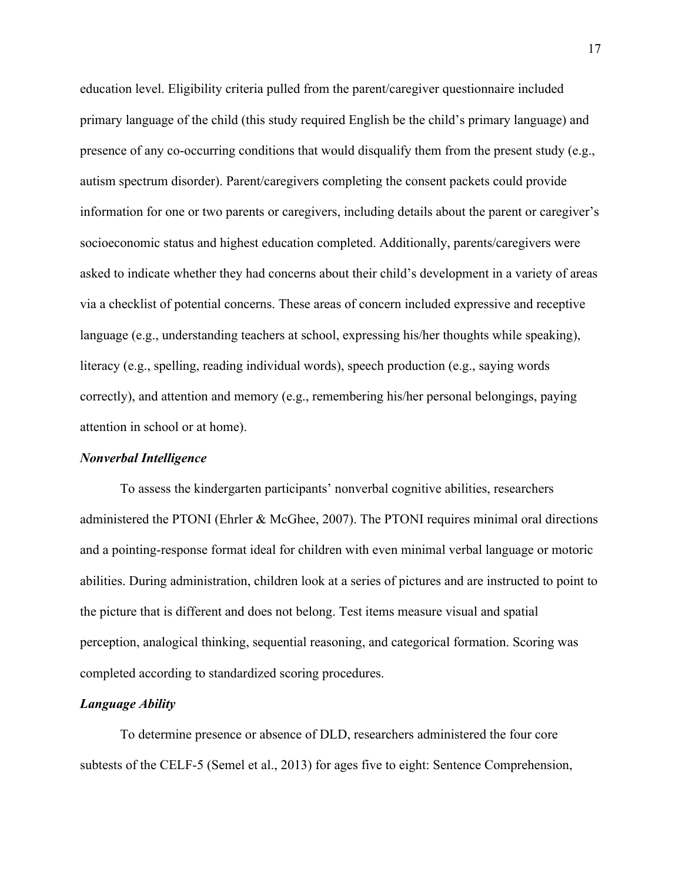education level. Eligibility criteria pulled from the parent/caregiver questionnaire included primary language of the child (this study required English be the child's primary language) and presence of any co-occurring conditions that would disqualify them from the present study (e.g., autism spectrum disorder). Parent/caregivers completing the consent packets could provide information for one or two parents or caregivers, including details about the parent or caregiver's socioeconomic status and highest education completed. Additionally, parents/caregivers were asked to indicate whether they had concerns about their child's development in a variety of areas via a checklist of potential concerns. These areas of concern included expressive and receptive language (e.g., understanding teachers at school, expressing his/her thoughts while speaking), literacy (e.g., spelling, reading individual words), speech production (e.g., saying words correctly), and attention and memory (e.g., remembering his/her personal belongings, paying attention in school or at home).

### *Nonverbal Intelligence*

To assess the kindergarten participants' nonverbal cognitive abilities, researchers administered the PTONI (Ehrler & McGhee, 2007). The PTONI requires minimal oral directions and a pointing-response format ideal for children with even minimal verbal language or motoric abilities. During administration, children look at a series of pictures and are instructed to point to the picture that is different and does not belong. Test items measure visual and spatial perception, analogical thinking, sequential reasoning, and categorical formation. Scoring was completed according to standardized scoring procedures.

### *Language Ability*

To determine presence or absence of DLD, researchers administered the four core subtests of the CELF-5 (Semel et al., 2013) for ages five to eight: Sentence Comprehension,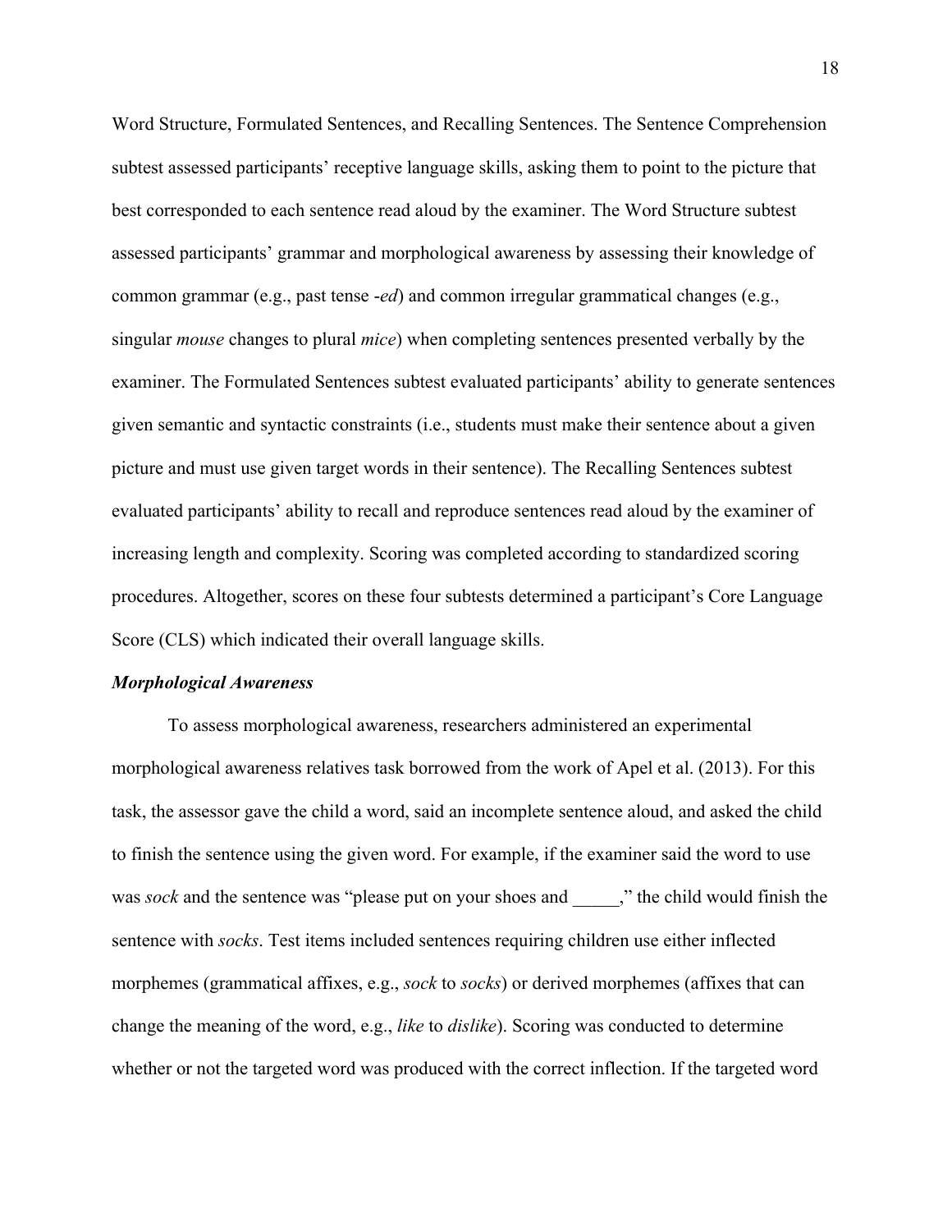Word Structure, Formulated Sentences, and Recalling Sentences. The Sentence Comprehension subtest assessed participants' receptive language skills, asking them to point to the picture that best corresponded to each sentence read aloud by the examiner. The Word Structure subtest assessed participants' grammar and morphological awareness by assessing their knowledge of common grammar (e.g., past tense -*ed*) and common irregular grammatical changes (e.g., singular *mouse* changes to plural *mice*) when completing sentences presented verbally by the examiner. The Formulated Sentences subtest evaluated participants' ability to generate sentences given semantic and syntactic constraints (i.e., students must make their sentence about a given picture and must use given target words in their sentence). The Recalling Sentences subtest evaluated participants' ability to recall and reproduce sentences read aloud by the examiner of increasing length and complexity. Scoring was completed according to standardized scoring procedures. Altogether, scores on these four subtests determined a participant's Core Language Score (CLS) which indicated their overall language skills.

### ***Morphological Awareness***

To assess morphological awareness, researchers administered an experimental morphological awareness relatives task borrowed from the work of Apel et al. (2013). For this task, the assessor gave the child a word, said an incomplete sentence aloud, and asked the child to finish the sentence using the given word. For example, if the examiner said the word to use was *sock* and the sentence was "please put on your shoes and _____," the child would finish the sentence with *socks*. Test items included sentences requiring children use either inflected morphemes (grammatical affixes, e.g., *sock* to *socks*) or derived morphemes (affixes that can change the meaning of the word, e.g., *like* to *dislike*). Scoring was conducted to determine whether or not the targeted word was produced with the correct inflection. If the targeted word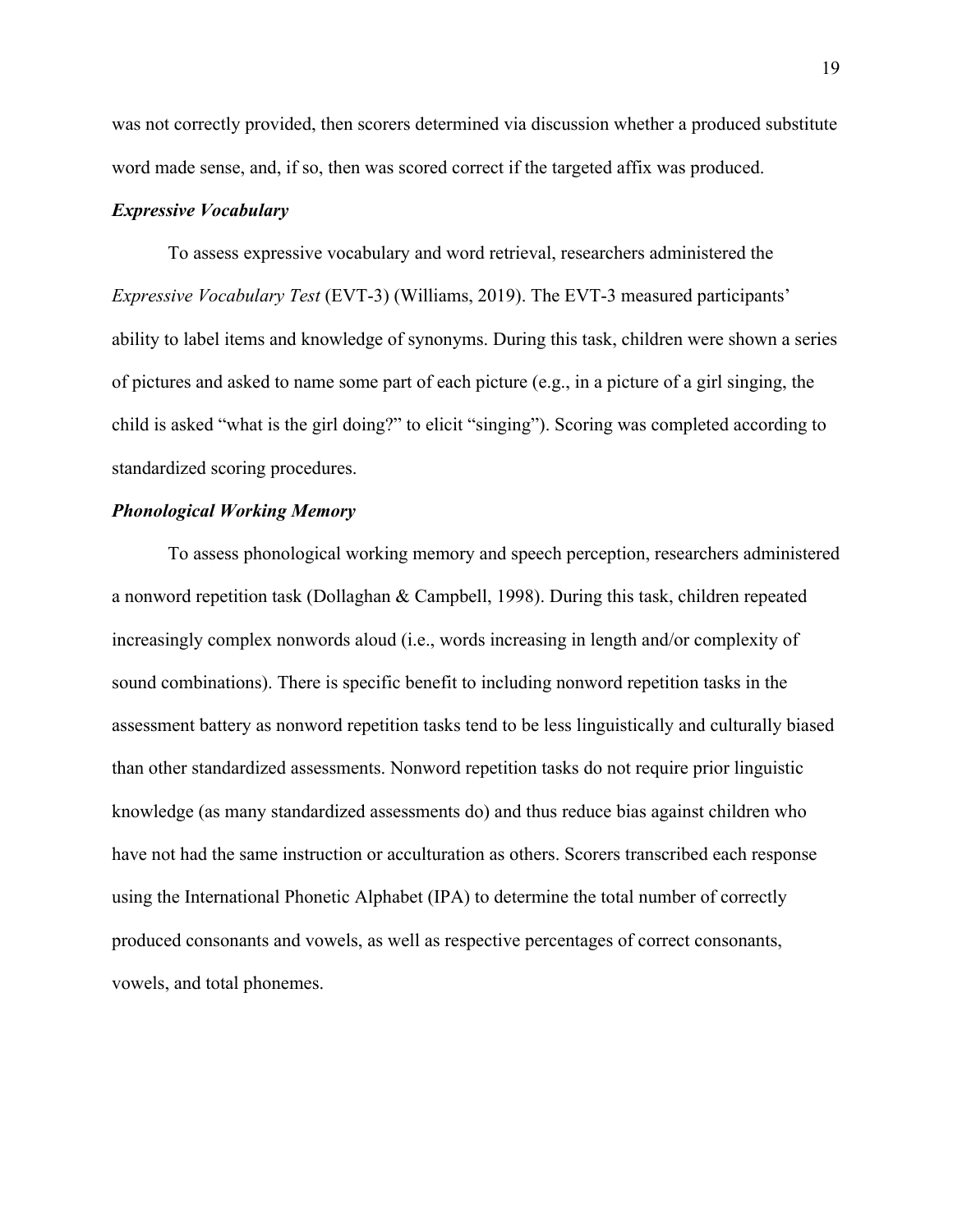was not correctly provided, then scorers determined via discussion whether a produced substitute word made sense, and, if so, then was scored correct if the targeted affix was produced.

### ***Expressive Vocabulary***

To assess expressive vocabulary and word retrieval, researchers administered the *Expressive Vocabulary Test* (EVT-3) (Williams, 2019). The EVT-3 measured participants' ability to label items and knowledge of synonyms. During this task, children were shown a series of pictures and asked to name some part of each picture (e.g., in a picture of a girl singing, the child is asked "what is the girl doing?" to elicit "singing"). Scoring was completed according to standardized scoring procedures.

### ***Phonological Working Memory***

To assess phonological working memory and speech perception, researchers administered a nonword repetition task (Dollaghan & Campbell, 1998). During this task, children repeated increasingly complex nonwords aloud (i.e., words increasing in length and/or complexity of sound combinations). There is specific benefit to including nonword repetition tasks in the assessment battery as nonword repetition tasks tend to be less linguistically and culturally biased than other standardized assessments. Nonword repetition tasks do not require prior linguistic knowledge (as many standardized assessments do) and thus reduce bias against children who have not had the same instruction or acculturation as others. Scorers transcribed each response using the International Phonetic Alphabet (IPA) to determine the total number of correctly produced consonants and vowels, as well as respective percentages of correct consonants, vowels, and total phonemes.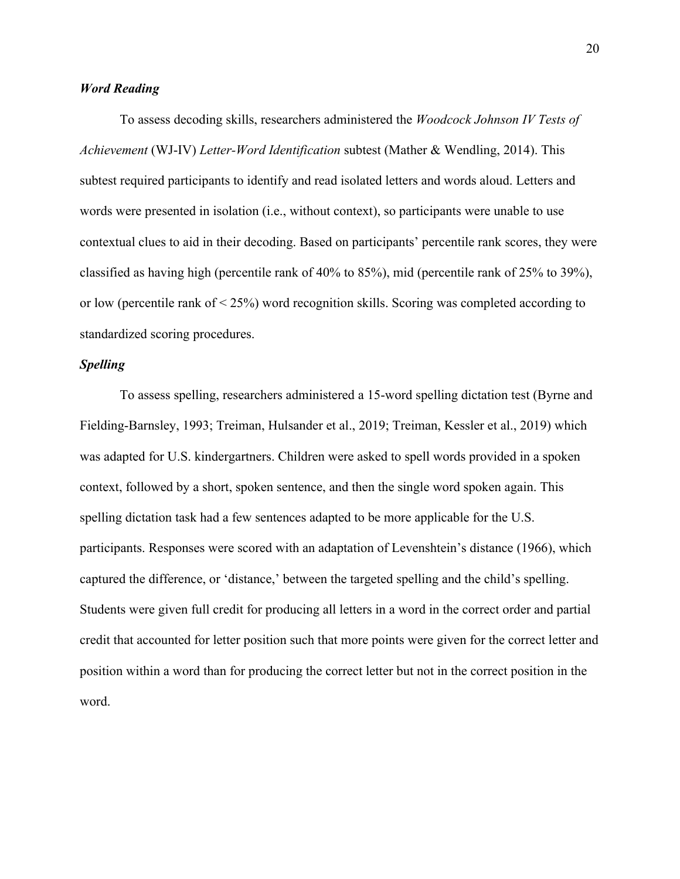### ***Word Reading***

To assess decoding skills, researchers administered the *Woodcock Johnson IV Tests of Achievement* (WJ-IV) *Letter-Word Identification* subtest (Mather & Wendling, 2014). This subtest required participants to identify and read isolated letters and words aloud. Letters and words were presented in isolation (i.e., without context), so participants were unable to use contextual clues to aid in their decoding. Based on participants' percentile rank scores, they were classified as having high (percentile rank of 40% to 85%), mid (percentile rank of 25% to 39%), or low (percentile rank of < 25%) word recognition skills. Scoring was completed according to standardized scoring procedures.

### ***Spelling***

To assess spelling, researchers administered a 15-word spelling dictation test (Byrne and Fielding-Barnsley, 1993; Treiman, Hulsander et al., 2019; Treiman, Kessler et al., 2019) which was adapted for U.S. kindergartners. Children were asked to spell words provided in a spoken context, followed by a short, spoken sentence, and then the single word spoken again. This spelling dictation task had a few sentences adapted to be more applicable for the U.S. participants. Responses were scored with an adaptation of Levenshtein's distance (1966), which captured the difference, or 'distance,' between the targeted spelling and the child's spelling. Students were given full credit for producing all letters in a word in the correct order and partial credit that accounted for letter position such that more points were given for the correct letter and position within a word than for producing the correct letter but not in the correct position in the word.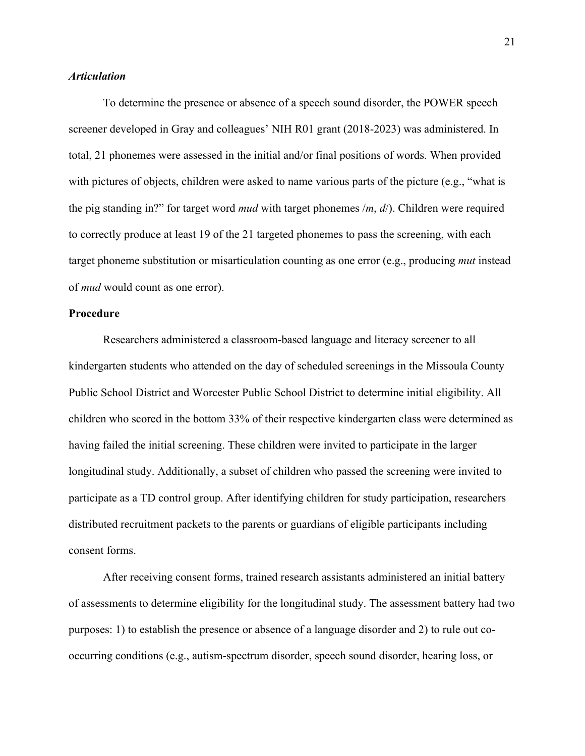### *Articulation*

To determine the presence or absence of a speech sound disorder, the POWER speech screener developed in Gray and colleagues' NIH R01 grant (2018-2023) was administered. In total, 21 phonemes were assessed in the initial and/or final positions of words. When provided with pictures of objects, children were asked to name various parts of the picture (e.g., "what is the pig standing in?" for target word *mud* with target phonemes /*m*, *d*/). Children were required to correctly produce at least 19 of the 21 targeted phonemes to pass the screening, with each target phoneme substitution or misarticulation counting as one error (e.g., producing *mut* instead of *mud* would count as one error).

## **Procedure**

Researchers administered a classroom-based language and literacy screener to all kindergarten students who attended on the day of scheduled screenings in the Missoula County Public School District and Worcester Public School District to determine initial eligibility. All children who scored in the bottom 33% of their respective kindergarten class were determined as having failed the initial screening. These children were invited to participate in the larger longitudinal study. Additionally, a subset of children who passed the screening were invited to participate as a TD control group. After identifying children for study participation, researchers distributed recruitment packets to the parents or guardians of eligible participants including consent forms.

After receiving consent forms, trained research assistants administered an initial battery of assessments to determine eligibility for the longitudinal study. The assessment battery had two purposes: 1) to establish the presence or absence of a language disorder and 2) to rule out co-occurring conditions (e.g., autism-spectrum disorder, speech sound disorder, hearing loss, or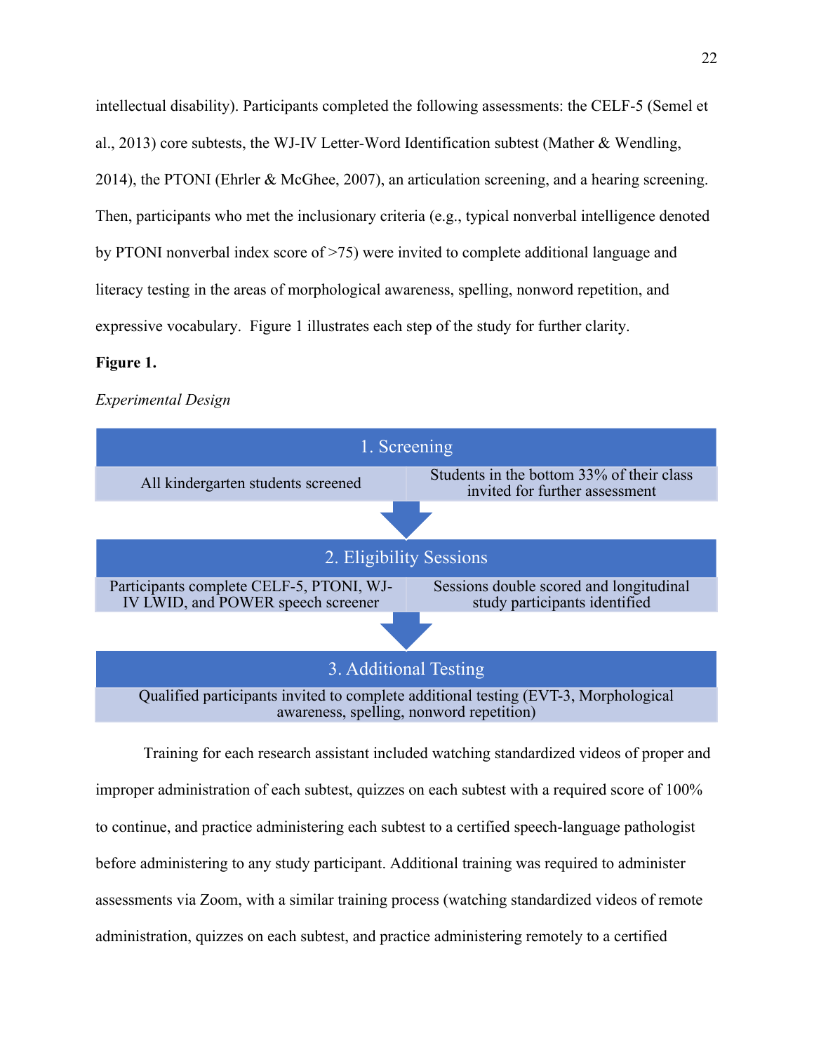intellectual disability). Participants completed the following assessments: the CELF-5 (Semel et al., 2013) core subtests, the WJ-IV Letter-Word Identification subtest (Mather & Wendling, 2014), the PTONI (Ehrler & McGhee, 2007), an articulation screening, and a hearing screening. Then, participants who met the inclusionary criteria (e.g., typical nonverbal intelligence denoted by PTONI nonverbal index score of >75) were invited to complete additional language and literacy testing in the areas of morphological awareness, spelling, nonword repetition, and expressive vocabulary. Figure 1 illustrates each step of the study for further clarity.

**Figure 1.**

*Experimental Design*

| 1. Screening | |
|---|---|
| All kindergarten students screened | Students in the bottom 33% of their class invited for further assessment |

| 2. Eligibility Sessions | |
|---|---|
| Participants complete CELF-5, PTONI, WJ-IV LWID, and POWER speech screener | Sessions double scored and longitudinal study participants identified |

| 3. Additional Testing |
|---|
| Qualified participants invited to complete additional testing (EVT-3, Morphological awareness, spelling, nonword repetition) |

Training for each research assistant included watching standardized videos of proper and improper administration of each subtest, quizzes on each subtest with a required score of 100% to continue, and practice administering each subtest to a certified speech-language pathologist before administering to any study participant. Additional training was required to administer assessments via Zoom, with a similar training process (watching standardized videos of remote administration, quizzes on each subtest, and practice administering remotely to a certified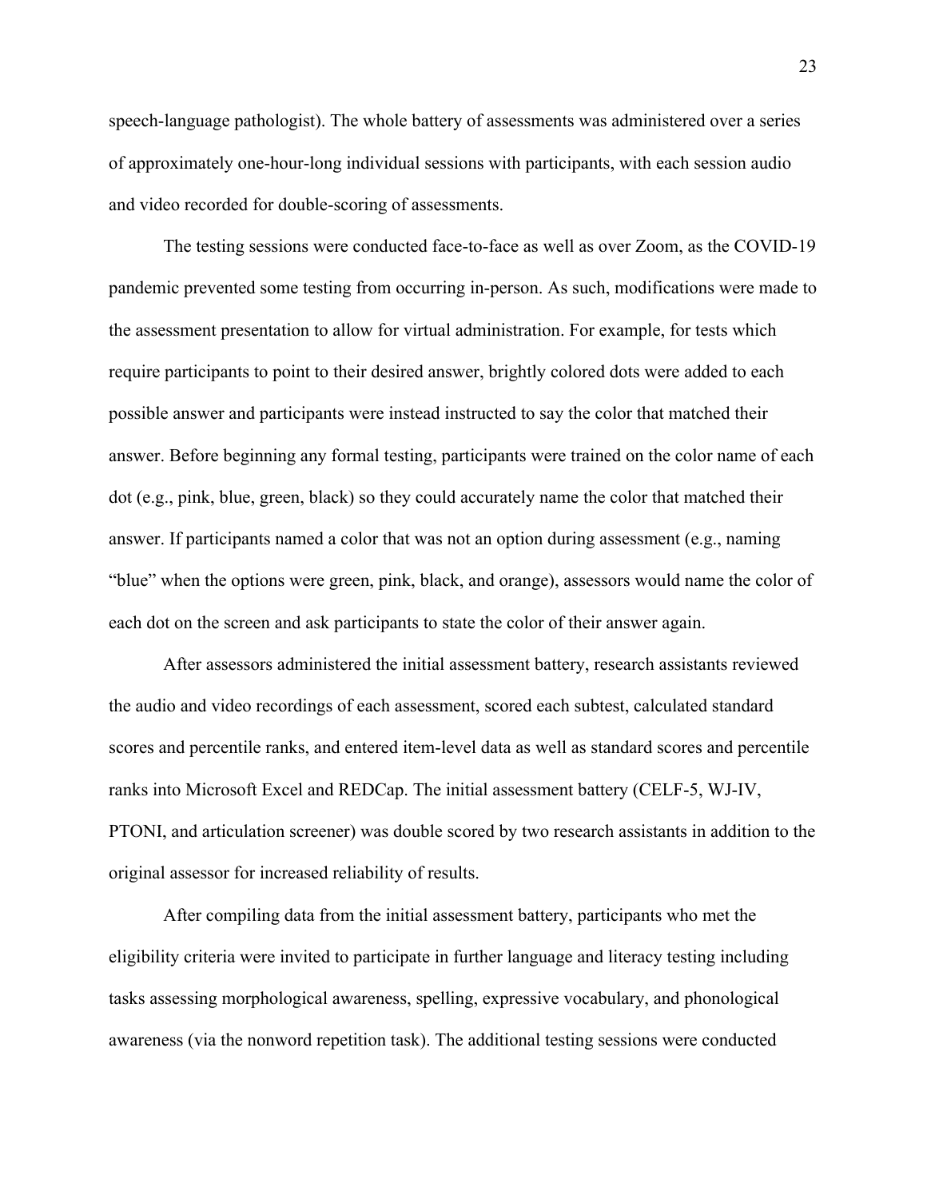speech-language pathologist). The whole battery of assessments was administered over a series of approximately one-hour-long individual sessions with participants, with each session audio and video recorded for double-scoring of assessments.

The testing sessions were conducted face-to-face as well as over Zoom, as the COVID-19 pandemic prevented some testing from occurring in-person. As such, modifications were made to the assessment presentation to allow for virtual administration. For example, for tests which require participants to point to their desired answer, brightly colored dots were added to each possible answer and participants were instead instructed to say the color that matched their answer. Before beginning any formal testing, participants were trained on the color name of each dot (e.g., pink, blue, green, black) so they could accurately name the color that matched their answer. If participants named a color that was not an option during assessment (e.g., naming "blue" when the options were green, pink, black, and orange), assessors would name the color of each dot on the screen and ask participants to state the color of their answer again.

After assessors administered the initial assessment battery, research assistants reviewed the audio and video recordings of each assessment, scored each subtest, calculated standard scores and percentile ranks, and entered item-level data as well as standard scores and percentile ranks into Microsoft Excel and REDCap. The initial assessment battery (CELF-5, WJ-IV, PTONI, and articulation screener) was double scored by two research assistants in addition to the original assessor for increased reliability of results.

After compiling data from the initial assessment battery, participants who met the eligibility criteria were invited to participate in further language and literacy testing including tasks assessing morphological awareness, spelling, expressive vocabulary, and phonological awareness (via the nonword repetition task). The additional testing sessions were conducted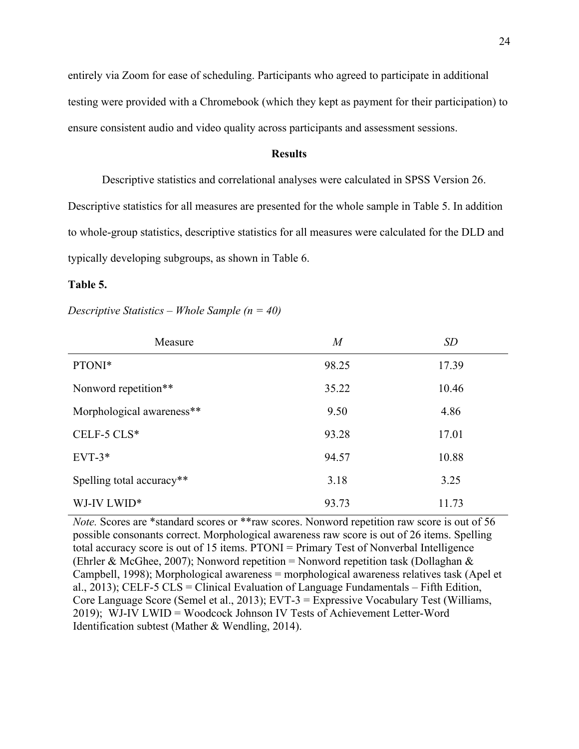entirely via Zoom for ease of scheduling. Participants who agreed to participate in additional testing were provided with a Chromebook (which they kept as payment for their participation) to ensure consistent audio and video quality across participants and assessment sessions.

## Results

Descriptive statistics and correlational analyses were calculated in SPSS Version 26. Descriptive statistics for all measures are presented for the whole sample in Table 5. In addition to whole-group statistics, descriptive statistics for all measures were calculated for the DLD and typically developing subgroups, as shown in Table 6.

**Table 5.**

*Descriptive Statistics – Whole Sample (n = 40)*

| Measure | *M* | *SD* |
|---|---|---|
| PTONI* | 98.25 | 17.39 |
| Nonword repetition** | 35.22 | 10.46 |
| Morphological awareness** | 9.50 | 4.86 |
| CELF-5 CLS* | 93.28 | 17.01 |
| EVT-3* | 94.57 | 10.88 |
| Spelling total accuracy** | 3.18 | 3.25 |
| WJ-IV LWID* | 93.73 | 11.73 |

*Note.* Scores are *standard scores or **raw scores. Nonword repetition raw score is out of 56 possible consonants correct. Morphological awareness raw score is out of 26 items. Spelling total accuracy score is out of 15 items. PTONI = Primary Test of Nonverbal Intelligence (Ehrler & McGhee, 2007); Nonword repetition = Nonword repetition task (Dollaghan & Campbell, 1998); Morphological awareness = morphological awareness relatives task (Apel et al., 2013); CELF-5 CLS = Clinical Evaluation of Language Fundamentals – Fifth Edition, Core Language Score (Semel et al., 2013); EVT-3 = Expressive Vocabulary Test (Williams, 2019); WJ-IV LWID = Woodcock Johnson IV Tests of Achievement Letter-Word Identification subtest (Mather & Wendling, 2014).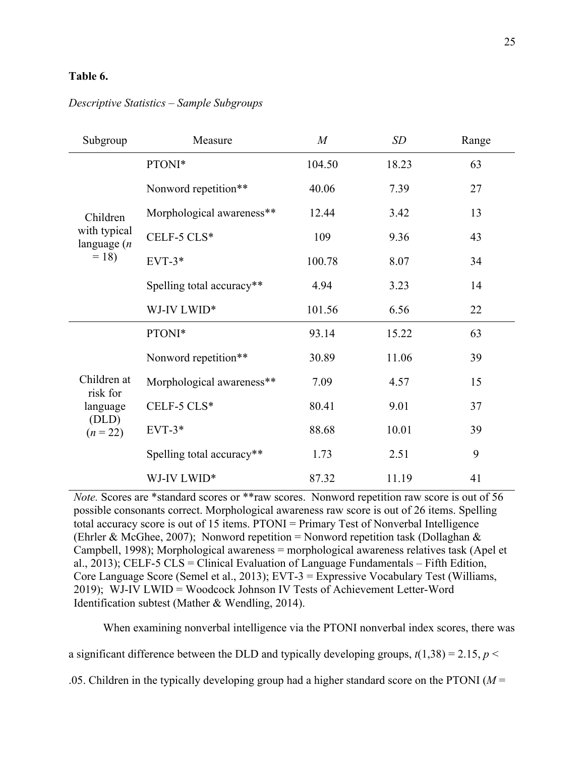**Table 6.**

*Descriptive Statistics – Sample Subgroups*

| Subgroup | Measure | *M* | *SD* | Range |
|---|---|---|---|---|
| Children with typical language (*n* = 18) | PTONI* | 104.50 | 18.23 | 63 |
| | Nonword repetition** | 40.06 | 7.39 | 27 |
| | Morphological awareness** | 12.44 | 3.42 | 13 |
| | CELF-5 CLS* | 109 | 9.36 | 43 |
| | EVT-3* | 100.78 | 8.07 | 34 |
| | Spelling total accuracy** | 4.94 | 3.23 | 14 |
| | WJ-IV LWID* | 101.56 | 6.56 | 22 |
| Children at risk for language (DLD) (*n* = 22) | PTONI* | 93.14 | 15.22 | 63 |
| | Nonword repetition** | 30.89 | 11.06 | 39 |
| | Morphological awareness** | 7.09 | 4.57 | 15 |
| | CELF-5 CLS* | 80.41 | 9.01 | 37 |
| | EVT-3* | 88.68 | 10.01 | 39 |
| | Spelling total accuracy** | 1.73 | 2.51 | 9 |
| | WJ-IV LWID* | 87.32 | 11.19 | 41 |

*Note.* Scores are *standard scores or **raw scores. Nonword repetition raw score is out of 56 possible consonants correct. Morphological awareness raw score is out of 26 items. Spelling total accuracy score is out of 15 items. PTONI = Primary Test of Nonverbal Intelligence (Ehrler & McGhee, 2007); Nonword repetition = Nonword repetition task (Dollaghan & Campbell, 1998); Morphological awareness = morphological awareness relatives task (Apel et al., 2013); CELF-5 CLS = Clinical Evaluation of Language Fundamentals – Fifth Edition, Core Language Score (Semel et al., 2013); EVT-3 = Expressive Vocabulary Test (Williams, 2019); WJ-IV LWID = Woodcock Johnson IV Tests of Achievement Letter-Word Identification subtest (Mather & Wendling, 2014).

When examining nonverbal intelligence via the PTONI nonverbal index scores, there was a significant difference between the DLD and typically developing groups, $t(1,38) = 2.15$, $p < .05$. Children in the typically developing group had a higher standard score on the PTONI ($M =$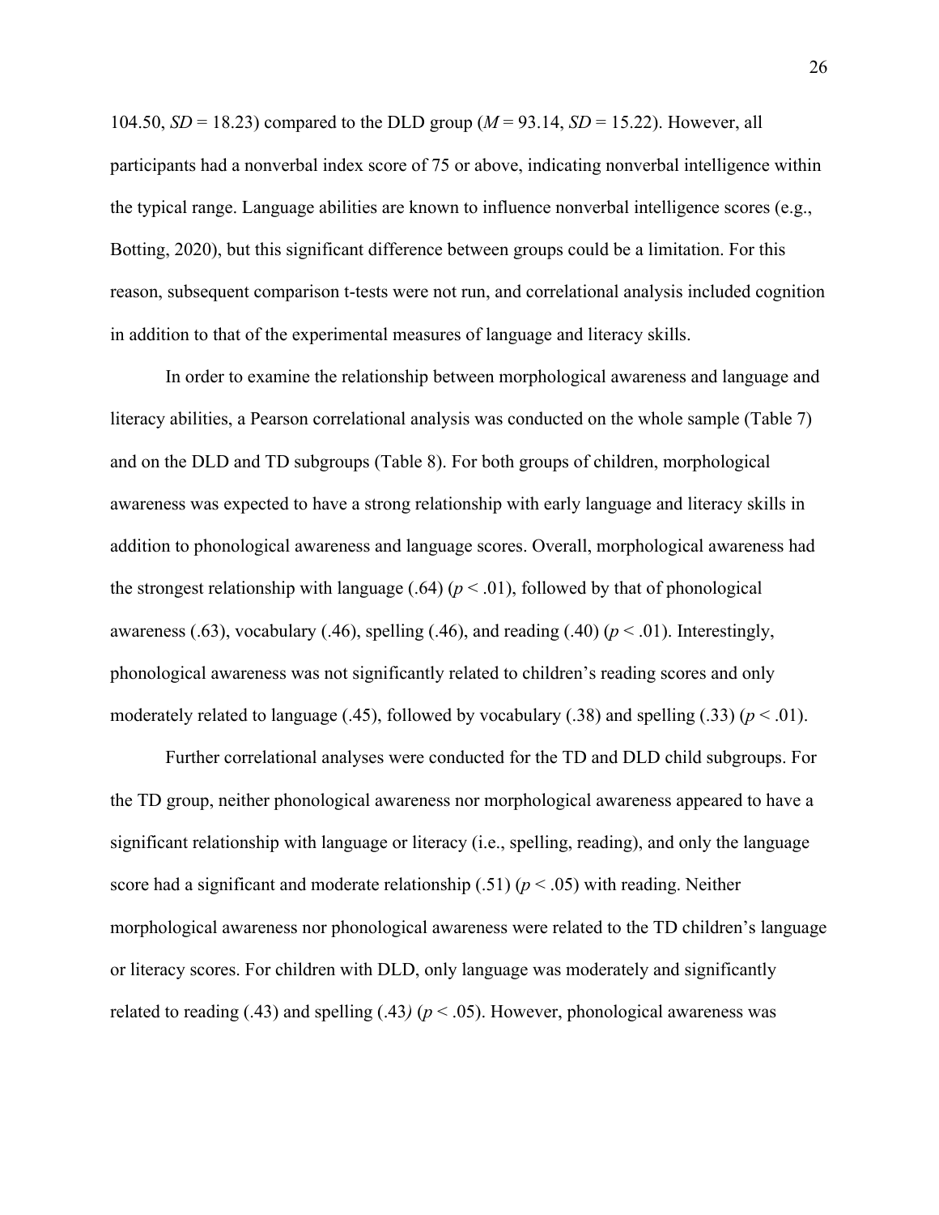104.50, *SD* = 18.23) compared to the DLD group (*M* = 93.14, *SD* = 15.22). However, all participants had a nonverbal index score of 75 or above, indicating nonverbal intelligence within the typical range. Language abilities are known to influence nonverbal intelligence scores (e.g., Botting, 2020), but this significant difference between groups could be a limitation. For this reason, subsequent comparison t-tests were not run, and correlational analysis included cognition in addition to that of the experimental measures of language and literacy skills.

In order to examine the relationship between morphological awareness and language and literacy abilities, a Pearson correlational analysis was conducted on the whole sample (Table 7) and on the DLD and TD subgroups (Table 8). For both groups of children, morphological awareness was expected to have a strong relationship with early language and literacy skills in addition to phonological awareness and language scores. Overall, morphological awareness had the strongest relationship with language (.64) ($p < .01$), followed by that of phonological awareness (.63), vocabulary (.46), spelling (.46), and reading (.40) ($p < .01$). Interestingly, phonological awareness was not significantly related to children's reading scores and only moderately related to language (.45), followed by vocabulary (.38) and spelling (.33) ($p < .01$).

Further correlational analyses were conducted for the TD and DLD child subgroups. For the TD group, neither phonological awareness nor morphological awareness appeared to have a significant relationship with language or literacy (i.e., spelling, reading), and only the language score had a significant and moderate relationship (.51) ($p < .05$) with reading. Neither morphological awareness nor phonological awareness were related to the TD children's language or literacy scores. For children with DLD, only language was moderately and significantly related to reading (.43) and spelling (.43*)* ($p < .05$). However, phonological awareness was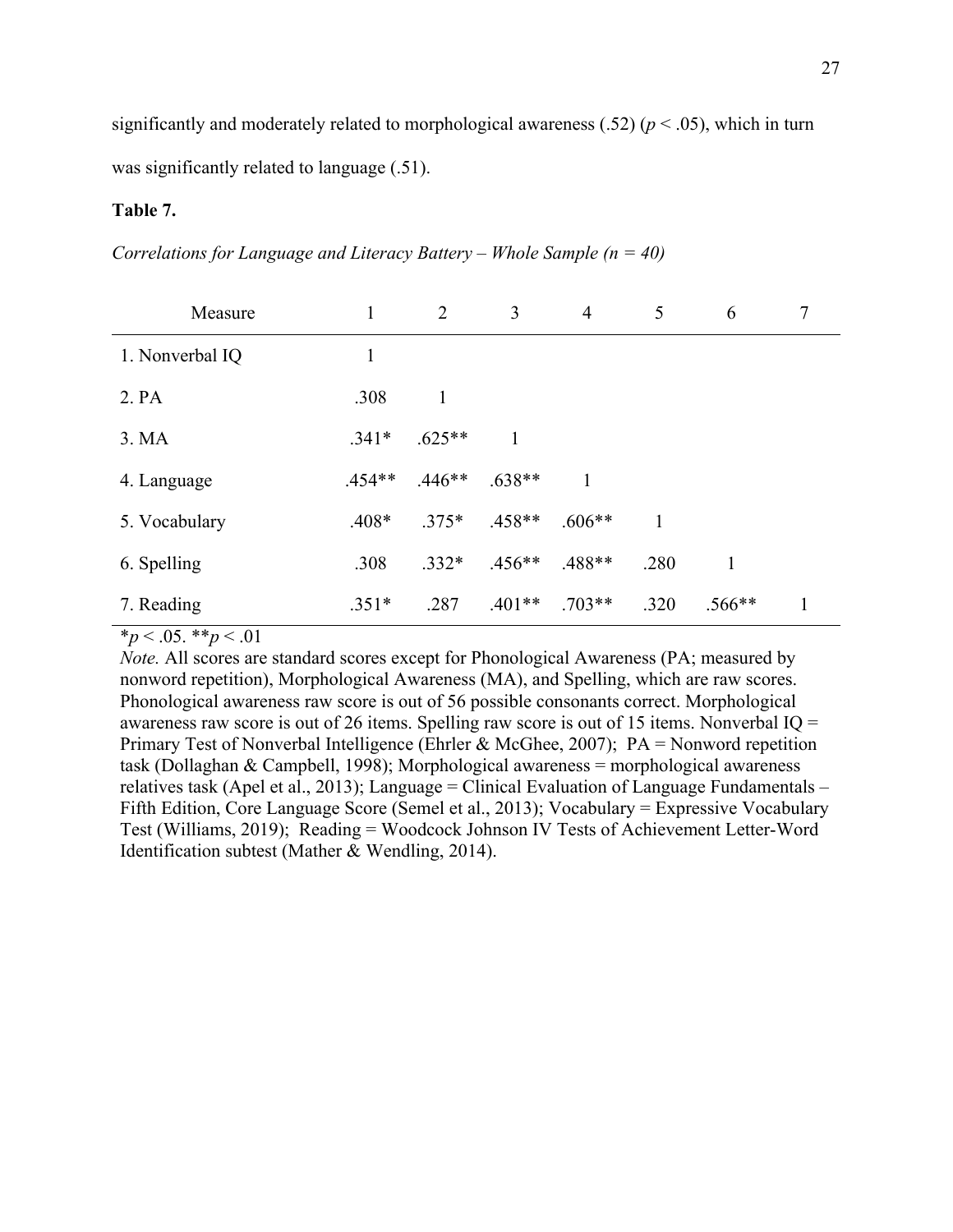significantly and moderately related to morphological awareness (.52) ($p < .05$), which in turn was significantly related to language (.51).

**Table 7.**

*Correlations for Language and Literacy Battery – Whole Sample (n = 40)*

| Measure | 1 | 2 | 3 | 4 | 5 | 6 | 7 |
|---|---|---|---|---|---|---|---|
| 1. Nonverbal IQ | 1 | | | | | | |
| 2. PA | .308 | 1 | | | | | |
| 3. MA | .341* | .625** | 1 | | | | |
| 4. Language | .454** | .446** | .638** | 1 | | | |
| 5. Vocabulary | .408* | .375* | .458** | .606** | 1 | | |
| 6. Spelling | .308 | .332* | .456** | .488** | .280 | 1 | |
| 7. Reading | .351* | .287 | .401** | .703** | .320 | .566** | 1 |

*$p < .05$. **$p < .01$

*Note.* All scores are standard scores except for Phonological Awareness (PA; measured by nonword repetition), Morphological Awareness (MA), and Spelling, which are raw scores. Phonological awareness raw score is out of 56 possible consonants correct. Morphological awareness raw score is out of 26 items. Spelling raw score is out of 15 items. Nonverbal IQ = Primary Test of Nonverbal Intelligence (Ehrler & McGhee, 2007); PA = Nonword repetition task (Dollaghan & Campbell, 1998); Morphological awareness = morphological awareness relatives task (Apel et al., 2013); Language = Clinical Evaluation of Language Fundamentals – Fifth Edition, Core Language Score (Semel et al., 2013); Vocabulary = Expressive Vocabulary Test (Williams, 2019); Reading = Woodcock Johnson IV Tests of Achievement Letter-Word Identification subtest (Mather & Wendling, 2014).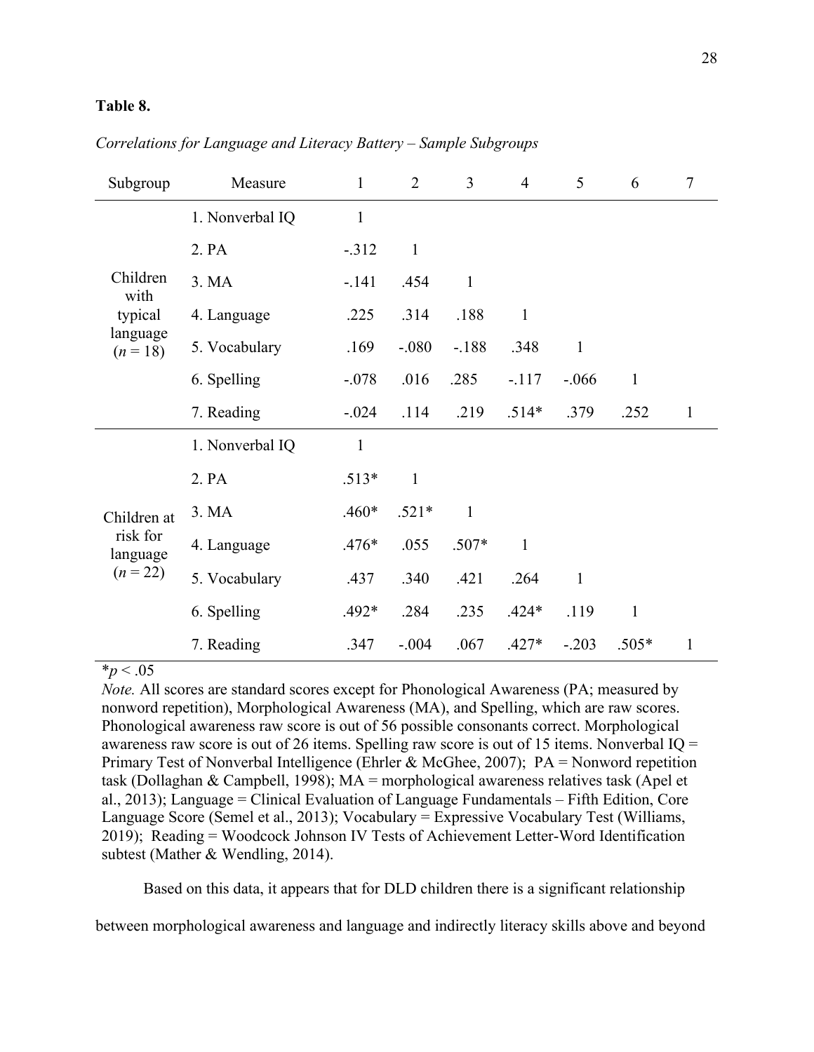**Table 8.**

*Correlations for Language and Literacy Battery – Sample Subgroups*

| Subgroup | Measure | 1 | 2 | 3 | 4 | 5 | 6 | 7 |
|---|---|---|---|---|---|---|---|---|
| Children with typical language ($n$ = 18) | 1. Nonverbal IQ | 1 | | | | | | |
| | 2. PA | -.312 | 1 | | | | | |
| | 3. MA | -.141 | .454 | 1 | | | | |
| | 4. Language | .225 | .314 | .188 | 1 | | | |
| | 5. Vocabulary | .169 | -.080 | -.188 | .348 | 1 | | |
| | 6. Spelling | -.078 | .016 | .285 | -.117 | -.066 | 1 | |
| | 7. Reading | -.024 | .114 | .219 | .514* | .379 | .252 | 1 |
| Children at risk for language ($n$ = 22) | 1. Nonverbal IQ | 1 | | | | | | |
| | 2. PA | .513* | 1 | | | | | |
| | 3. MA | .460* | .521* | 1 | | | | |
| | 4. Language | .476* | .055 | .507* | 1 | | | |
| | 5. Vocabulary | .437 | .340 | .421 | .264 | 1 | | |
| | 6. Spelling | .492* | .284 | .235 | .424* | .119 | 1 | |
| | 7. Reading | .347 | -.004 | .067 | .427* | -.203 | .505* | 1 |

*$p < .05$

*Note.* All scores are standard scores except for Phonological Awareness (PA; measured by nonword repetition), Morphological Awareness (MA), and Spelling, which are raw scores. Phonological awareness raw score is out of 56 possible consonants correct. Morphological awareness raw score is out of 26 items. Spelling raw score is out of 15 items. Nonverbal IQ = Primary Test of Nonverbal Intelligence (Ehrler & McGhee, 2007); PA = Nonword repetition task (Dollaghan & Campbell, 1998); MA = morphological awareness relatives task (Apel et al., 2013); Language = Clinical Evaluation of Language Fundamentals – Fifth Edition, Core Language Score (Semel et al., 2013); Vocabulary = Expressive Vocabulary Test (Williams, 2019); Reading = Woodcock Johnson IV Tests of Achievement Letter-Word Identification subtest (Mather & Wendling, 2014).

Based on this data, it appears that for DLD children there is a significant relationship between morphological awareness and language and indirectly literacy skills above and beyond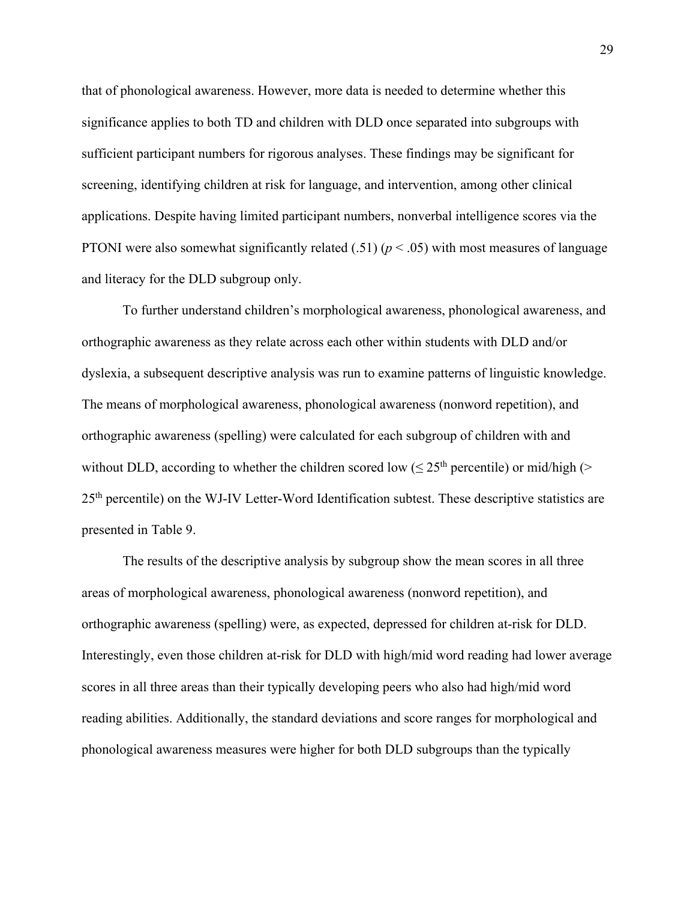that of phonological awareness. However, more data is needed to determine whether this significance applies to both TD and children with DLD once separated into subgroups with sufficient participant numbers for rigorous analyses. These findings may be significant for screening, identifying children at risk for language, and intervention, among other clinical applications. Despite having limited participant numbers, nonverbal intelligence scores via the PTONI were also somewhat significantly related (.51) ($p < .05$) with most measures of language and literacy for the DLD subgroup only.

To further understand children's morphological awareness, phonological awareness, and orthographic awareness as they relate across each other within students with DLD and/or dyslexia, a subsequent descriptive analysis was run to examine patterns of linguistic knowledge. The means of morphological awareness, phonological awareness (nonword repetition), and orthographic awareness (spelling) were calculated for each subgroup of children with and without DLD, according to whether the children scored low ($\leq 25^{th}$ percentile) or mid/high ($> 25^{th}$ percentile) on the WJ-IV Letter-Word Identification subtest. These descriptive statistics are presented in Table 9.

The results of the descriptive analysis by subgroup show the mean scores in all three areas of morphological awareness, phonological awareness (nonword repetition), and orthographic awareness (spelling) were, as expected, depressed for children at-risk for DLD. Interestingly, even those children at-risk for DLD with high/mid word reading had lower average scores in all three areas than their typically developing peers who also had high/mid word reading abilities. Additionally, the standard deviations and score ranges for morphological and phonological awareness measures were higher for both DLD subgroups than the typically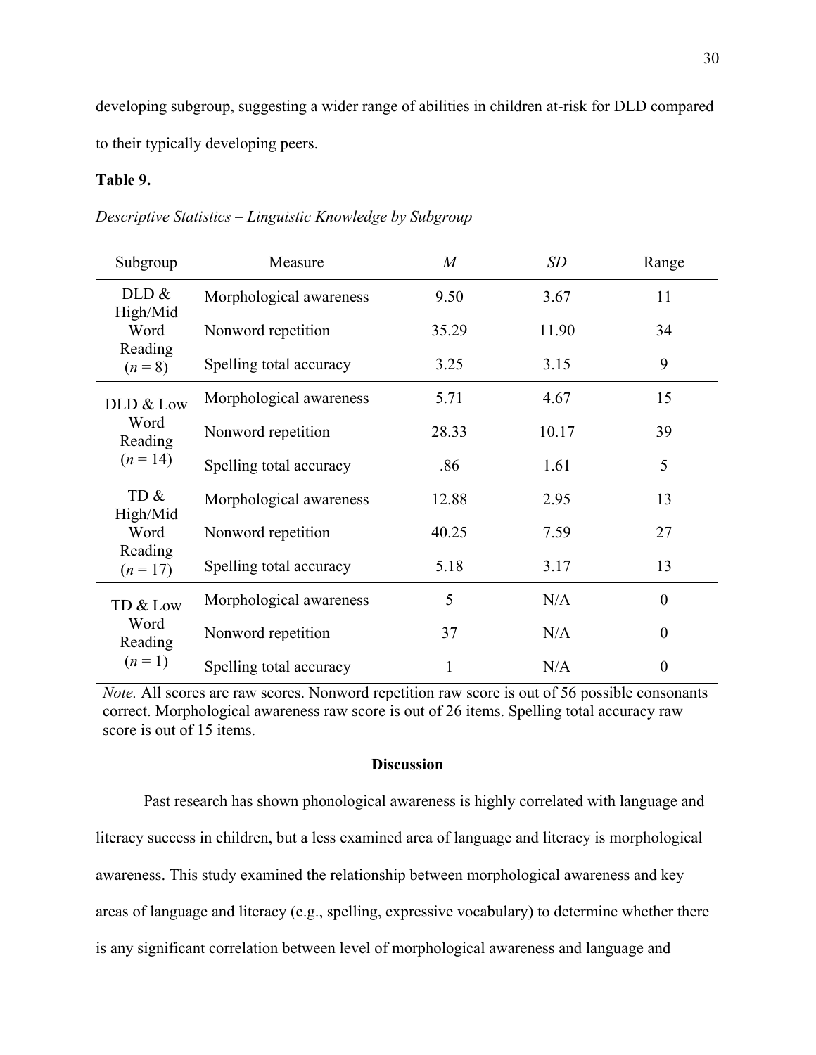developing subgroup, suggesting a wider range of abilities in children at-risk for DLD compared to their typically developing peers.

**Table 9.**

*Descriptive Statistics – Linguistic Knowledge by Subgroup*

| Subgroup | Measure | *M* | *SD* | Range |
|---|---|---|---|---|
| DLD & High/Mid Word Reading (*n* = 8) | Morphological awareness | 9.50 | 3.67 | 11 |
| | Nonword repetition | 35.29 | 11.90 | 34 |
| | Spelling total accuracy | 3.25 | 3.15 | 9 |
| DLD & Low Word Reading (*n* = 14) | Morphological awareness | 5.71 | 4.67 | 15 |
| | Nonword repetition | 28.33 | 10.17 | 39 |
| | Spelling total accuracy | .86 | 1.61 | 5 |
| TD & High/Mid Word Reading (*n* = 17) | Morphological awareness | 12.88 | 2.95 | 13 |
| | Nonword repetition | 40.25 | 7.59 | 27 |
| | Spelling total accuracy | 5.18 | 3.17 | 13 |
| TD & Low Word Reading (*n* = 1) | Morphological awareness | 5 | N/A | 0 |
| | Nonword repetition | 37 | N/A | 0 |
| | Spelling total accuracy | 1 | N/A | 0 |

*Note.* All scores are raw scores. Nonword repetition raw score is out of 56 possible consonants correct. Morphological awareness raw score is out of 26 items. Spelling total accuracy raw score is out of 15 items.

## Discussion

Past research has shown phonological awareness is highly correlated with language and literacy success in children, but a less examined area of language and literacy is morphological awareness. This study examined the relationship between morphological awareness and key areas of language and literacy (e.g., spelling, expressive vocabulary) to determine whether there is any significant correlation between level of morphological awareness and language and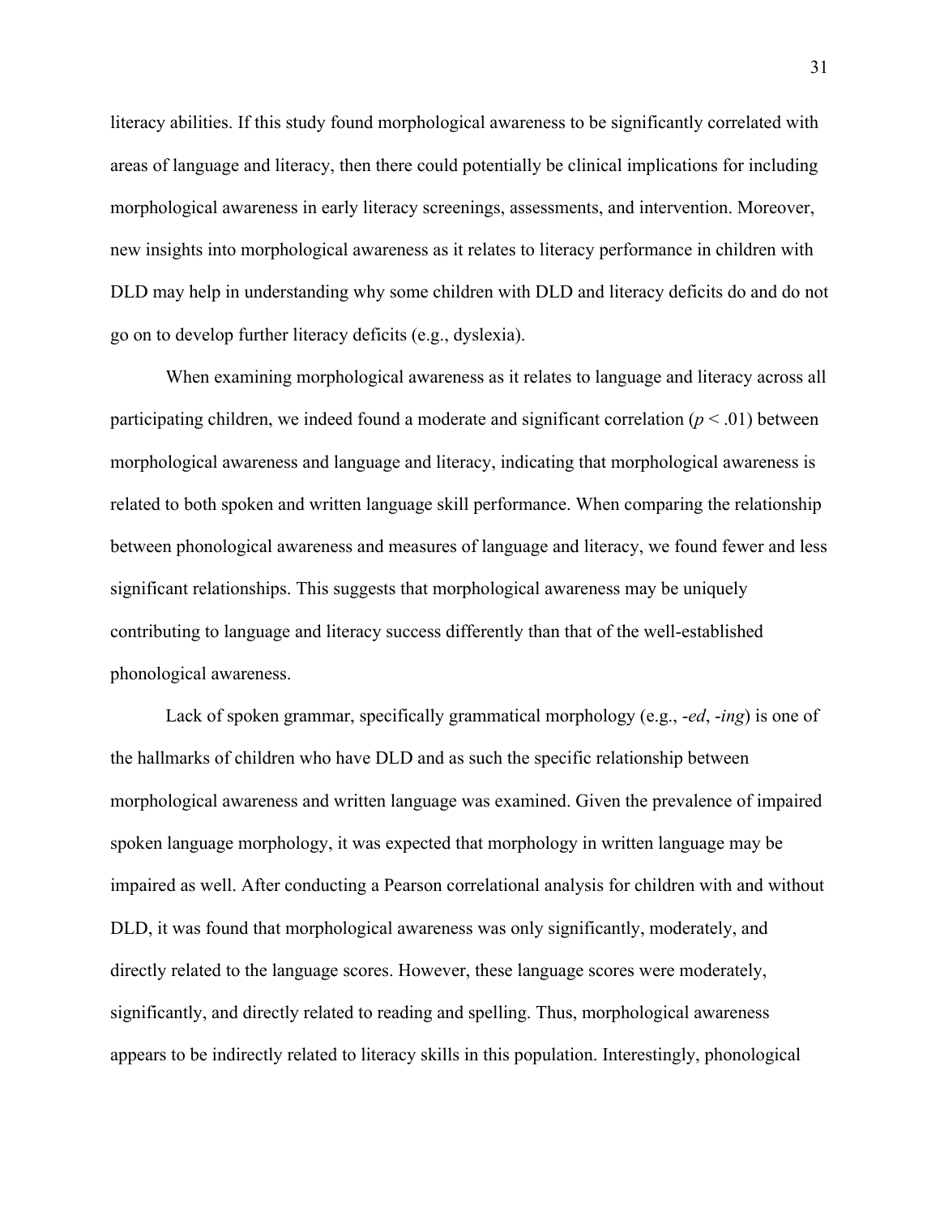literacy abilities. If this study found morphological awareness to be significantly correlated with areas of language and literacy, then there could potentially be clinical implications for including morphological awareness in early literacy screenings, assessments, and intervention. Moreover, new insights into morphological awareness as it relates to literacy performance in children with DLD may help in understanding why some children with DLD and literacy deficits do and do not go on to develop further literacy deficits (e.g., dyslexia).

When examining morphological awareness as it relates to language and literacy across all participating children, we indeed found a moderate and significant correlation ($p < .01$) between morphological awareness and language and literacy, indicating that morphological awareness is related to both spoken and written language skill performance. When comparing the relationship between phonological awareness and measures of language and literacy, we found fewer and less significant relationships. This suggests that morphological awareness may be uniquely contributing to language and literacy success differently than that of the well-established phonological awareness.

Lack of spoken grammar, specifically grammatical morphology (e.g., -*ed*, -*ing*) is one of the hallmarks of children who have DLD and as such the specific relationship between morphological awareness and written language was examined. Given the prevalence of impaired spoken language morphology, it was expected that morphology in written language may be impaired as well. After conducting a Pearson correlational analysis for children with and without DLD, it was found that morphological awareness was only significantly, moderately, and directly related to the language scores. However, these language scores were moderately, significantly, and directly related to reading and spelling. Thus, morphological awareness appears to be indirectly related to literacy skills in this population. Interestingly, phonological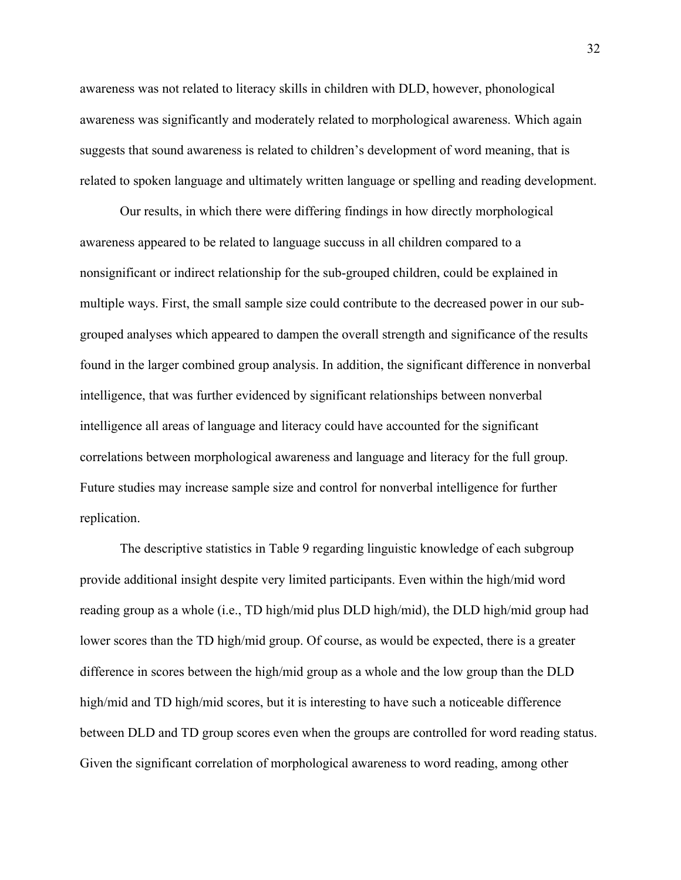awareness was not related to literacy skills in children with DLD, however, phonological awareness was significantly and moderately related to morphological awareness. Which again suggests that sound awareness is related to children's development of word meaning, that is related to spoken language and ultimately written language or spelling and reading development.

Our results, in which there were differing findings in how directly morphological awareness appeared to be related to language succuss in all children compared to a nonsignificant or indirect relationship for the sub-grouped children, could be explained in multiple ways. First, the small sample size could contribute to the decreased power in our sub-grouped analyses which appeared to dampen the overall strength and significance of the results found in the larger combined group analysis. In addition, the significant difference in nonverbal intelligence, that was further evidenced by significant relationships between nonverbal intelligence all areas of language and literacy could have accounted for the significant correlations between morphological awareness and language and literacy for the full group. Future studies may increase sample size and control for nonverbal intelligence for further replication.

The descriptive statistics in Table 9 regarding linguistic knowledge of each subgroup provide additional insight despite very limited participants. Even within the high/mid word reading group as a whole (i.e., TD high/mid plus DLD high/mid), the DLD high/mid group had lower scores than the TD high/mid group. Of course, as would be expected, there is a greater difference in scores between the high/mid group as a whole and the low group than the DLD high/mid and TD high/mid scores, but it is interesting to have such a noticeable difference between DLD and TD group scores even when the groups are controlled for word reading status. Given the significant correlation of morphological awareness to word reading, among other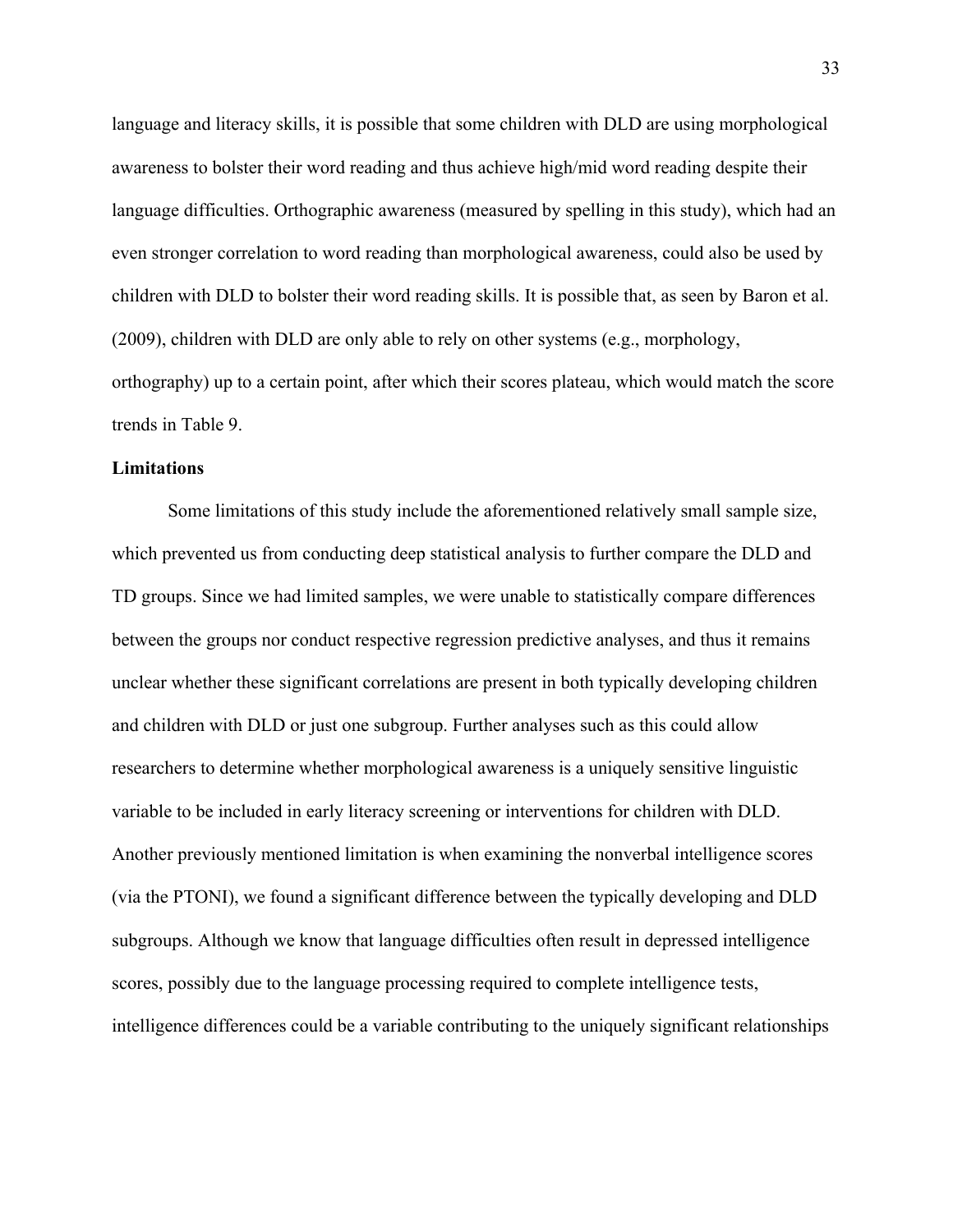language and literacy skills, it is possible that some children with DLD are using morphological awareness to bolster their word reading and thus achieve high/mid word reading despite their language difficulties. Orthographic awareness (measured by spelling in this study), which had an even stronger correlation to word reading than morphological awareness, could also be used by children with DLD to bolster their word reading skills. It is possible that, as seen by Baron et al. (2009), children with DLD are only able to rely on other systems (e.g., morphology, orthography) up to a certain point, after which their scores plateau, which would match the score trends in Table 9.

## Limitations

Some limitations of this study include the aforementioned relatively small sample size, which prevented us from conducting deep statistical analysis to further compare the DLD and TD groups. Since we had limited samples, we were unable to statistically compare differences between the groups nor conduct respective regression predictive analyses, and thus it remains unclear whether these significant correlations are present in both typically developing children and children with DLD or just one subgroup. Further analyses such as this could allow researchers to determine whether morphological awareness is a uniquely sensitive linguistic variable to be included in early literacy screening or interventions for children with DLD. Another previously mentioned limitation is when examining the nonverbal intelligence scores (via the PTONI), we found a significant difference between the typically developing and DLD subgroups. Although we know that language difficulties often result in depressed intelligence scores, possibly due to the language processing required to complete intelligence tests, intelligence differences could be a variable contributing to the uniquely significant relationships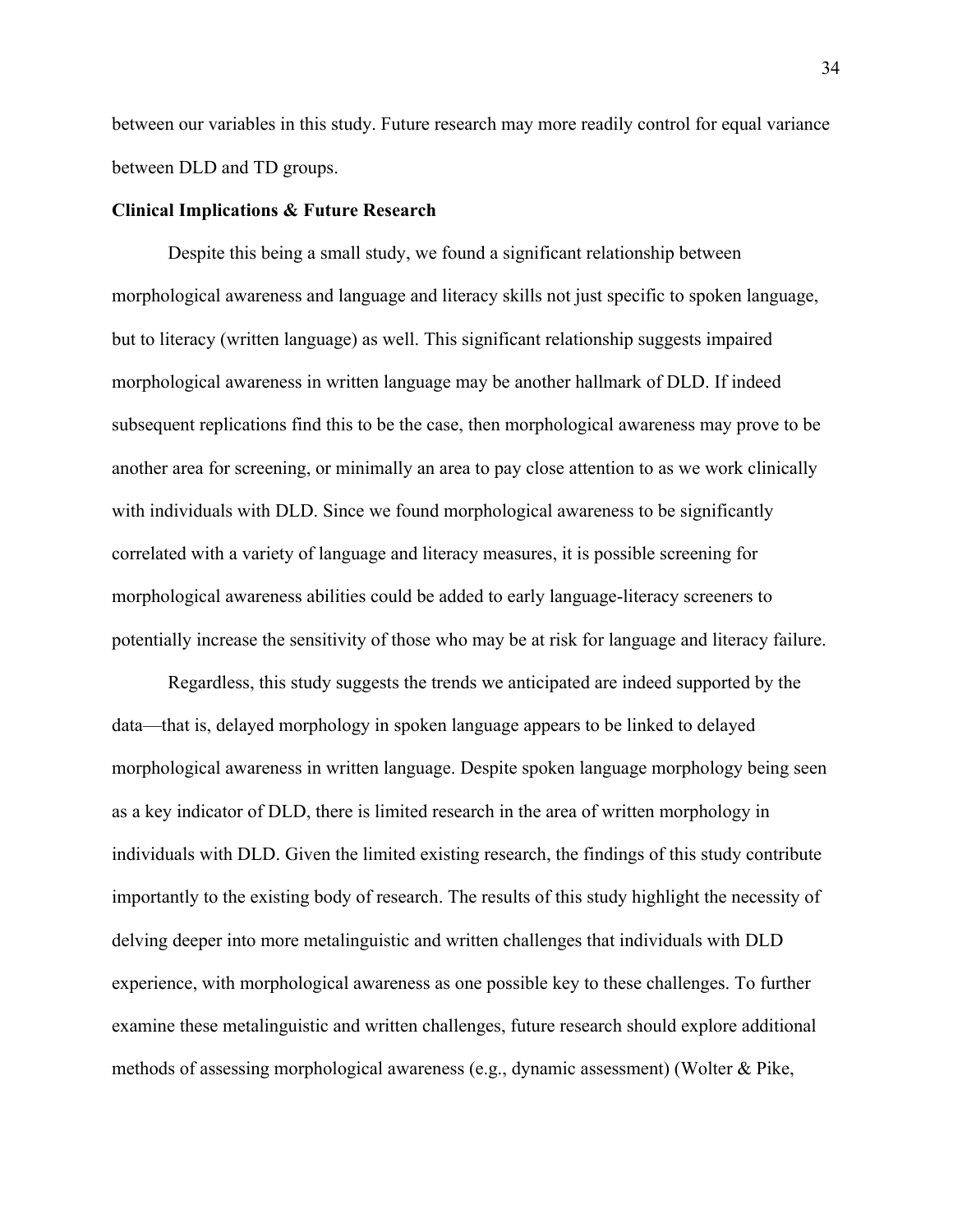between our variables in this study. Future research may more readily control for equal variance between DLD and TD groups.

**Clinical Implications & Future Research**

Despite this being a small study, we found a significant relationship between morphological awareness and language and literacy skills not just specific to spoken language, but to literacy (written language) as well. This significant relationship suggests impaired morphological awareness in written language may be another hallmark of DLD. If indeed subsequent replications find this to be the case, then morphological awareness may prove to be another area for screening, or minimally an area to pay close attention to as we work clinically with individuals with DLD. Since we found morphological awareness to be significantly correlated with a variety of language and literacy measures, it is possible screening for morphological awareness abilities could be added to early language-literacy screeners to potentially increase the sensitivity of those who may be at risk for language and literacy failure.

Regardless, this study suggests the trends we anticipated are indeed supported by the data—that is, delayed morphology in spoken language appears to be linked to delayed morphological awareness in written language. Despite spoken language morphology being seen as a key indicator of DLD, there is limited research in the area of written morphology in individuals with DLD. Given the limited existing research, the findings of this study contribute importantly to the existing body of research. The results of this study highlight the necessity of delving deeper into more metalinguistic and written challenges that individuals with DLD experience, with morphological awareness as one possible key to these challenges. To further examine these metalinguistic and written challenges, future research should explore additional methods of assessing morphological awareness (e.g., dynamic assessment) (Wolter & Pike,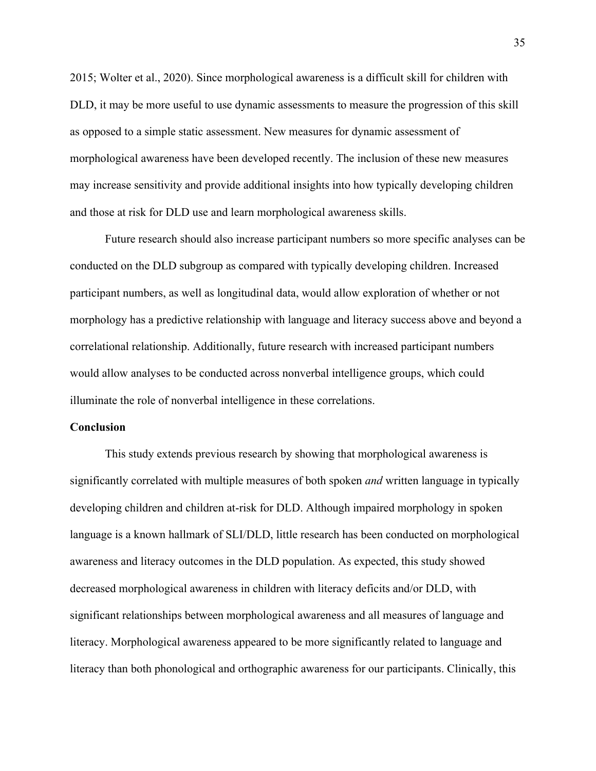2015; Wolter et al., 2020). Since morphological awareness is a difficult skill for children with DLD, it may be more useful to use dynamic assessments to measure the progression of this skill as opposed to a simple static assessment. New measures for dynamic assessment of morphological awareness have been developed recently. The inclusion of these new measures may increase sensitivity and provide additional insights into how typically developing children and those at risk for DLD use and learn morphological awareness skills.

Future research should also increase participant numbers so more specific analyses can be conducted on the DLD subgroup as compared with typically developing children. Increased participant numbers, as well as longitudinal data, would allow exploration of whether or not morphology has a predictive relationship with language and literacy success above and beyond a correlational relationship. Additionally, future research with increased participant numbers would allow analyses to be conducted across nonverbal intelligence groups, which could illuminate the role of nonverbal intelligence in these correlations.

**Conclusion**

This study extends previous research by showing that morphological awareness is significantly correlated with multiple measures of both spoken *and* written language in typically developing children and children at-risk for DLD. Although impaired morphology in spoken language is a known hallmark of SLI/DLD, little research has been conducted on morphological awareness and literacy outcomes in the DLD population. As expected, this study showed decreased morphological awareness in children with literacy deficits and/or DLD, with significant relationships between morphological awareness and all measures of language and literacy. Morphological awareness appeared to be more significantly related to language and literacy than both phonological and orthographic awareness for our participants. Clinically, this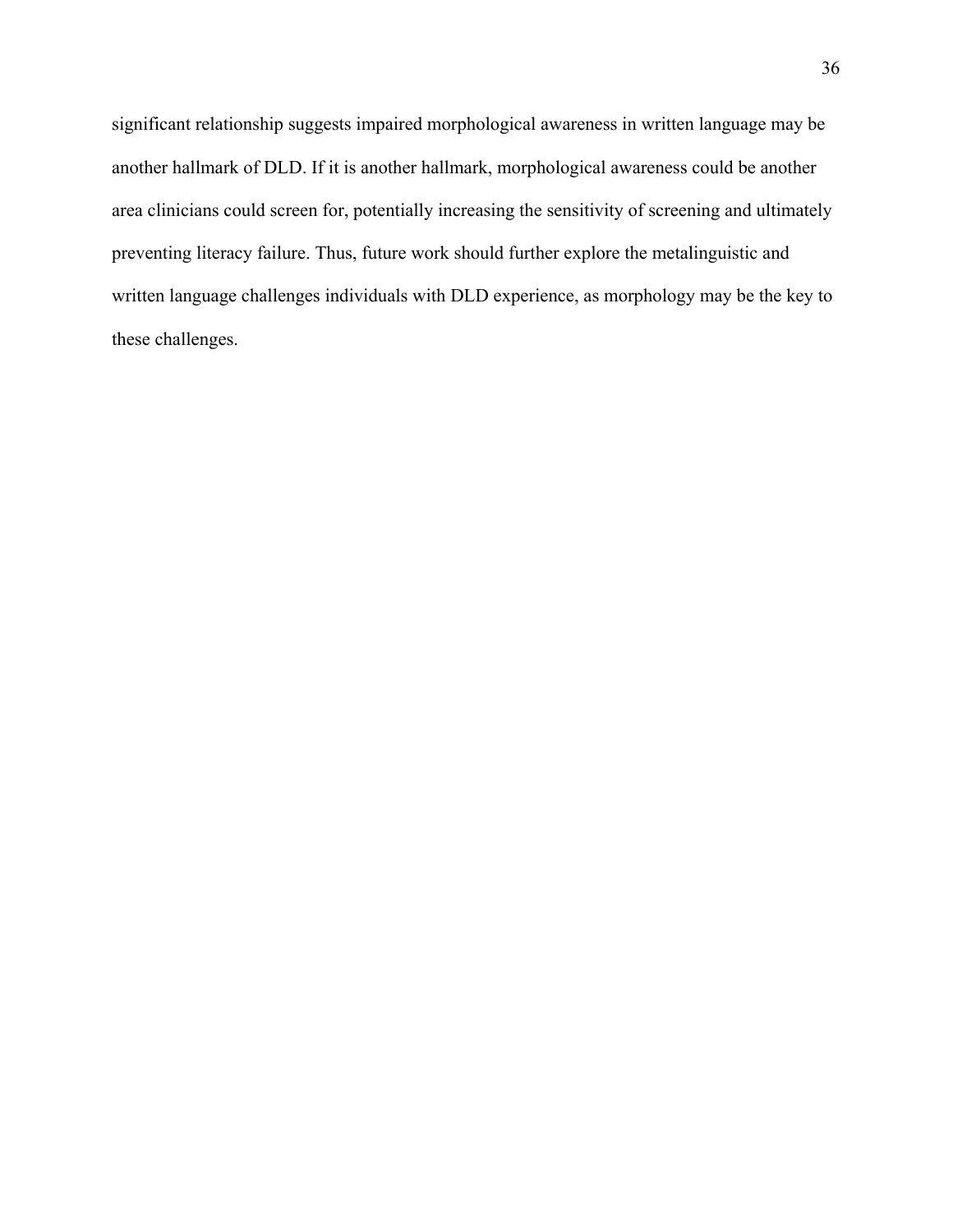significant relationship suggests impaired morphological awareness in written language may be another hallmark of DLD. If it is another hallmark, morphological awareness could be another area clinicians could screen for, potentially increasing the sensitivity of screening and ultimately preventing literacy failure. Thus, future work should further explore the metalinguistic and written language challenges individuals with DLD experience, as morphology may be the key to these challenges.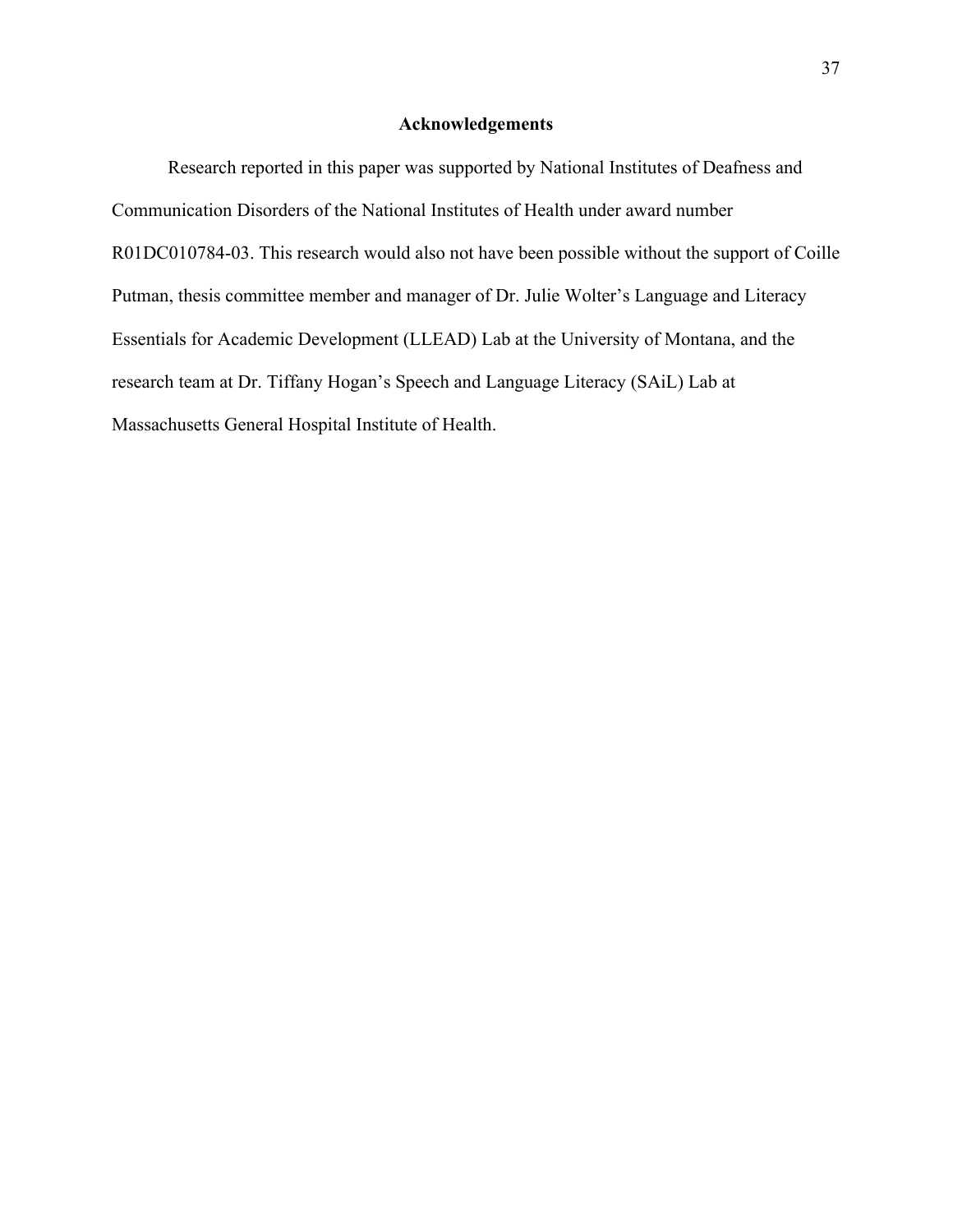## Acknowledgements

Research reported in this paper was supported by National Institutes of Deafness and Communication Disorders of the National Institutes of Health under award number R01DC010784-03. This research would also not have been possible without the support of Coille Putman, thesis committee member and manager of Dr. Julie Wolter's Language and Literacy Essentials for Academic Development (LLEAD) Lab at the University of Montana, and the research team at Dr. Tiffany Hogan's Speech and Language Literacy (SAiL) Lab at Massachusetts General Hospital Institute of Health.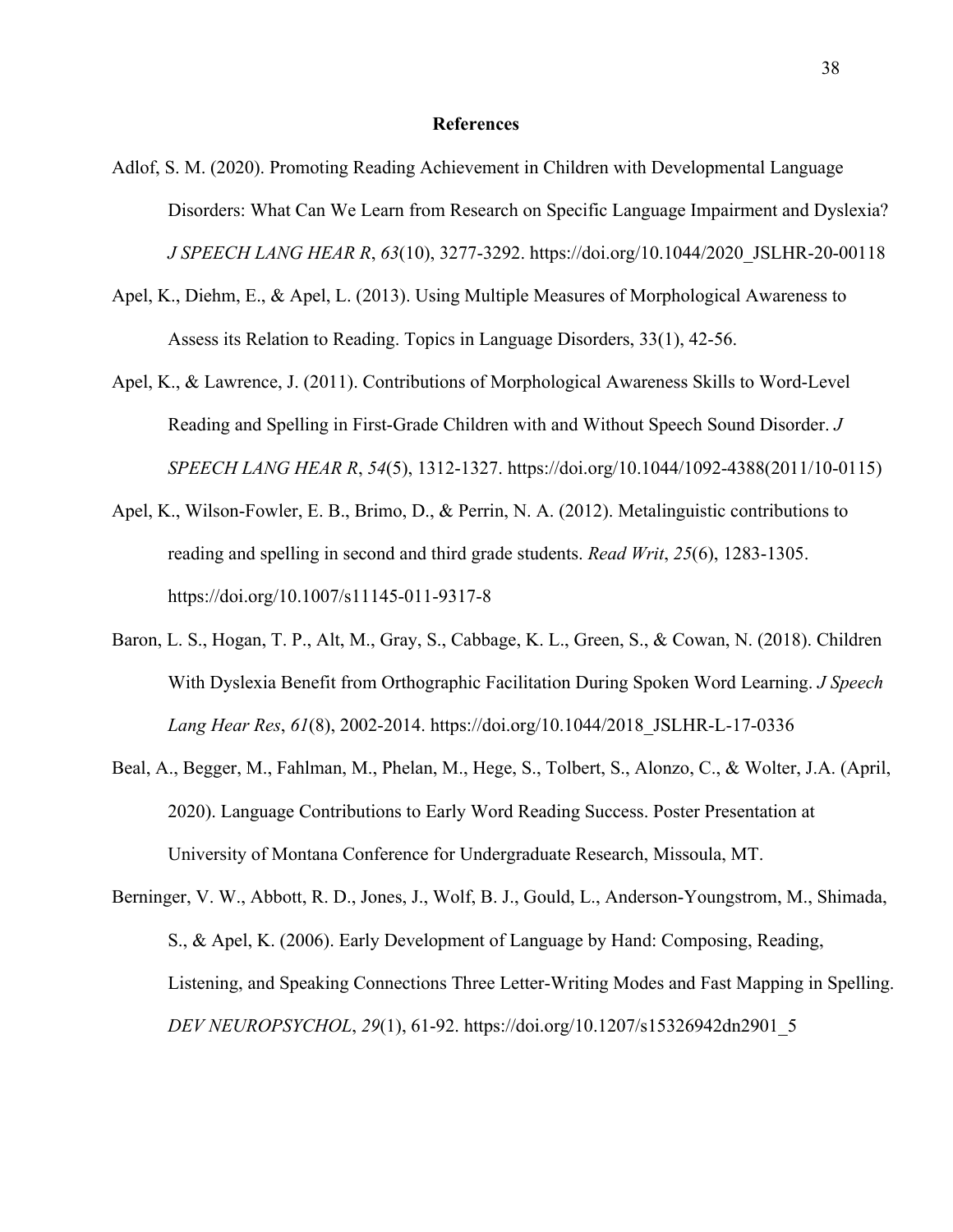## References

Adlof, S. M. (2020). Promoting Reading Achievement in Children with Developmental Language Disorders: What Can We Learn from Research on Specific Language Impairment and Dyslexia? *J SPEECH LANG HEAR R*, *63*(10), 3277-3292. https://doi.org/10.1044/2020_JSLHR-20-00118

Apel, K., Diehm, E., & Apel, L. (2013). Using Multiple Measures of Morphological Awareness to Assess its Relation to Reading. Topics in Language Disorders, 33(1), 42-56.

Apel, K., & Lawrence, J. (2011). Contributions of Morphological Awareness Skills to Word-Level Reading and Spelling in First-Grade Children with and Without Speech Sound Disorder. *J SPEECH LANG HEAR R*, *54*(5), 1312-1327. https://doi.org/10.1044/1092-4388(2011/10-0115)

Apel, K., Wilson-Fowler, E. B., Brimo, D., & Perrin, N. A. (2012). Metalinguistic contributions to reading and spelling in second and third grade students. *Read Writ*, *25*(6), 1283-1305. https://doi.org/10.1007/s11145-011-9317-8

Baron, L. S., Hogan, T. P., Alt, M., Gray, S., Cabbage, K. L., Green, S., & Cowan, N. (2018). Children With Dyslexia Benefit from Orthographic Facilitation During Spoken Word Learning. *J Speech Lang Hear Res*, *61*(8), 2002-2014. https://doi.org/10.1044/2018_JSLHR-L-17-0336

Beal, A., Begger, M., Fahlman, M., Phelan, M., Hege, S., Tolbert, S., Alonzo, C., & Wolter, J.A. (April, 2020). Language Contributions to Early Word Reading Success. Poster Presentation at University of Montana Conference for Undergraduate Research, Missoula, MT.

Berninger, V. W., Abbott, R. D., Jones, J., Wolf, B. J., Gould, L., Anderson-Youngstrom, M., Shimada, S., & Apel, K. (2006). Early Development of Language by Hand: Composing, Reading, Listening, and Speaking Connections Three Letter-Writing Modes and Fast Mapping in Spelling. *DEV NEUROPSYCHOL*, *29*(1), 61-92. https://doi.org/10.1207/s15326942dn2901_5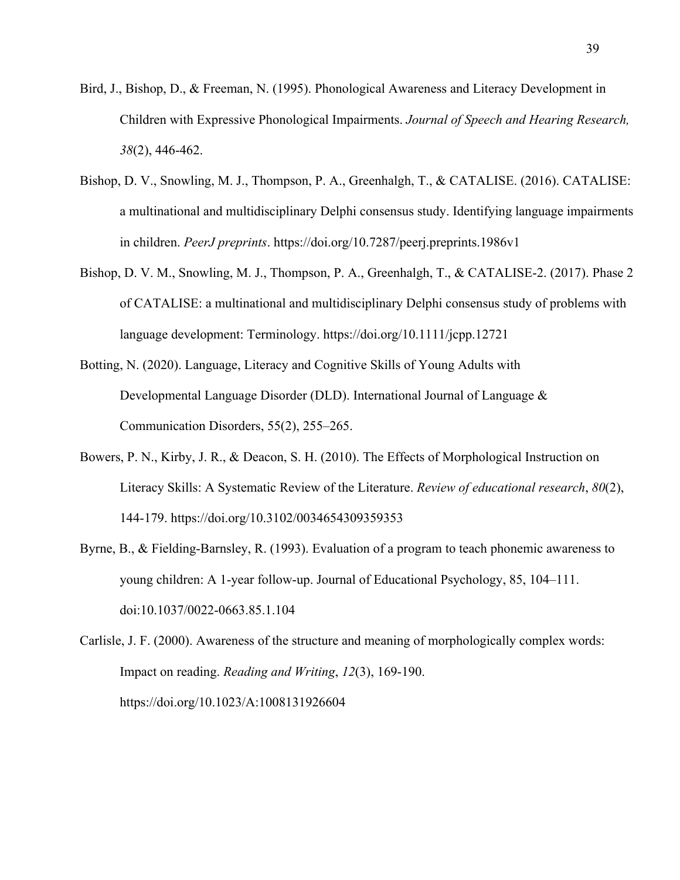Bird, J., Bishop, D., & Freeman, N. (1995). Phonological Awareness and Literacy Development in Children with Expressive Phonological Impairments. *Journal of Speech and Hearing Research, 38*(2), 446-462.

Bishop, D. V., Snowling, M. J., Thompson, P. A., Greenhalgh, T., & CATALISE. (2016). CATALISE: a multinational and multidisciplinary Delphi consensus study. Identifying language impairments in children. *PeerJ preprints*. https://doi.org/10.7287/peerj.preprints.1986v1

Bishop, D. V. M., Snowling, M. J., Thompson, P. A., Greenhalgh, T., & CATALISE-2. (2017). Phase 2 of CATALISE: a multinational and multidisciplinary Delphi consensus study of problems with language development: Terminology. https://doi.org/10.1111/jcpp.12721

Botting, N. (2020). Language, Literacy and Cognitive Skills of Young Adults with Developmental Language Disorder (DLD). International Journal of Language & Communication Disorders, 55(2), 255–265.

Bowers, P. N., Kirby, J. R., & Deacon, S. H. (2010). The Effects of Morphological Instruction on Literacy Skills: A Systematic Review of the Literature. *Review of educational research*, *80*(2), 144-179. https://doi.org/10.3102/0034654309359353

Byrne, B., & Fielding-Barnsley, R. (1993). Evaluation of a program to teach phonemic awareness to young children: A 1-year follow-up. Journal of Educational Psychology, 85, 104–111. doi:10.1037/0022-0663.85.1.104

Carlisle, J. F. (2000). Awareness of the structure and meaning of morphologically complex words: Impact on reading. *Reading and Writing*, *12*(3), 169-190. https://doi.org/10.1023/A:1008131926604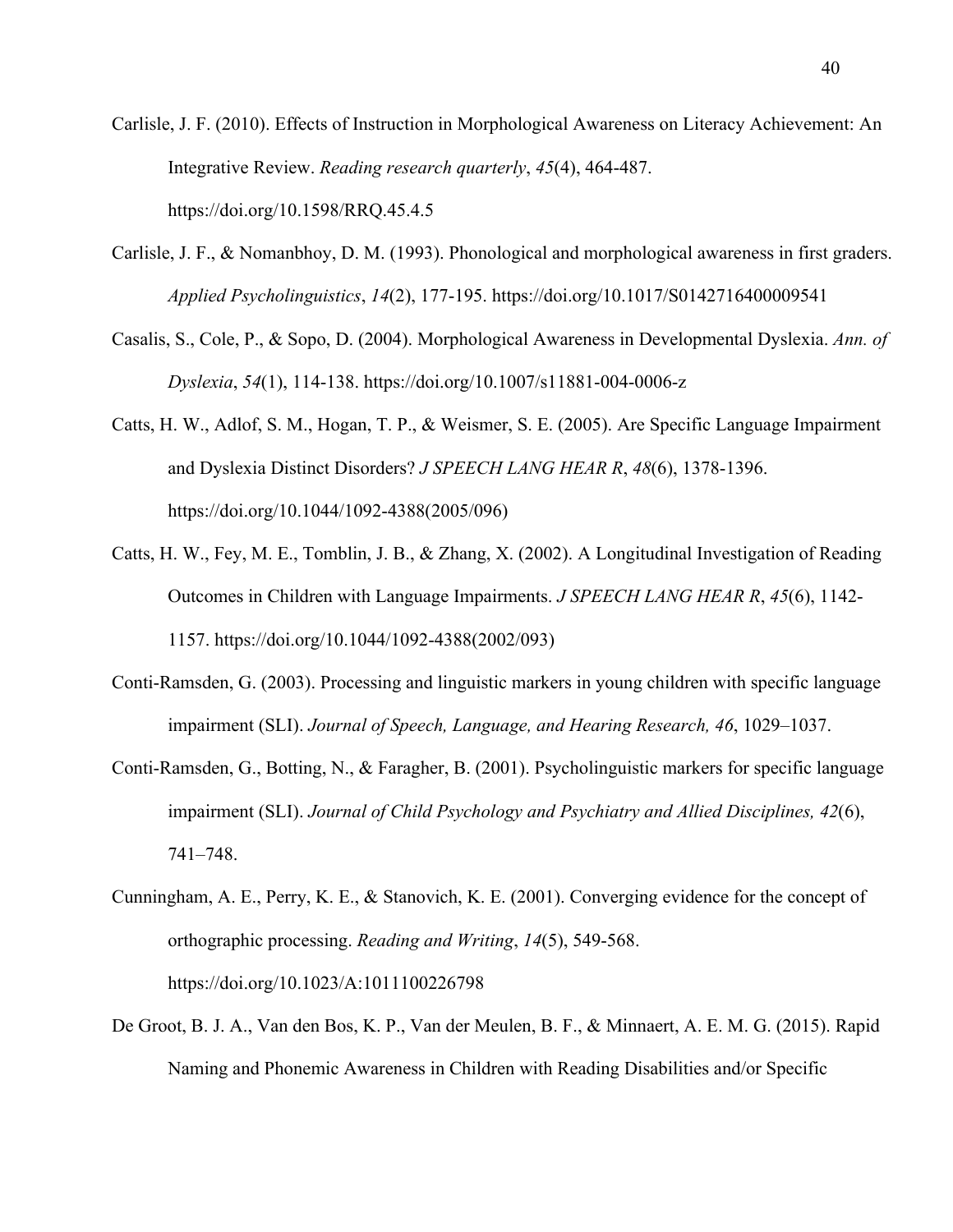Carlisle, J. F. (2010). Effects of Instruction in Morphological Awareness on Literacy Achievement: An Integrative Review. *Reading research quarterly*, *45*(4), 464-487. https://doi.org/10.1598/RRQ.45.4.5

Carlisle, J. F., & Nomanbhoy, D. M. (1993). Phonological and morphological awareness in first graders. *Applied Psycholinguistics*, *14*(2), 177-195. https://doi.org/10.1017/S0142716400009541

Casalis, S., Cole, P., & Sopo, D. (2004). Morphological Awareness in Developmental Dyslexia. *Ann. of Dyslexia*, *54*(1), 114-138. https://doi.org/10.1007/s11881-004-0006-z

Catts, H. W., Adlof, S. M., Hogan, T. P., & Weismer, S. E. (2005). Are Specific Language Impairment and Dyslexia Distinct Disorders? *J SPEECH LANG HEAR R*, *48*(6), 1378-1396. https://doi.org/10.1044/1092-4388(2005/096)

Catts, H. W., Fey, M. E., Tomblin, J. B., & Zhang, X. (2002). A Longitudinal Investigation of Reading Outcomes in Children with Language Impairments. *J SPEECH LANG HEAR R*, *45*(6), 1142-1157. https://doi.org/10.1044/1092-4388(2002/093)

Conti-Ramsden, G. (2003). Processing and linguistic markers in young children with specific language impairment (SLI). *Journal of Speech, Language, and Hearing Research, 46*, 1029–1037.

Conti-Ramsden, G., Botting, N., & Faragher, B. (2001). Psycholinguistic markers for specific language impairment (SLI). *Journal of Child Psychology and Psychiatry and Allied Disciplines, 42*(6), 741–748.

Cunningham, A. E., Perry, K. E., & Stanovich, K. E. (2001). Converging evidence for the concept of orthographic processing. *Reading and Writing*, *14*(5), 549-568. https://doi.org/10.1023/A:1011100226798

De Groot, B. J. A., Van den Bos, K. P., Van der Meulen, B. F., & Minnaert, A. E. M. G. (2015). Rapid Naming and Phonemic Awareness in Children with Reading Disabilities and/or Specific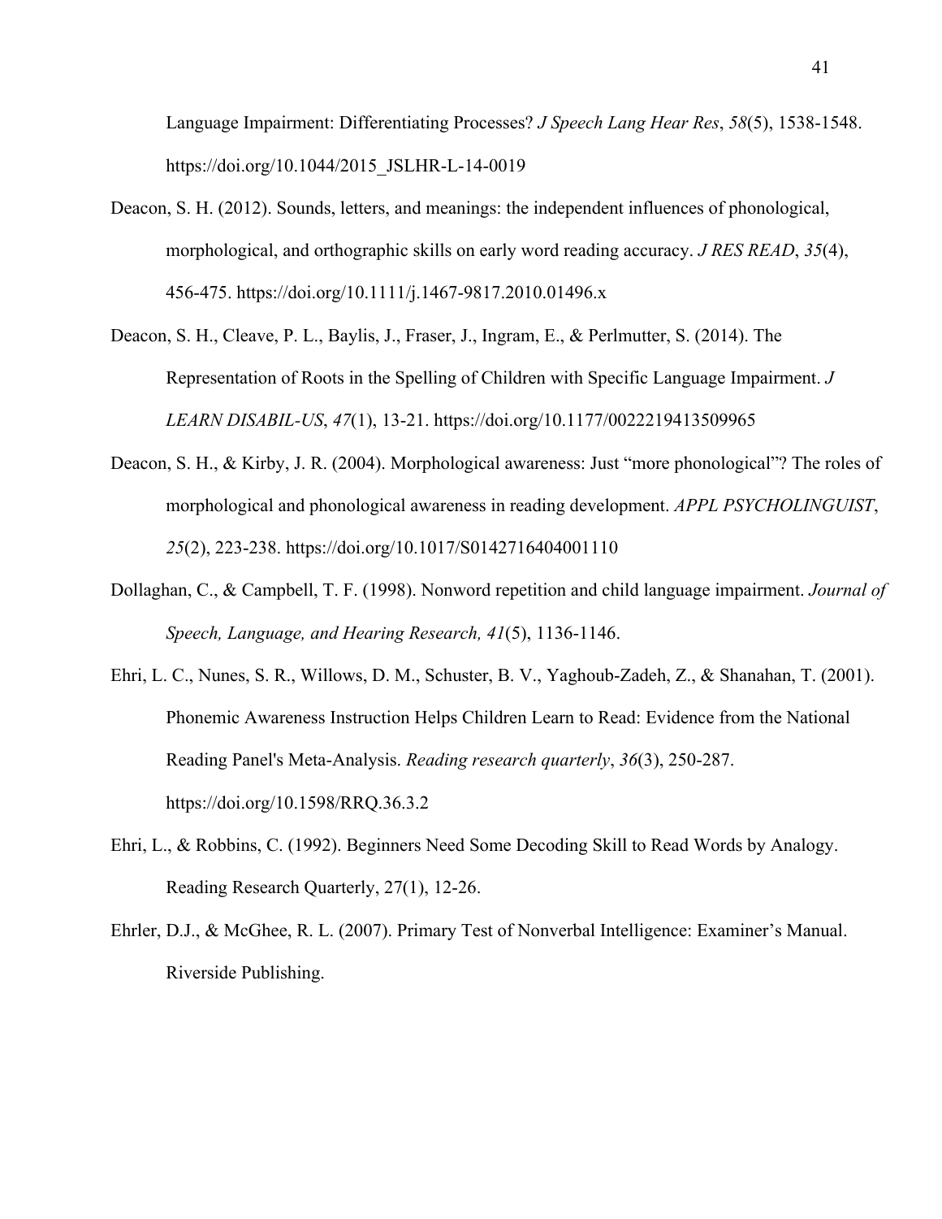Language Impairment: Differentiating Processes? *J Speech Lang Hear Res*, *58*(5), 1538-1548. https://doi.org/10.1044/2015_JSLHR-L-14-0019

Deacon, S. H. (2012). Sounds, letters, and meanings: the independent influences of phonological, morphological, and orthographic skills on early word reading accuracy. *J RES READ*, *35*(4), 456-475. https://doi.org/10.1111/j.1467-9817.2010.01496.x

Deacon, S. H., Cleave, P. L., Baylis, J., Fraser, J., Ingram, E., & Perlmutter, S. (2014). The Representation of Roots in the Spelling of Children with Specific Language Impairment. *J LEARN DISABIL-US*, *47*(1), 13-21. https://doi.org/10.1177/0022219413509965

Deacon, S. H., & Kirby, J. R. (2004). Morphological awareness: Just "more phonological"? The roles of morphological and phonological awareness in reading development. *APPL PSYCHOLINGUIST*, *25*(2), 223-238. https://doi.org/10.1017/S0142716404001110

Dollaghan, C., & Campbell, T. F. (1998). Nonword repetition and child language impairment. *Journal of Speech, Language, and Hearing Research, 41*(5), 1136-1146.

Ehri, L. C., Nunes, S. R., Willows, D. M., Schuster, B. V., Yaghoub-Zadeh, Z., & Shanahan, T. (2001). Phonemic Awareness Instruction Helps Children Learn to Read: Evidence from the National Reading Panel's Meta-Analysis. *Reading research quarterly*, *36*(3), 250-287. https://doi.org/10.1598/RRQ.36.3.2

Ehri, L., & Robbins, C. (1992). Beginners Need Some Decoding Skill to Read Words by Analogy. Reading Research Quarterly, 27(1), 12-26.

Ehrler, D.J., & McGhee, R. L. (2007). Primary Test of Nonverbal Intelligence: Examiner's Manual. Riverside Publishing.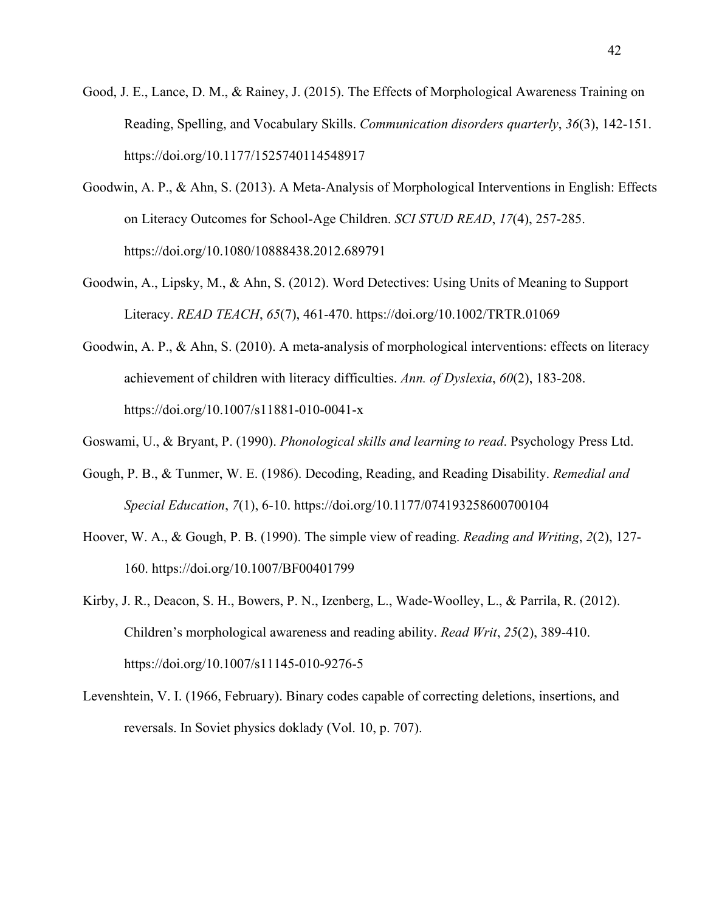Good, J. E., Lance, D. M., & Rainey, J. (2015). The Effects of Morphological Awareness Training on Reading, Spelling, and Vocabulary Skills. *Communication disorders quarterly*, *36*(3), 142-151. https://doi.org/10.1177/1525740114548917

Goodwin, A. P., & Ahn, S. (2013). A Meta-Analysis of Morphological Interventions in English: Effects on Literacy Outcomes for School-Age Children. *SCI STUD READ*, *17*(4), 257-285. https://doi.org/10.1080/10888438.2012.689791

Goodwin, A., Lipsky, M., & Ahn, S. (2012). Word Detectives: Using Units of Meaning to Support Literacy. *READ TEACH*, *65*(7), 461-470. https://doi.org/10.1002/TRTR.01069

Goodwin, A. P., & Ahn, S. (2010). A meta-analysis of morphological interventions: effects on literacy achievement of children with literacy difficulties. *Ann. of Dyslexia*, *60*(2), 183-208. https://doi.org/10.1007/s11881-010-0041-x

Goswami, U., & Bryant, P. (1990). *Phonological skills and learning to read*. Psychology Press Ltd.

Gough, P. B., & Tunmer, W. E. (1986). Decoding, Reading, and Reading Disability. *Remedial and Special Education*, *7*(1), 6-10. https://doi.org/10.1177/074193258600700104

Hoover, W. A., & Gough, P. B. (1990). The simple view of reading. *Reading and Writing*, *2*(2), 127-160. https://doi.org/10.1007/BF00401799

Kirby, J. R., Deacon, S. H., Bowers, P. N., Izenberg, L., Wade-Woolley, L., & Parrila, R. (2012). Children's morphological awareness and reading ability. *Read Writ*, *25*(2), 389-410. https://doi.org/10.1007/s11145-010-9276-5

Levenshtein, V. I. (1966, February). Binary codes capable of correcting deletions, insertions, and reversals. In Soviet physics doklady (Vol. 10, p. 707).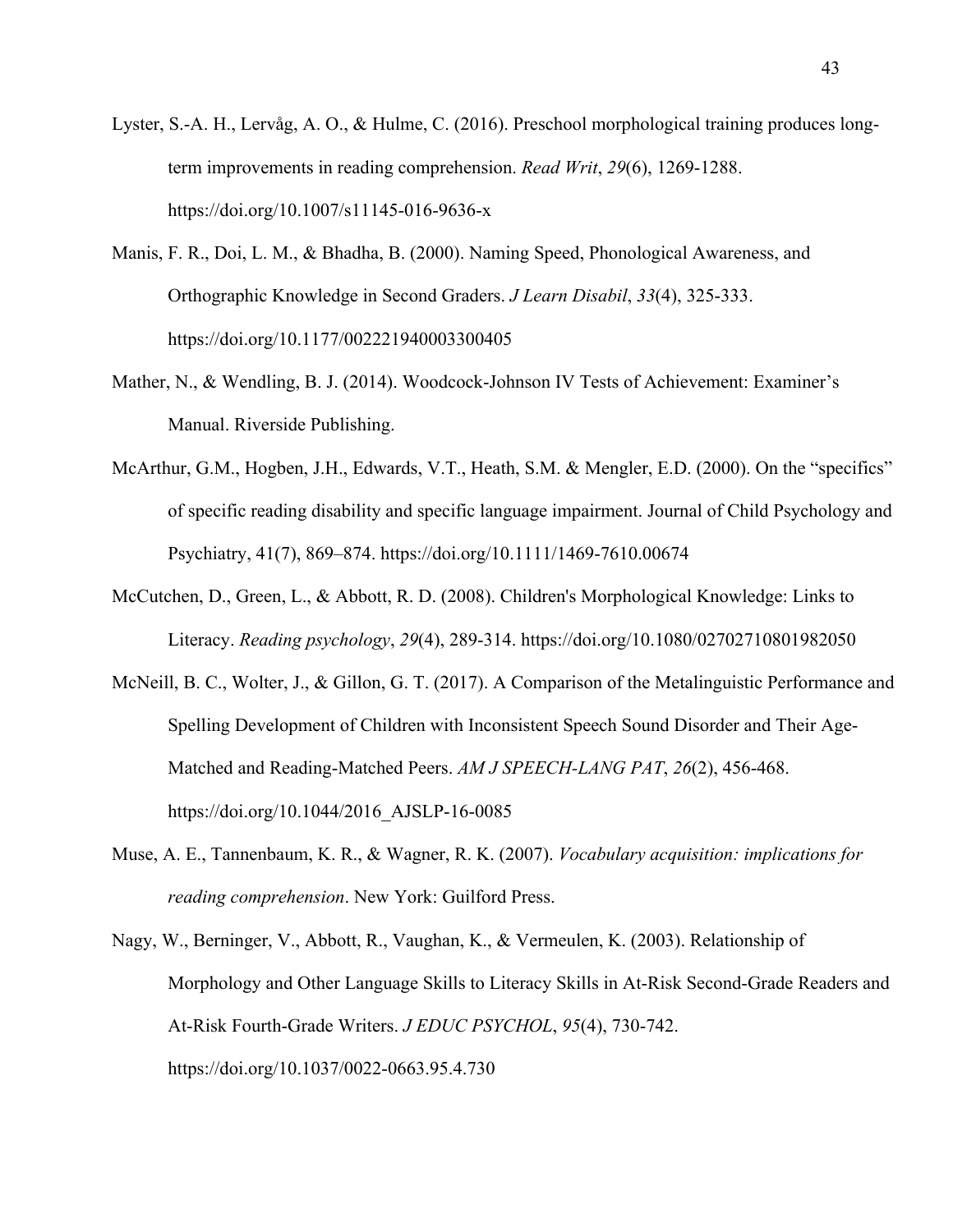Lyster, S.-A. H., Lervåg, A. O., & Hulme, C. (2016). Preschool morphological training produces long-term improvements in reading comprehension. *Read Writ*, *29*(6), 1269-1288. https://doi.org/10.1007/s11145-016-9636-x

Manis, F. R., Doi, L. M., & Bhadha, B. (2000). Naming Speed, Phonological Awareness, and Orthographic Knowledge in Second Graders. *J Learn Disabil*, *33*(4), 325-333. https://doi.org/10.1177/002221940003300405

Mather, N., & Wendling, B. J. (2014). Woodcock-Johnson IV Tests of Achievement: Examiner's Manual. Riverside Publishing.

McArthur, G.M., Hogben, J.H., Edwards, V.T., Heath, S.M. & Mengler, E.D. (2000). On the "specifics" of specific reading disability and specific language impairment. Journal of Child Psychology and Psychiatry, 41(7), 869–874. https://doi.org/10.1111/1469-7610.00674

McCutchen, D., Green, L., & Abbott, R. D. (2008). Children's Morphological Knowledge: Links to Literacy. *Reading psychology*, *29*(4), 289-314. https://doi.org/10.1080/02702710801982050

McNeill, B. C., Wolter, J., & Gillon, G. T. (2017). A Comparison of the Metalinguistic Performance and Spelling Development of Children with Inconsistent Speech Sound Disorder and Their Age-Matched and Reading-Matched Peers. *AM J SPEECH-LANG PAT*, *26*(2), 456-468. https://doi.org/10.1044/2016_AJSLP-16-0085

Muse, A. E., Tannenbaum, K. R., & Wagner, R. K. (2007). *Vocabulary acquisition: implications for reading comprehension*. New York: Guilford Press.

Nagy, W., Berninger, V., Abbott, R., Vaughan, K., & Vermeulen, K. (2003). Relationship of Morphology and Other Language Skills to Literacy Skills in At-Risk Second-Grade Readers and At-Risk Fourth-Grade Writers. *J EDUC PSYCHOL*, *95*(4), 730-742. https://doi.org/10.1037/0022-0663.95.4.730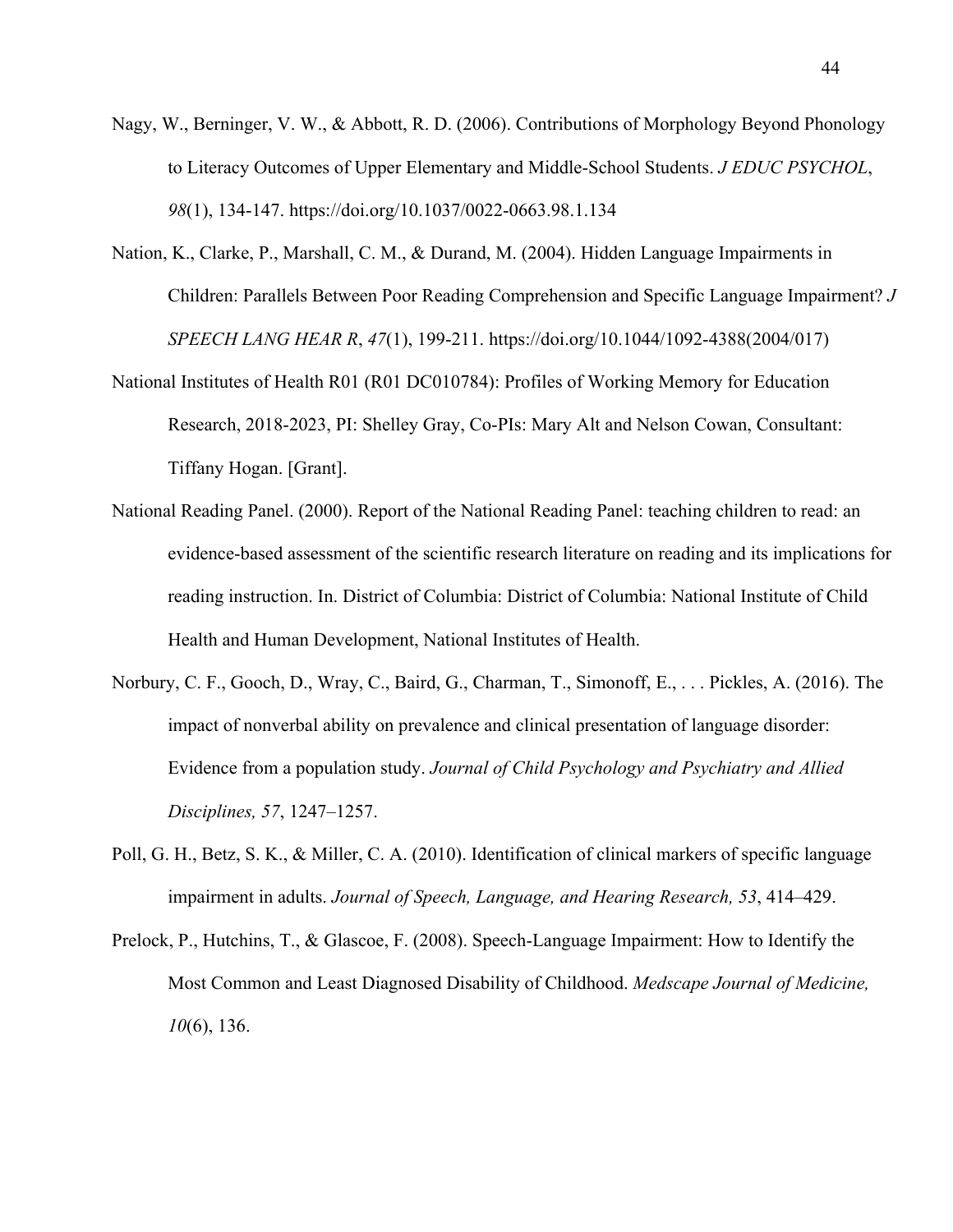Nagy, W., Berninger, V. W., & Abbott, R. D. (2006). Contributions of Morphology Beyond Phonology to Literacy Outcomes of Upper Elementary and Middle-School Students. *J EDUC PSYCHOL*, *98*(1), 134-147. https://doi.org/10.1037/0022-0663.98.1.134

Nation, K., Clarke, P., Marshall, C. M., & Durand, M. (2004). Hidden Language Impairments in Children: Parallels Between Poor Reading Comprehension and Specific Language Impairment? *J SPEECH LANG HEAR R*, *47*(1), 199-211. https://doi.org/10.1044/1092-4388(2004/017)

National Institutes of Health R01 (R01 DC010784): Profiles of Working Memory for Education Research, 2018-2023, PI: Shelley Gray, Co-PIs: Mary Alt and Nelson Cowan, Consultant: Tiffany Hogan. [Grant].

National Reading Panel. (2000). Report of the National Reading Panel: teaching children to read: an evidence-based assessment of the scientific research literature on reading and its implications for reading instruction. In. District of Columbia: District of Columbia: National Institute of Child Health and Human Development, National Institutes of Health.

Norbury, C. F., Gooch, D., Wray, C., Baird, G., Charman, T., Simonoff, E., . . . Pickles, A. (2016). The impact of nonverbal ability on prevalence and clinical presentation of language disorder: Evidence from a population study. *Journal of Child Psychology and Psychiatry and Allied Disciplines, 57*, 1247–1257.

Poll, G. H., Betz, S. K., & Miller, C. A. (2010). Identification of clinical markers of specific language impairment in adults. *Journal of Speech, Language, and Hearing Research, 53*, 414–429.

Prelock, P., Hutchins, T., & Glascoe, F. (2008). Speech-Language Impairment: How to Identify the Most Common and Least Diagnosed Disability of Childhood. *Medscape Journal of Medicine, 10*(6), 136.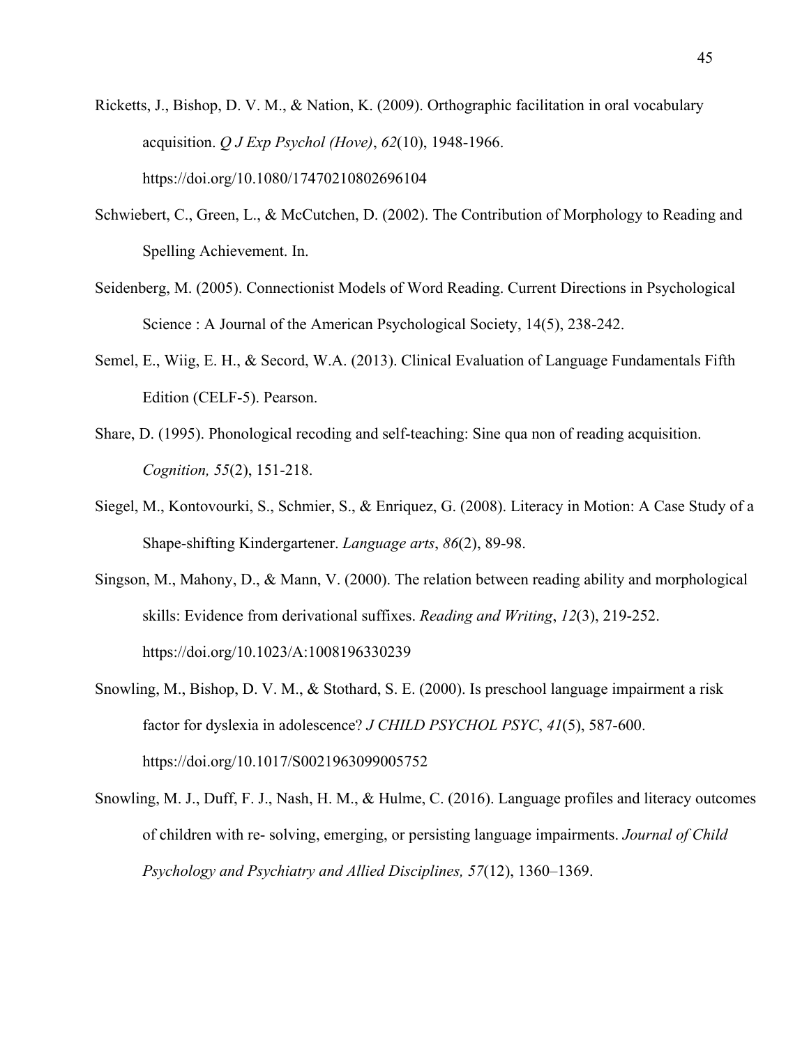Ricketts, J., Bishop, D. V. M., & Nation, K. (2009). Orthographic facilitation in oral vocabulary acquisition. *Q J Exp Psychol (Hove)*, *62*(10), 1948-1966. https://doi.org/10.1080/17470210802696104

Schwiebert, C., Green, L., & McCutchen, D. (2002). The Contribution of Morphology to Reading and Spelling Achievement. In.

Seidenberg, M. (2005). Connectionist Models of Word Reading. Current Directions in Psychological Science : A Journal of the American Psychological Society, 14(5), 238-242.

Semel, E., Wiig, E. H., & Secord, W.A. (2013). Clinical Evaluation of Language Fundamentals Fifth Edition (CELF-5). Pearson.

Share, D. (1995). Phonological recoding and self-teaching: Sine qua non of reading acquisition. *Cognition, 55*(2), 151-218.

Siegel, M., Kontovourki, S., Schmier, S., & Enriquez, G. (2008). Literacy in Motion: A Case Study of a Shape-shifting Kindergartener. *Language arts*, *86*(2), 89-98.

Singson, M., Mahony, D., & Mann, V. (2000). The relation between reading ability and morphological skills: Evidence from derivational suffixes. *Reading and Writing*, *12*(3), 219-252. https://doi.org/10.1023/A:1008196330239

Snowling, M., Bishop, D. V. M., & Stothard, S. E. (2000). Is preschool language impairment a risk factor for dyslexia in adolescence? *J CHILD PSYCHOL PSYC*, *41*(5), 587-600. https://doi.org/10.1017/S0021963099005752

Snowling, M. J., Duff, F. J., Nash, H. M., & Hulme, C. (2016). Language profiles and literacy outcomes of children with re- solving, emerging, or persisting language impairments. *Journal of Child Psychology and Psychiatry and Allied Disciplines, 57*(12), 1360–1369.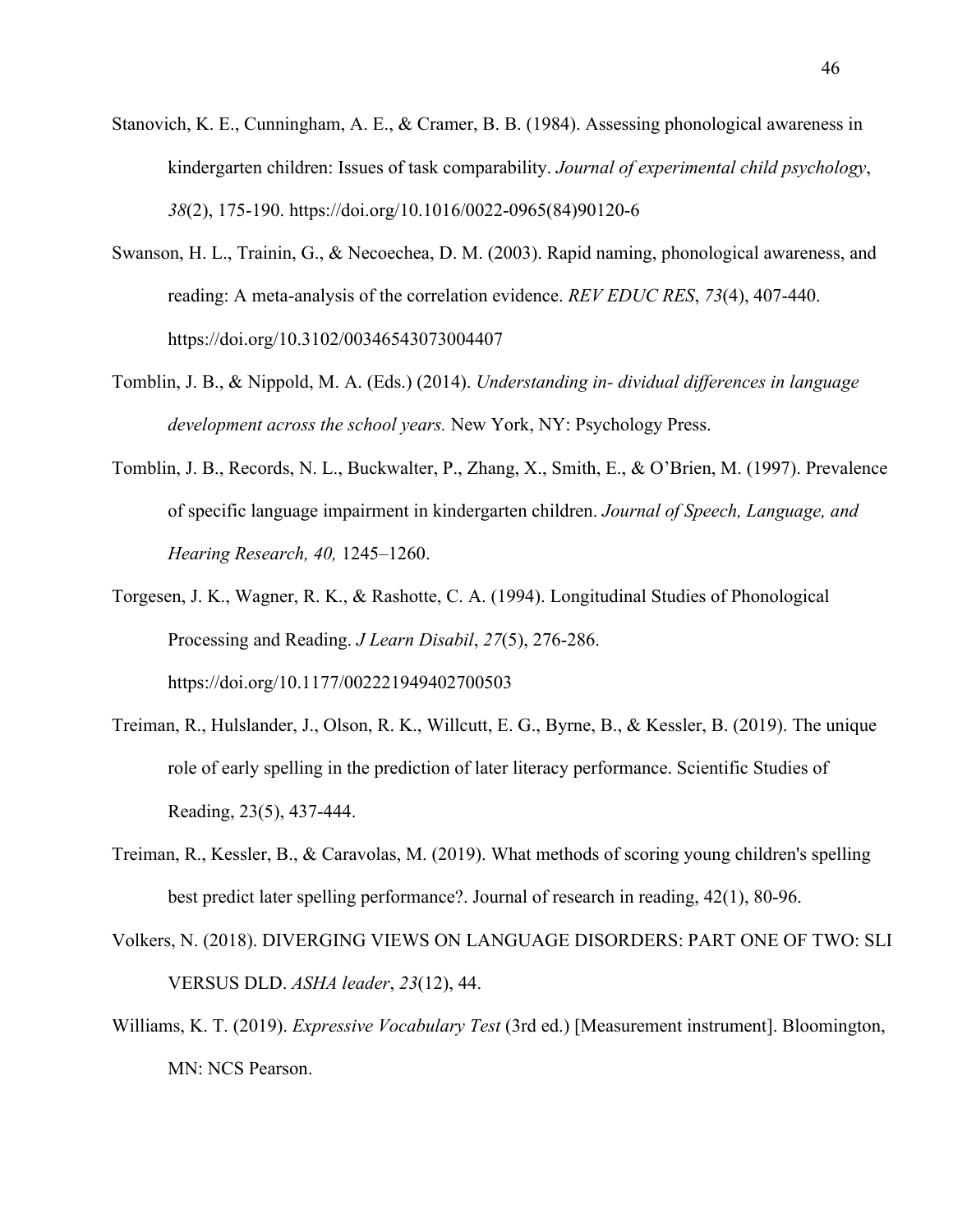Stanovich, K. E., Cunningham, A. E., & Cramer, B. B. (1984). Assessing phonological awareness in kindergarten children: Issues of task comparability. *Journal of experimental child psychology*, *38*(2), 175-190. https://doi.org/10.1016/0022-0965(84)90120-6

Swanson, H. L., Trainin, G., & Necoechea, D. M. (2003). Rapid naming, phonological awareness, and reading: A meta-analysis of the correlation evidence. *REV EDUC RES*, *73*(4), 407-440. https://doi.org/10.3102/00346543073004407

Tomblin, J. B., & Nippold, M. A. (Eds.) (2014). *Understanding in- dividual differences in language development across the school years.* New York, NY: Psychology Press.

Tomblin, J. B., Records, N. L., Buckwalter, P., Zhang, X., Smith, E., & O'Brien, M. (1997). Prevalence of specific language impairment in kindergarten children. *Journal of Speech, Language, and Hearing Research, 40,* 1245–1260.

Torgesen, J. K., Wagner, R. K., & Rashotte, C. A. (1994). Longitudinal Studies of Phonological Processing and Reading. *J Learn Disabil*, *27*(5), 276-286. https://doi.org/10.1177/002221949402700503

Treiman, R., Hulslander, J., Olson, R. K., Willcutt, E. G., Byrne, B., & Kessler, B. (2019). The unique role of early spelling in the prediction of later literacy performance. Scientific Studies of Reading, 23(5), 437-444.

Treiman, R., Kessler, B., & Caravolas, M. (2019). What methods of scoring young children's spelling best predict later spelling performance?. Journal of research in reading, 42(1), 80-96.

Volkers, N. (2018). DIVERGING VIEWS ON LANGUAGE DISORDERS: PART ONE OF TWO: SLI VERSUS DLD. *ASHA leader*, *23*(12), 44.

Williams, K. T. (2019). *Expressive Vocabulary Test* (3rd ed.) [Measurement instrument]. Bloomington, MN: NCS Pearson.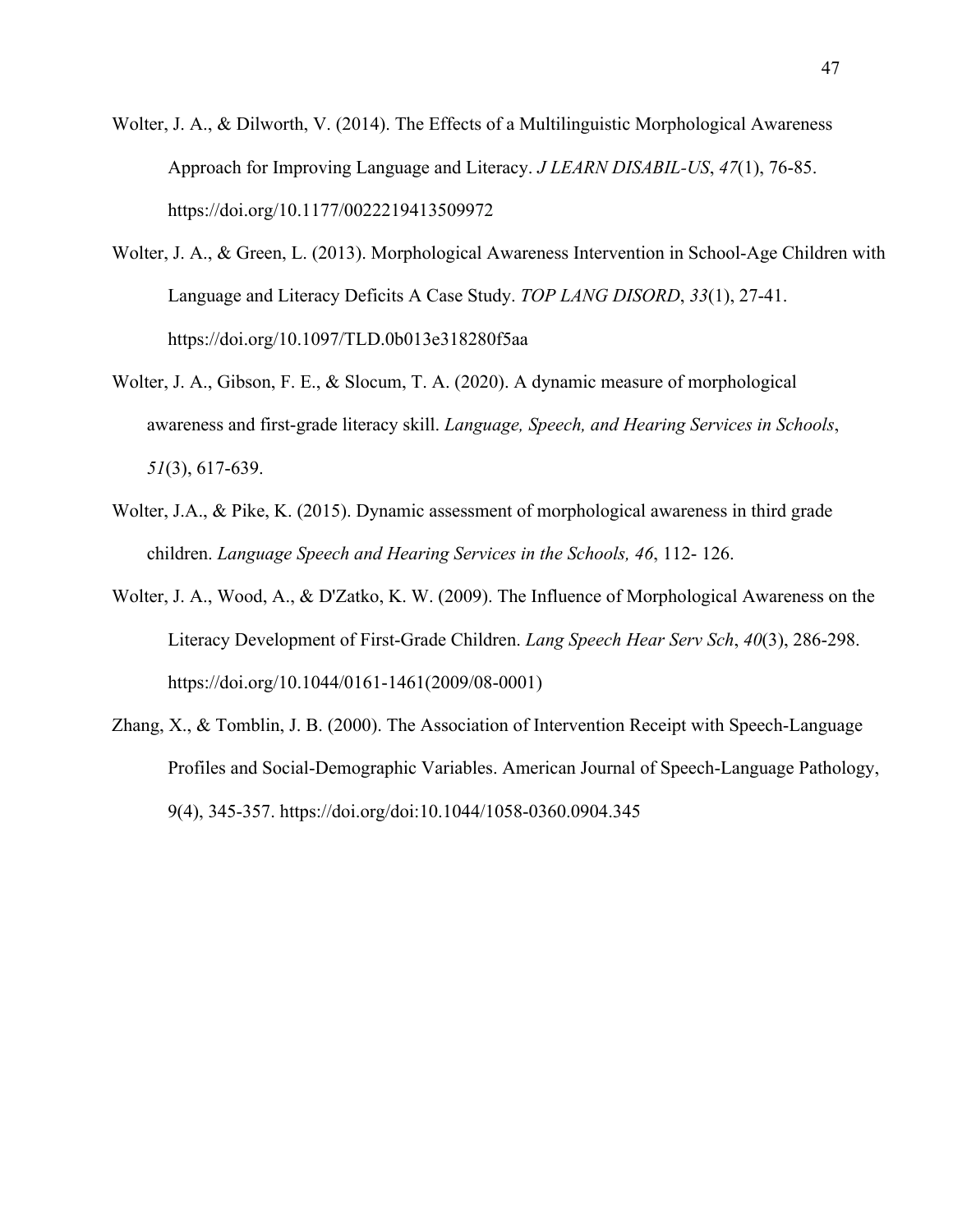Wolter, J. A., & Dilworth, V. (2014). The Effects of a Multilinguistic Morphological Awareness Approach for Improving Language and Literacy. *J LEARN DISABIL-US*, *47*(1), 76-85. https://doi.org/10.1177/0022219413509972

Wolter, J. A., & Green, L. (2013). Morphological Awareness Intervention in School-Age Children with Language and Literacy Deficits A Case Study. *TOP LANG DISORD*, *33*(1), 27-41. https://doi.org/10.1097/TLD.0b013e318280f5aa

Wolter, J. A., Gibson, F. E., & Slocum, T. A. (2020). A dynamic measure of morphological awareness and first-grade literacy skill. *Language, Speech, and Hearing Services in Schools*, *51*(3), 617-639.

Wolter, J.A., & Pike, K. (2015). Dynamic assessment of morphological awareness in third grade children. *Language Speech and Hearing Services in the Schools, 46*, 112- 126.

Wolter, J. A., Wood, A., & D'Zatko, K. W. (2009). The Influence of Morphological Awareness on the Literacy Development of First-Grade Children. *Lang Speech Hear Serv Sch*, *40*(3), 286-298. https://doi.org/10.1044/0161-1461(2009/08-0001)

Zhang, X., & Tomblin, J. B. (2000). The Association of Intervention Receipt with Speech-Language Profiles and Social-Demographic Variables. American Journal of Speech-Language Pathology, 9(4), 345-357. https://doi.org/doi:10.1044/1058-0360.0904.345